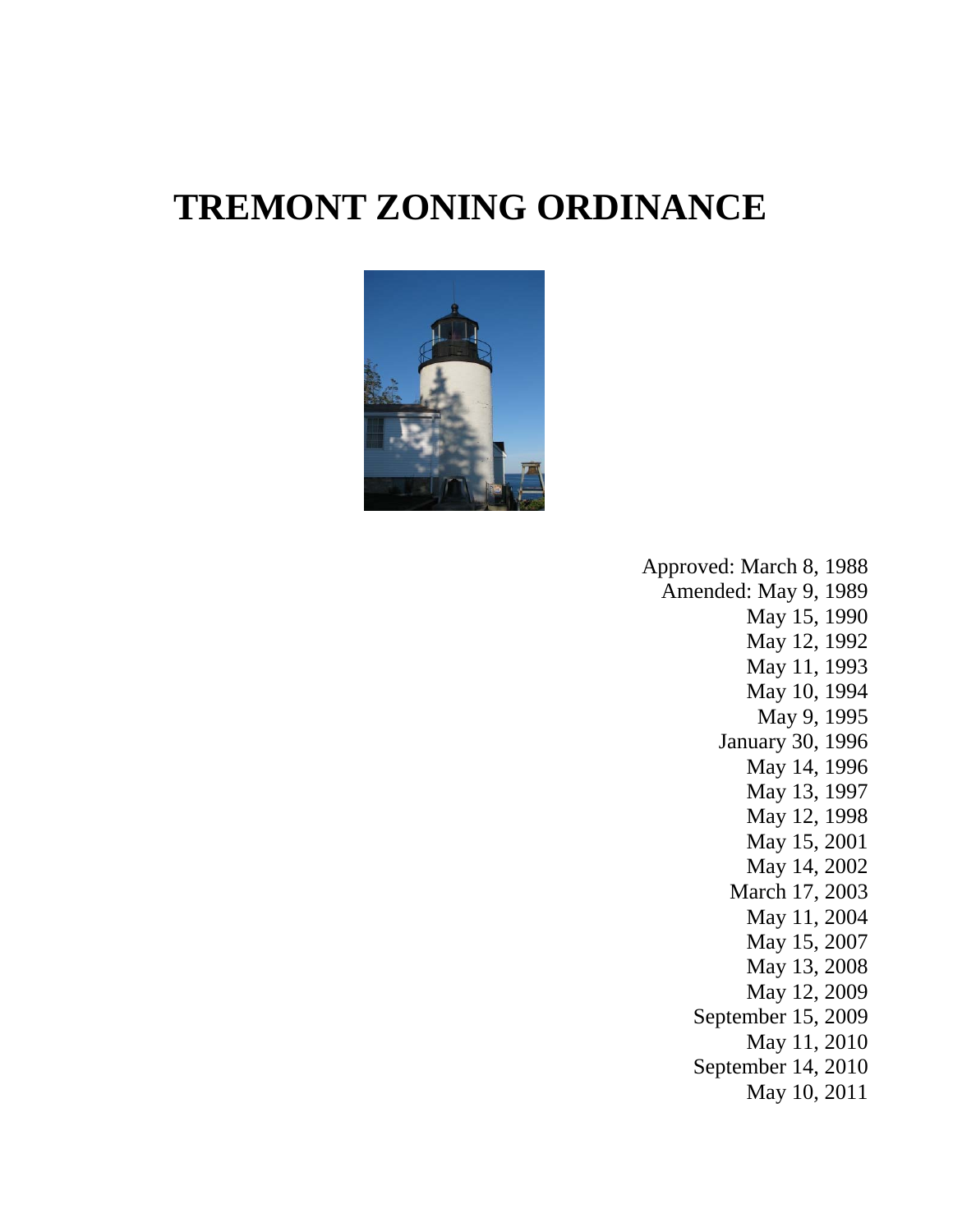# TREMONT ZONING ORDINANCE

Approved: March 8, 1988
Amended: May 9, 1989
May 15, 1990
May 12, 1992
May 11, 1993
May 10, 1994
May 9, 1995
January 30, 1996
May 14, 1996
May 13, 1997
May 12, 1998
May 15, 2001
May 14, 2002
March 17, 2003
May 11, 2004
May 15, 2007
May 13, 2008
May 12, 2009
September 15, 2009
May 11, 2010
September 14, 2010
May 10, 2011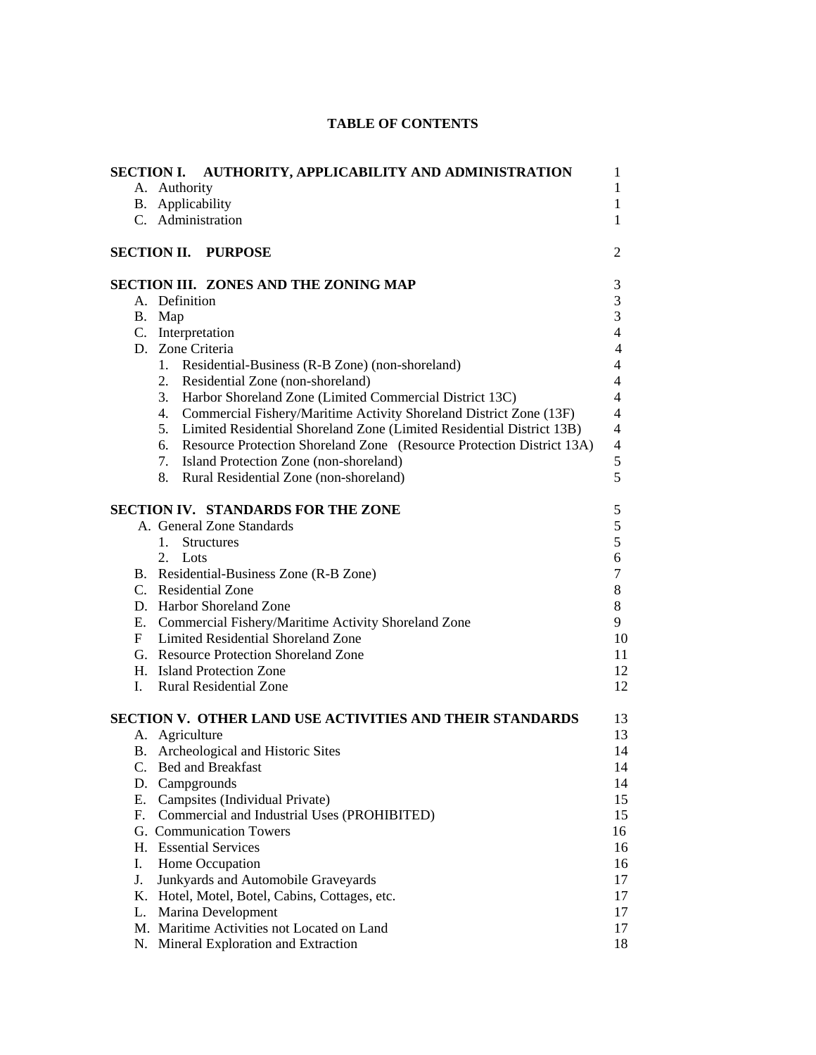# TABLE OF CONTENTS

| | |
|---|---|
| **SECTION I. AUTHORITY, APPLICABILITY AND ADMINISTRATION** | 1 |
| A. Authority | 1 |
| B. Applicability | 1 |
| C. Administration | 1 |
| | |
| **SECTION II. PURPOSE** | 2 |
| | |
| **SECTION III. ZONES AND THE ZONING MAP** | 3 |
| A. Definition | 3 |
| B. Map | 3 |
| C. Interpretation | 4 |
| D. Zone Criteria | 4 |
| 1. Residential-Business (R-B Zone) (non-shoreland) | 4 |
| 2. Residential Zone (non-shoreland) | 4 |
| 3. Harbor Shoreland Zone (Limited Commercial District 13C) | 4 |
| 4. Commercial Fishery/Maritime Activity Shoreland District Zone (13F) | 4 |
| 5. Limited Residential Shoreland Zone (Limited Residential District 13B) | 4 |
| 6. Resource Protection Shoreland Zone (Resource Protection District 13A) | 4 |
| 7. Island Protection Zone (non-shoreland) | 5 |
| 8. Rural Residential Zone (non-shoreland) | 5 |
| | |
| **SECTION IV. STANDARDS FOR THE ZONE** | 5 |
| A. General Zone Standards | 5 |
| 1. Structures | 5 |
| 2. Lots | 6 |
| B. Residential-Business Zone (R-B Zone) | 7 |
| C. Residential Zone | 8 |
| D. Harbor Shoreland Zone | 8 |
| E. Commercial Fishery/Maritime Activity Shoreland Zone | 9 |
| F Limited Residential Shoreland Zone | 10 |
| G. Resource Protection Shoreland Zone | 11 |
| H. Island Protection Zone | 12 |
| I. Rural Residential Zone | 12 |
| | |
| **SECTION V. OTHER LAND USE ACTIVITIES AND THEIR STANDARDS** | 13 |
| A. Agriculture | 13 |
| B. Archeological and Historic Sites | 14 |
| C. Bed and Breakfast | 14 |
| D. Campgrounds | 14 |
| E. Campsites (Individual Private) | 15 |
| F. Commercial and Industrial Uses (PROHIBITED) | 15 |
| G. Communication Towers | 16 |
| H. Essential Services | 16 |
| I. Home Occupation | 16 |
| J. Junkyards and Automobile Graveyards | 17 |
| K. Hotel, Motel, Botel, Cabins, Cottages, etc. | 17 |
| L. Marina Development | 17 |
| M. Maritime Activities not Located on Land | 17 |
| N. Mineral Exploration and Extraction | 18 |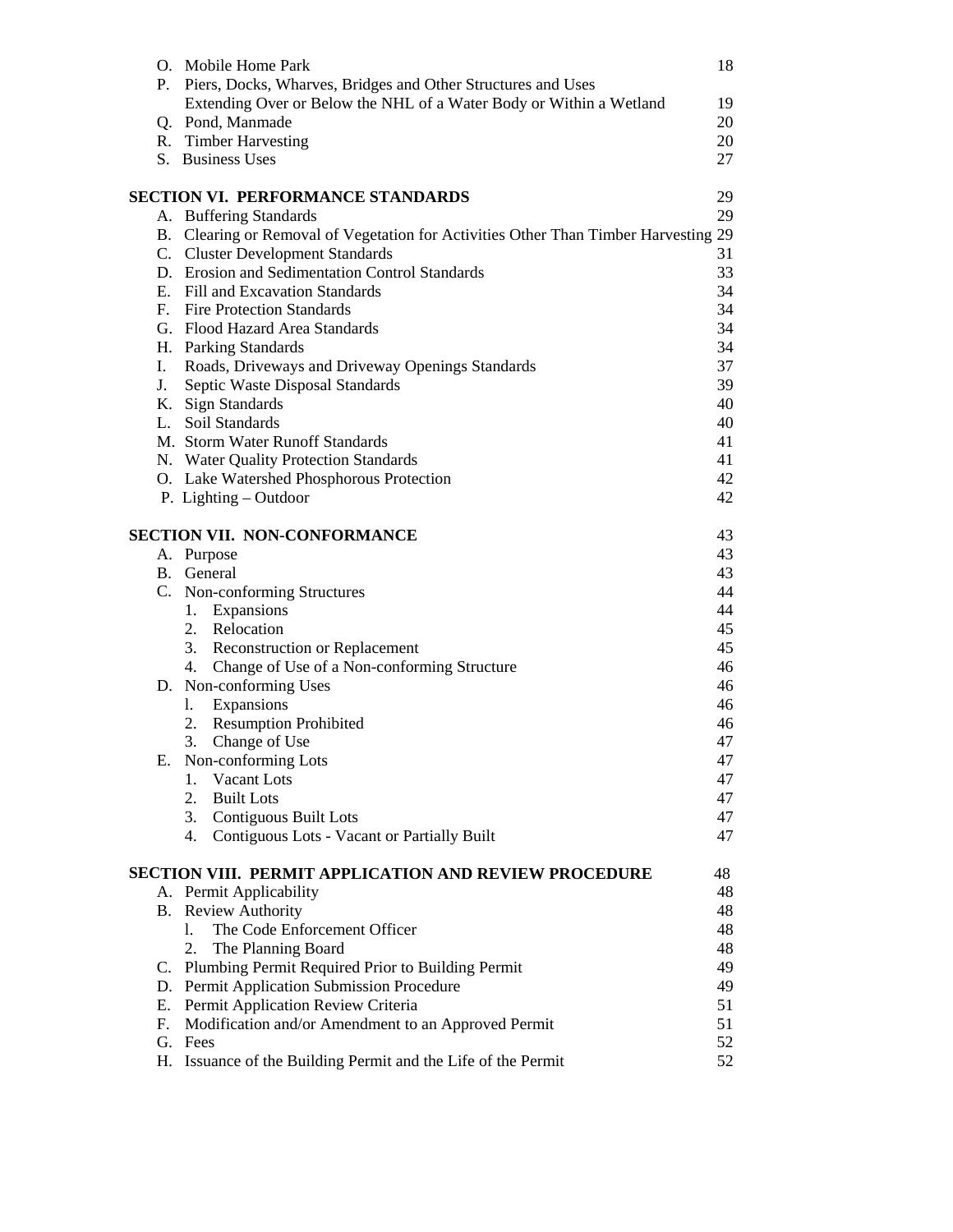O. Mobile Home Park 18
P. Piers, Docks, Wharves, Bridges and Other Structures and Uses Extending Over or Below the NHL of a Water Body or Within a Wetland 19
Q. Pond, Manmade 20
R. Timber Harvesting 20
S. Business Uses 27

**SECTION VI. PERFORMANCE STANDARDS** 29
A. Buffering Standards 29
B. Clearing or Removal of Vegetation for Activities Other Than Timber Harvesting 29
C. Cluster Development Standards 31
D. Erosion and Sedimentation Control Standards 33
E. Fill and Excavation Standards 34
F. Fire Protection Standards 34
G. Flood Hazard Area Standards 34
H. Parking Standards 34
I. Roads, Driveways and Driveway Openings Standards 37
J. Septic Waste Disposal Standards 39
K. Sign Standards 40
L. Soil Standards 40
M. Storm Water Runoff Standards 41
N. Water Quality Protection Standards 41
O. Lake Watershed Phosphorous Protection 42
P. Lighting – Outdoor 42

**SECTION VII. NON-CONFORMANCE** 43
A. Purpose 43
B. General 43
C. Non-conforming Structures 44
1. Expansions 44
2. Relocation 45
3. Reconstruction or Replacement 45
4. Change of Use of a Non-conforming Structure 46
D. Non-conforming Uses 46
l. Expansions 46
2. Resumption Prohibited 46
3. Change of Use 47
E. Non-conforming Lots 47
1. Vacant Lots 47
2. Built Lots 47
3. Contiguous Built Lots 47
4. Contiguous Lots - Vacant or Partially Built 47

**SECTION VIII. PERMIT APPLICATION AND REVIEW PROCEDURE** 48
A. Permit Applicability 48
B. Review Authority 48
l. The Code Enforcement Officer 48
2. The Planning Board 48
C. Plumbing Permit Required Prior to Building Permit 49
D. Permit Application Submission Procedure 49
E. Permit Application Review Criteria 51
F. Modification and/or Amendment to an Approved Permit 51
G. Fees 52
H. Issuance of the Building Permit and the Life of the Permit 52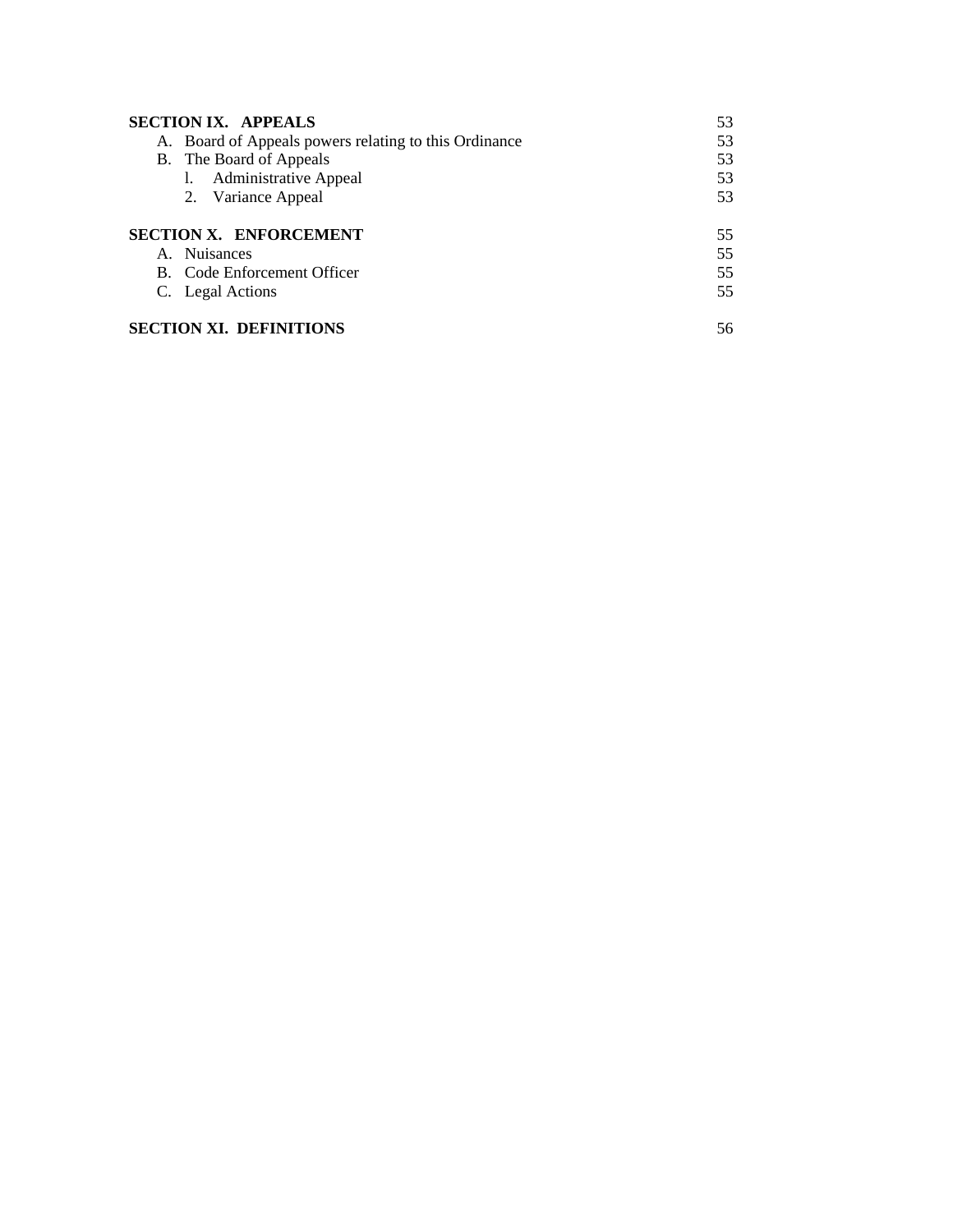| | |
|---|---|
| **SECTION IX. APPEALS** | 53 |
| A. Board of Appeals powers relating to this Ordinance | 53 |
| B. The Board of Appeals | 53 |
| l. Administrative Appeal | 53 |
| 2. Variance Appeal | 53 |
| **SECTION X. ENFORCEMENT** | 55 |
| A. Nuisances | 55 |
| B. Code Enforcement Officer | 55 |
| C. Legal Actions | 55 |
| **SECTION XI. DEFINITIONS** | 56 |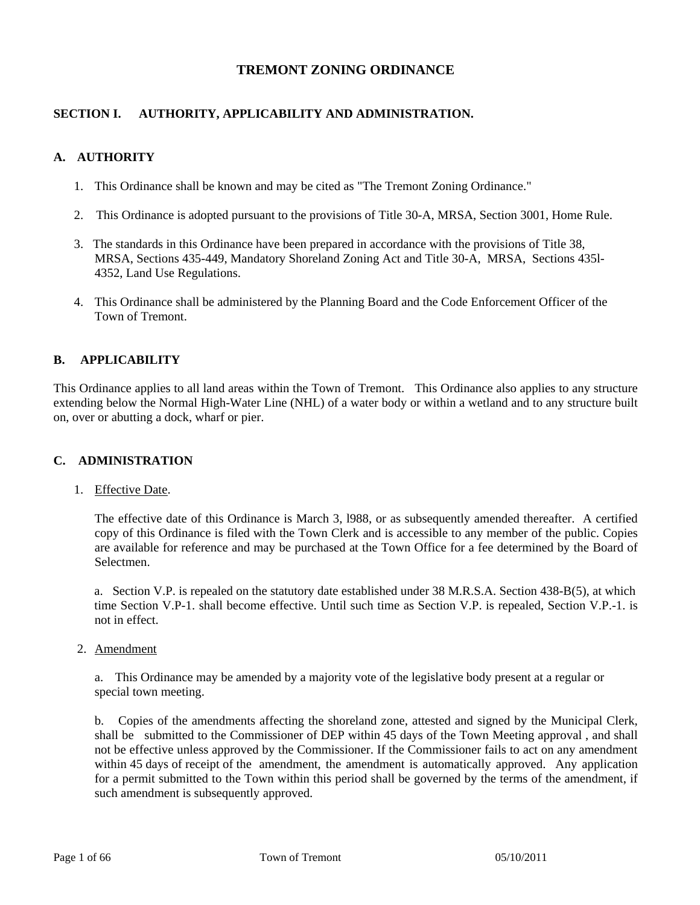# TREMONT ZONING ORDINANCE

## SECTION I. AUTHORITY, APPLICABILITY AND ADMINISTRATION.

### A. AUTHORITY

1. This Ordinance shall be known and may be cited as "The Tremont Zoning Ordinance."

2. This Ordinance is adopted pursuant to the provisions of Title 30-A, MRSA, Section 3001, Home Rule.

3. The standards in this Ordinance have been prepared in accordance with the provisions of Title 38, MRSA, Sections 435-449, Mandatory Shoreland Zoning Act and Title 30-A, MRSA, Sections 435l-4352, Land Use Regulations.

4. This Ordinance shall be administered by the Planning Board and the Code Enforcement Officer of the Town of Tremont.

### B. APPLICABILITY

This Ordinance applies to all land areas within the Town of Tremont. This Ordinance also applies to any structure extending below the Normal High-Water Line (NHL) of a water body or within a wetland and to any structure built on, over or abutting a dock, wharf or pier.

### C. ADMINISTRATION

1. Effective Date.

   The effective date of this Ordinance is March 3, l988, or as subsequently amended thereafter. A certified copy of this Ordinance is filed with the Town Clerk and is accessible to any member of the public. Copies are available for reference and may be purchased at the Town Office for a fee determined by the Board of Selectmen.

   a. Section V.P. is repealed on the statutory date established under 38 M.R.S.A. Section 438-B(5), at which time Section V.P-1. shall become effective. Until such time as Section V.P. is repealed, Section V.P.-1. is not in effect.

2. Amendment

   a. This Ordinance may be amended by a majority vote of the legislative body present at a regular or special town meeting.

   b. Copies of the amendments affecting the shoreland zone, attested and signed by the Municipal Clerk, shall be submitted to the Commissioner of DEP within 45 days of the Town Meeting approval , and shall not be effective unless approved by the Commissioner. If the Commissioner fails to act on any amendment within 45 days of receipt of the amendment, the amendment is automatically approved. Any application for a permit submitted to the Town within this period shall be governed by the terms of the amendment, if such amendment is subsequently approved.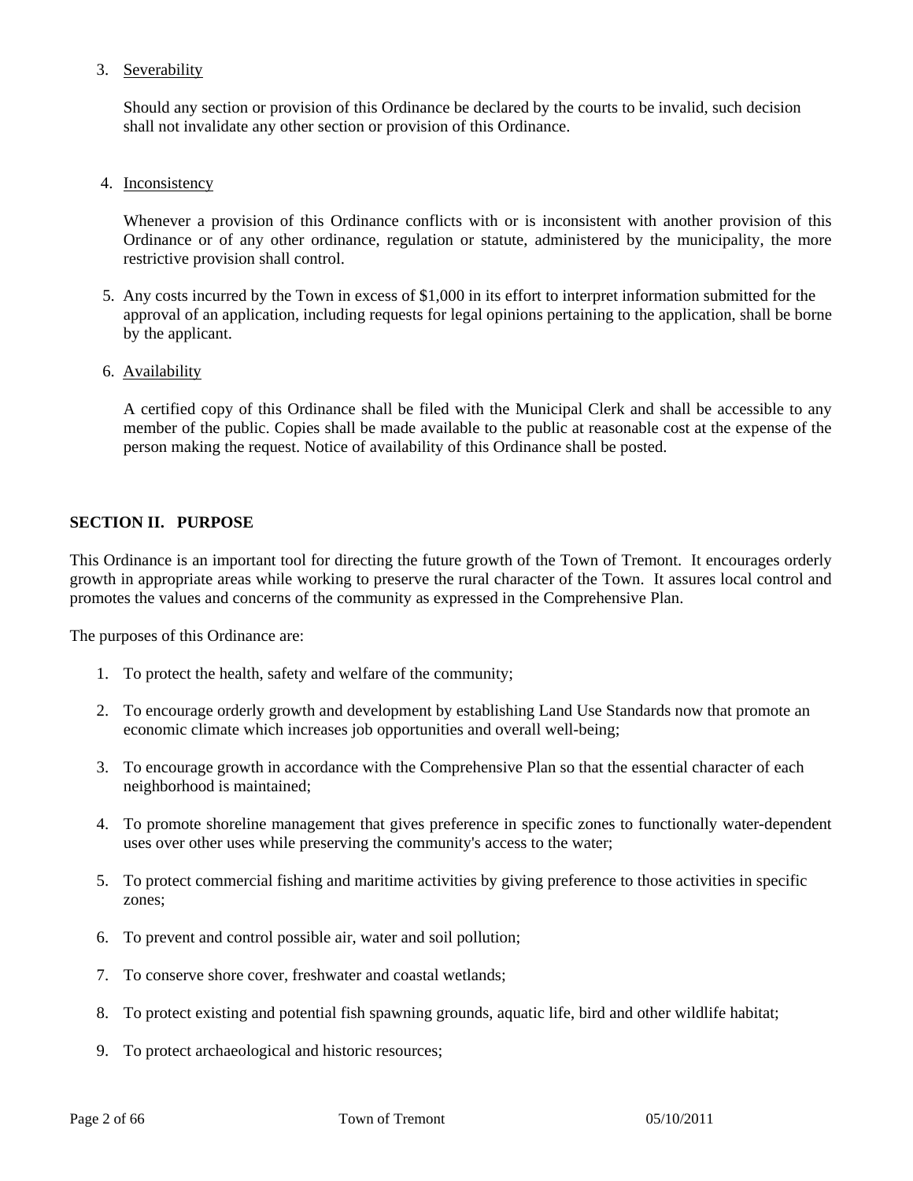3. Severability

   Should any section or provision of this Ordinance be declared by the courts to be invalid, such decision shall not invalidate any other section or provision of this Ordinance.

4. Inconsistency

   Whenever a provision of this Ordinance conflicts with or is inconsistent with another provision of this Ordinance or of any other ordinance, regulation or statute, administered by the municipality, the more restrictive provision shall control.

5. Any costs incurred by the Town in excess of $1,000 in its effort to interpret information submitted for the approval of an application, including requests for legal opinions pertaining to the application, shall be borne by the applicant.

6. Availability

   A certified copy of this Ordinance shall be filed with the Municipal Clerk and shall be accessible to any member of the public. Copies shall be made available to the public at reasonable cost at the expense of the person making the request. Notice of availability of this Ordinance shall be posted.

## SECTION II. PURPOSE

This Ordinance is an important tool for directing the future growth of the Town of Tremont. It encourages orderly growth in appropriate areas while working to preserve the rural character of the Town. It assures local control and promotes the values and concerns of the community as expressed in the Comprehensive Plan.

The purposes of this Ordinance are:

1. To protect the health, safety and welfare of the community;
2. To encourage orderly growth and development by establishing Land Use Standards now that promote an economic climate which increases job opportunities and overall well-being;
3. To encourage growth in accordance with the Comprehensive Plan so that the essential character of each neighborhood is maintained;
4. To promote shoreline management that gives preference in specific zones to functionally water-dependent uses over other uses while preserving the community's access to the water;
5. To protect commercial fishing and maritime activities by giving preference to those activities in specific zones;
6. To prevent and control possible air, water and soil pollution;
7. To conserve shore cover, freshwater and coastal wetlands;
8. To protect existing and potential fish spawning grounds, aquatic life, bird and other wildlife habitat;
9. To protect archaeological and historic resources;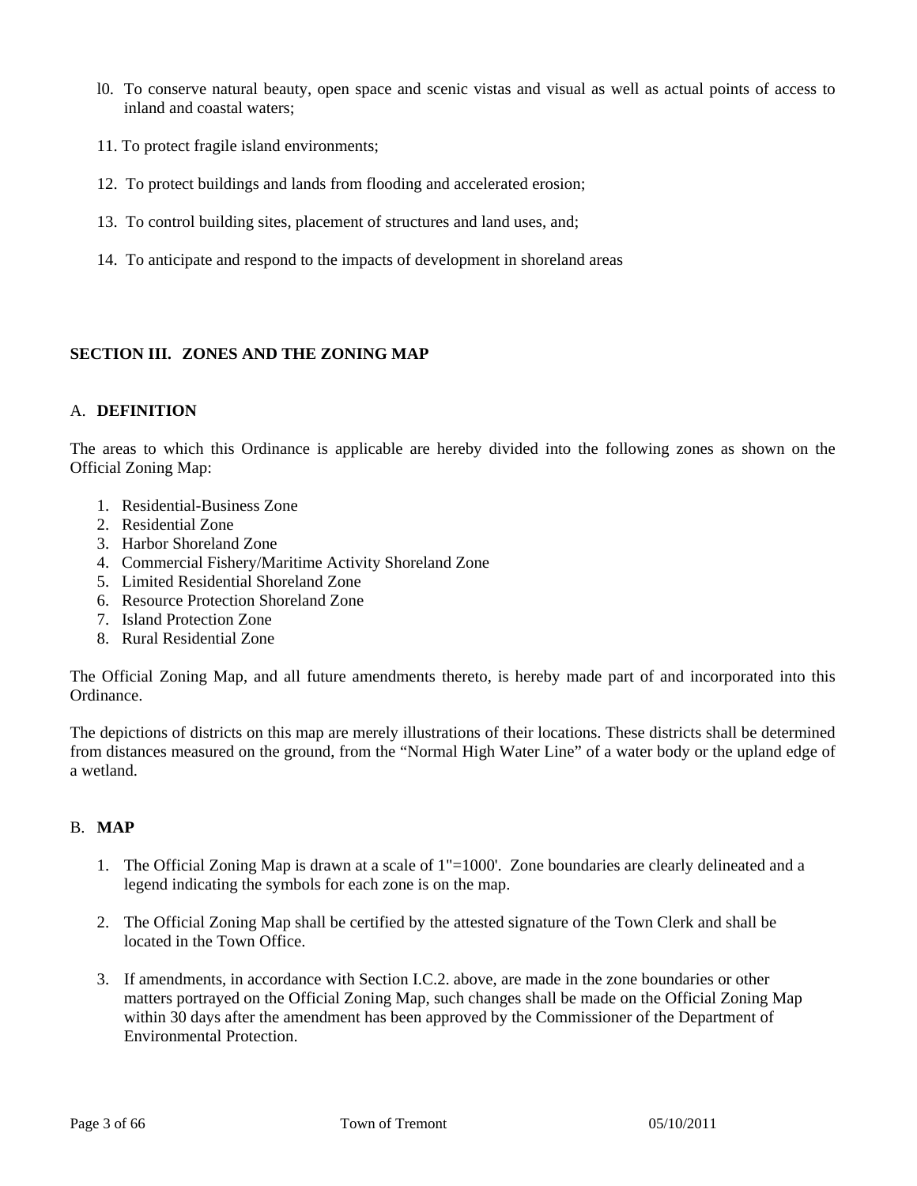l0. To conserve natural beauty, open space and scenic vistas and visual as well as actual points of access to inland and coastal waters;

11. To protect fragile island environments;

12. To protect buildings and lands from flooding and accelerated erosion;

13. To control building sites, placement of structures and land uses, and;

14. To anticipate and respond to the impacts of development in shoreland areas

## SECTION III. ZONES AND THE ZONING MAP

### A. DEFINITION

The areas to which this Ordinance is applicable are hereby divided into the following zones as shown on the Official Zoning Map:

1. Residential-Business Zone
2. Residential Zone
3. Harbor Shoreland Zone
4. Commercial Fishery/Maritime Activity Shoreland Zone
5. Limited Residential Shoreland Zone
6. Resource Protection Shoreland Zone
7. Island Protection Zone
8. Rural Residential Zone

The Official Zoning Map, and all future amendments thereto, is hereby made part of and incorporated into this Ordinance.

The depictions of districts on this map are merely illustrations of their locations. These districts shall be determined from distances measured on the ground, from the "Normal High Water Line" of a water body or the upland edge of a wetland.

### B. MAP

1. The Official Zoning Map is drawn at a scale of 1"=1000'. Zone boundaries are clearly delineated and a legend indicating the symbols for each zone is on the map.

2. The Official Zoning Map shall be certified by the attested signature of the Town Clerk and shall be located in the Town Office.

3. If amendments, in accordance with Section I.C.2. above, are made in the zone boundaries or other matters portrayed on the Official Zoning Map, such changes shall be made on the Official Zoning Map within 30 days after the amendment has been approved by the Commissioner of the Department of Environmental Protection.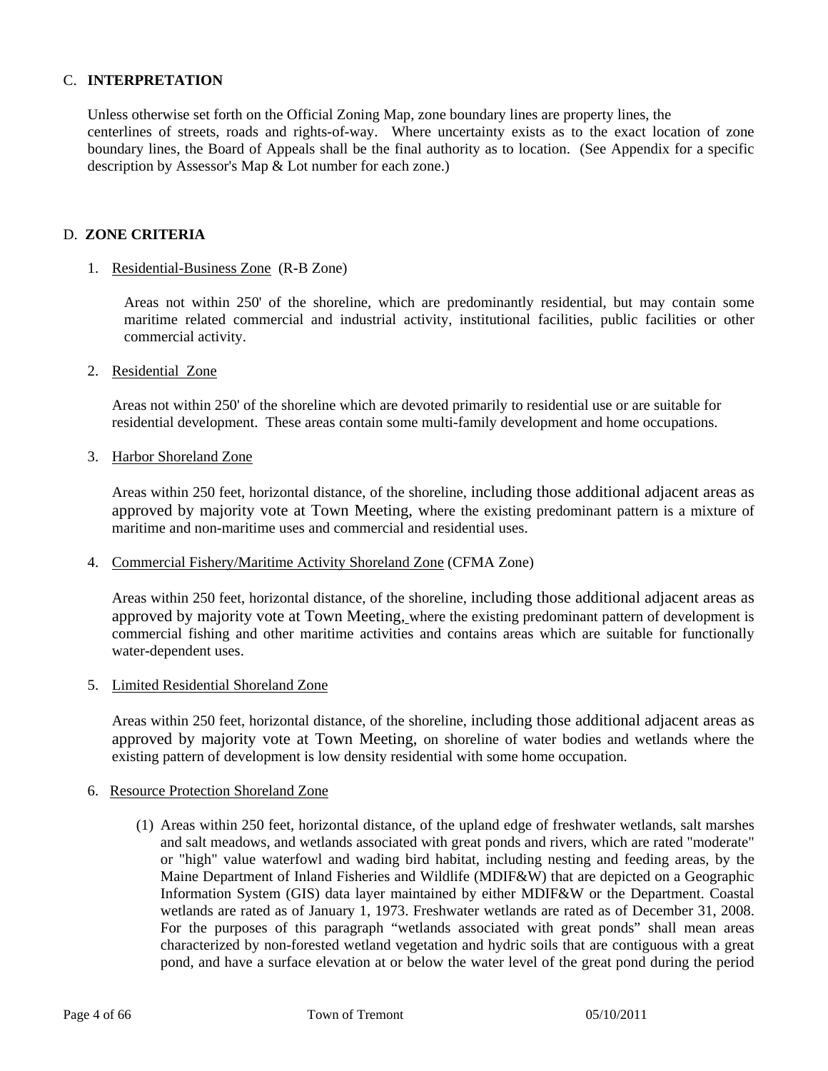## C. INTERPRETATION

Unless otherwise set forth on the Official Zoning Map, zone boundary lines are property lines, the centerlines of streets, roads and rights-of-way. Where uncertainty exists as to the exact location of zone boundary lines, the Board of Appeals shall be the final authority as to location. (See Appendix for a specific description by Assessor's Map & Lot number for each zone.)

## D. ZONE CRITERIA

1. Residential-Business Zone (R-B Zone)

   Areas not within 250' of the shoreline, which are predominantly residential, but may contain some maritime related commercial and industrial activity, institutional facilities, public facilities or other commercial activity.

2. Residential Zone

   Areas not within 250' of the shoreline which are devoted primarily to residential use or are suitable for residential development. These areas contain some multi-family development and home occupations.

3. Harbor Shoreland Zone

   Areas within 250 feet, horizontal distance, of the shoreline, including those additional adjacent areas as approved by majority vote at Town Meeting, where the existing predominant pattern is a mixture of maritime and non-maritime uses and commercial and residential uses.

4. Commercial Fishery/Maritime Activity Shoreland Zone (CFMA Zone)

   Areas within 250 feet, horizontal distance, of the shoreline, including those additional adjacent areas as approved by majority vote at Town Meeting, where the existing predominant pattern of development is commercial fishing and other maritime activities and contains areas which are suitable for functionally water-dependent uses.

5. Limited Residential Shoreland Zone

   Areas within 250 feet, horizontal distance, of the shoreline, including those additional adjacent areas as approved by majority vote at Town Meeting, on shoreline of water bodies and wetlands where the existing pattern of development is low density residential with some home occupation.

6. Resource Protection Shoreland Zone

   (1) Areas within 250 feet, horizontal distance, of the upland edge of freshwater wetlands, salt marshes and salt meadows, and wetlands associated with great ponds and rivers, which are rated "moderate" or "high" value waterfowl and wading bird habitat, including nesting and feeding areas, by the Maine Department of Inland Fisheries and Wildlife (MDIF&W) that are depicted on a Geographic Information System (GIS) data layer maintained by either MDIF&W or the Department. Coastal wetlands are rated as of January 1, 1973. Freshwater wetlands are rated as of December 31, 2008. For the purposes of this paragraph "wetlands associated with great ponds" shall mean areas characterized by non-forested wetland vegetation and hydric soils that are contiguous with a great pond, and have a surface elevation at or below the water level of the great pond during the period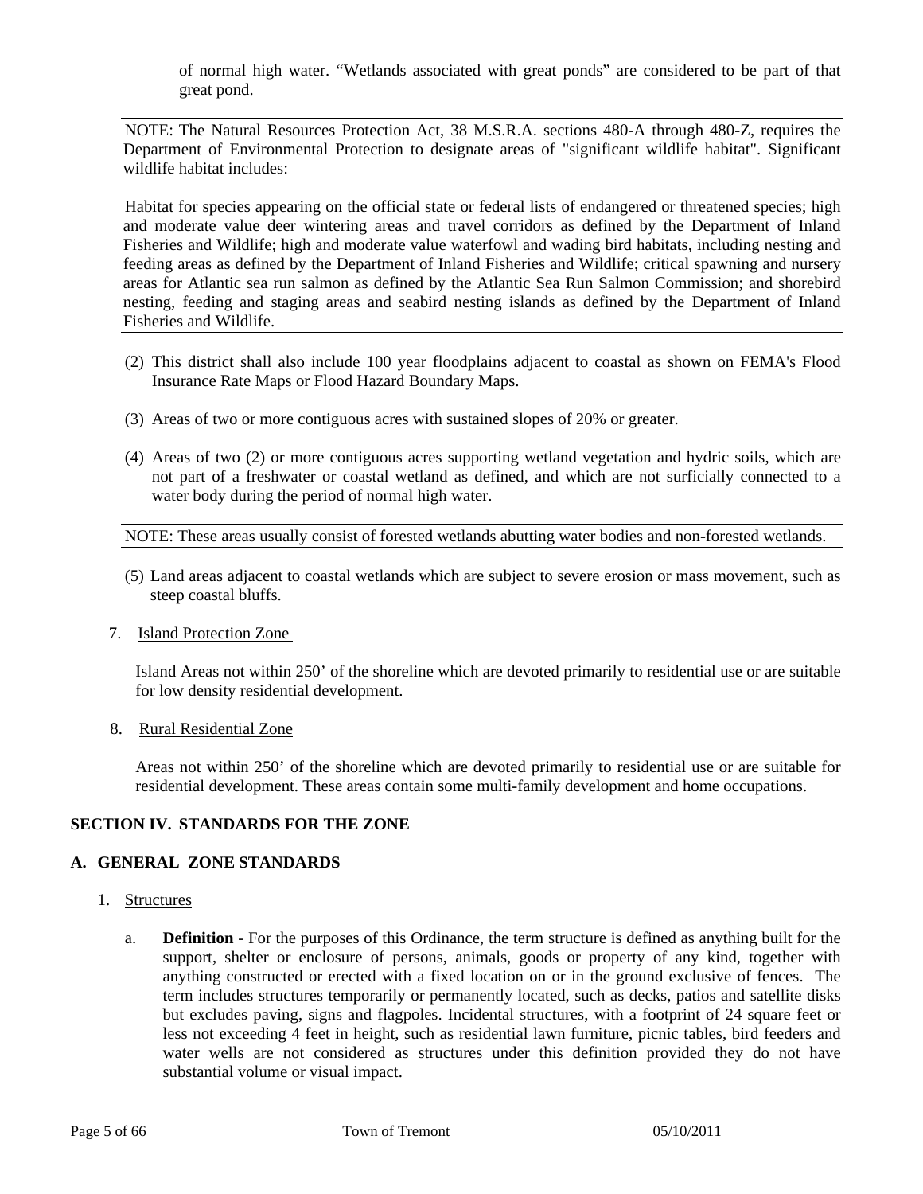of normal high water. "Wetlands associated with great ponds" are considered to be part of that great pond.

---

NOTE: The Natural Resources Protection Act, 38 M.S.R.A. sections 480-A through 480-Z, requires the Department of Environmental Protection to designate areas of "significant wildlife habitat". Significant wildlife habitat includes:

Habitat for species appearing on the official state or federal lists of endangered or threatened species; high and moderate value deer wintering areas and travel corridors as defined by the Department of Inland Fisheries and Wildlife; high and moderate value waterfowl and wading bird habitats, including nesting and feeding areas as defined by the Department of Inland Fisheries and Wildlife; critical spawning and nursery areas for Atlantic sea run salmon as defined by the Atlantic Sea Run Salmon Commission; and shorebird nesting, feeding and staging areas and seabird nesting islands as defined by the Department of Inland Fisheries and Wildlife.

---

(2) This district shall also include 100 year floodplains adjacent to coastal as shown on FEMA's Flood Insurance Rate Maps or Flood Hazard Boundary Maps.

(3) Areas of two or more contiguous acres with sustained slopes of 20% or greater.

(4) Areas of two (2) or more contiguous acres supporting wetland vegetation and hydric soils, which are not part of a freshwater or coastal wetland as defined, and which are not surficially connected to a water body during the period of normal high water.

---

NOTE: These areas usually consist of forested wetlands abutting water bodies and non-forested wetlands.

---

(5) Land areas adjacent to coastal wetlands which are subject to severe erosion or mass movement, such as steep coastal bluffs.

7. Island Protection Zone

Island Areas not within 250' of the shoreline which are devoted primarily to residential use or are suitable for low density residential development.

8. Rural Residential Zone

Areas not within 250' of the shoreline which are devoted primarily to residential use or are suitable for residential development. These areas contain some multi-family development and home occupations.

## SECTION IV. STANDARDS FOR THE ZONE

### A. GENERAL ZONE STANDARDS

1. Structures

a. **Definition** - For the purposes of this Ordinance, the term structure is defined as anything built for the support, shelter or enclosure of persons, animals, goods or property of any kind, together with anything constructed or erected with a fixed location on or in the ground exclusive of fences. The term includes structures temporarily or permanently located, such as decks, patios and satellite disks but excludes paving, signs and flagpoles. Incidental structures, with a footprint of 24 square feet or less not exceeding 4 feet in height, such as residential lawn furniture, picnic tables, bird feeders and water wells are not considered as structures under this definition provided they do not have substantial volume or visual impact.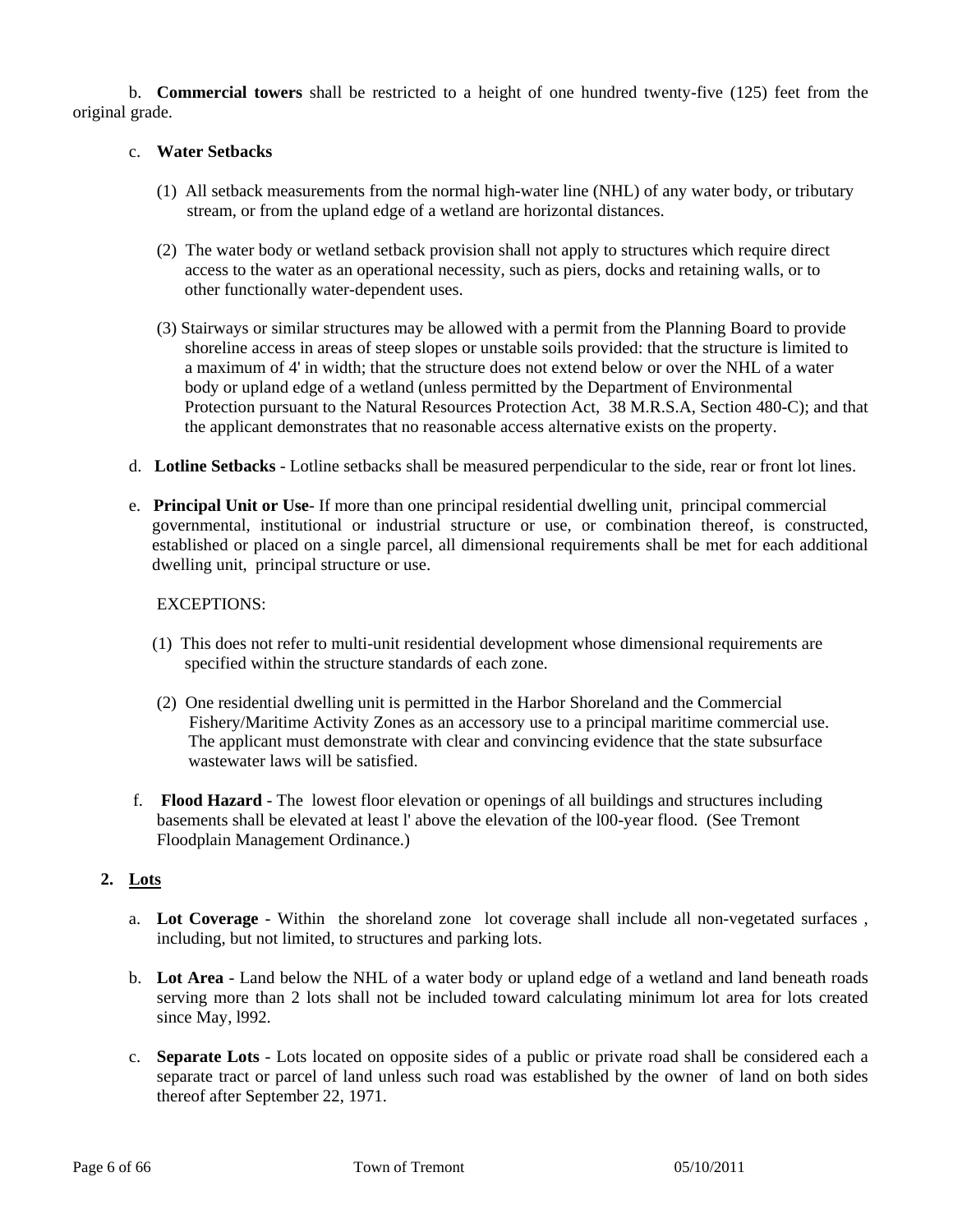b. **Commercial towers** shall be restricted to a height of one hundred twenty-five (125) feet from the original grade.

c. **Water Setbacks**

(1) All setback measurements from the normal high-water line (NHL) of any water body, or tributary stream, or from the upland edge of a wetland are horizontal distances.

(2) The water body or wetland setback provision shall not apply to structures which require direct access to the water as an operational necessity, such as piers, docks and retaining walls, or to other functionally water-dependent uses.

(3) Stairways or similar structures may be allowed with a permit from the Planning Board to provide shoreline access in areas of steep slopes or unstable soils provided: that the structure is limited to a maximum of 4' in width; that the structure does not extend below or over the NHL of a water body or upland edge of a wetland (unless permitted by the Department of Environmental Protection pursuant to the Natural Resources Protection Act, 38 M.R.S.A, Section 480-C); and that the applicant demonstrates that no reasonable access alternative exists on the property.

d. **Lotline Setbacks** - Lotline setbacks shall be measured perpendicular to the side, rear or front lot lines.

e. **Principal Unit or Use**- If more than one principal residential dwelling unit, principal commercial governmental, institutional or industrial structure or use, or combination thereof, is constructed, established or placed on a single parcel, all dimensional requirements shall be met for each additional dwelling unit, principal structure or use.

EXCEPTIONS:

(1) This does not refer to multi-unit residential development whose dimensional requirements are specified within the structure standards of each zone.

(2) One residential dwelling unit is permitted in the Harbor Shoreland and the Commercial Fishery/Maritime Activity Zones as an accessory use to a principal maritime commercial use. The applicant must demonstrate with clear and convincing evidence that the state subsurface wastewater laws will be satisfied.

f. **Flood Hazard** - The lowest floor elevation or openings of all buildings and structures including basements shall be elevated at least l' above the elevation of the l00-year flood. (See Tremont Floodplain Management Ordinance.)

**2. Lots**

a. **Lot Coverage** - Within the shoreland zone lot coverage shall include all non-vegetated surfaces , including, but not limited, to structures and parking lots.

b. **Lot Area** - Land below the NHL of a water body or upland edge of a wetland and land beneath roads serving more than 2 lots shall not be included toward calculating minimum lot area for lots created since May, l992.

c. **Separate Lots** - Lots located on opposite sides of a public or private road shall be considered each a separate tract or parcel of land unless such road was established by the owner of land on both sides thereof after September 22, 1971.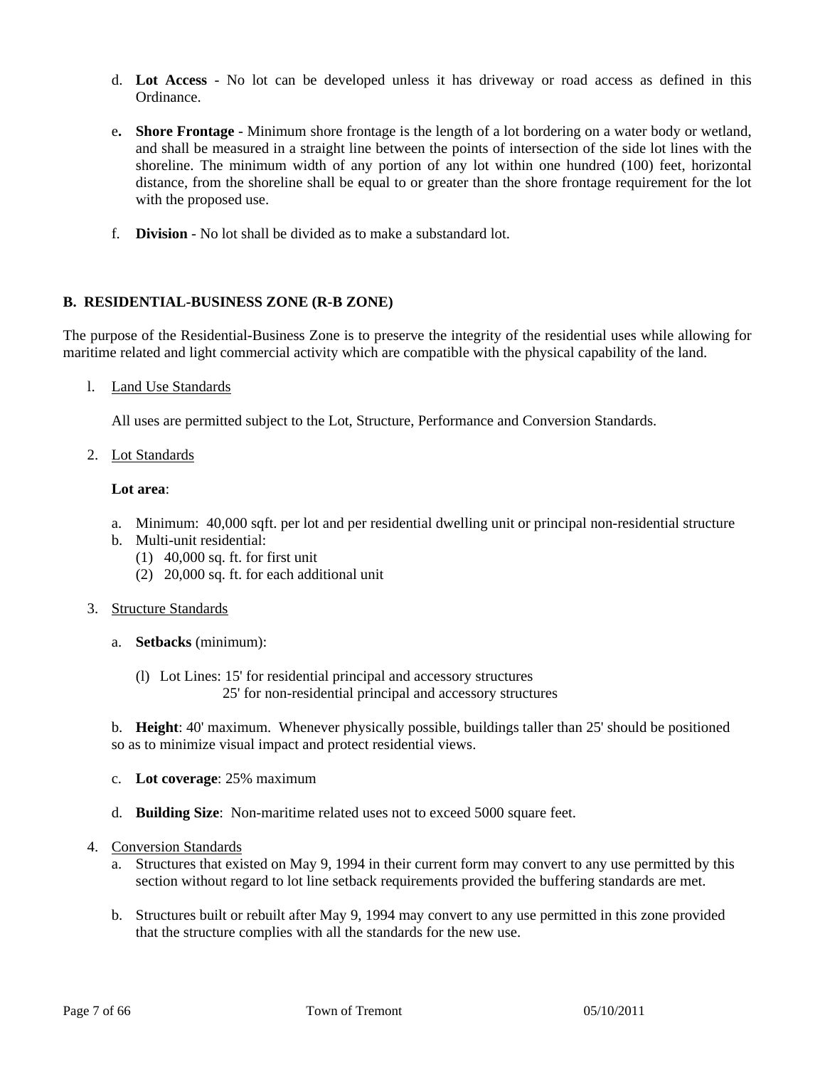d. **Lot Access** - No lot can be developed unless it has driveway or road access as defined in this Ordinance.

e**. Shore Frontage** - Minimum shore frontage is the length of a lot bordering on a water body or wetland, and shall be measured in a straight line between the points of intersection of the side lot lines with the shoreline. The minimum width of any portion of any lot within one hundred (100) feet, horizontal distance, from the shoreline shall be equal to or greater than the shore frontage requirement for the lot with the proposed use.

f. **Division** - No lot shall be divided as to make a substandard lot.

## B. RESIDENTIAL-BUSINESS ZONE (R-B ZONE)

The purpose of the Residential-Business Zone is to preserve the integrity of the residential uses while allowing for maritime related and light commercial activity which are compatible with the physical capability of the land.

l. Land Use Standards

All uses are permitted subject to the Lot, Structure, Performance and Conversion Standards.

2. Lot Standards

**Lot area**:

a. Minimum: 40,000 sqft. per lot and per residential dwelling unit or principal non-residential structure
b. Multi-unit residential:
   (1) 40,000 sq. ft. for first unit
   (2) 20,000 sq. ft. for each additional unit

3. Structure Standards

a. **Setbacks** (minimum):

(l) Lot Lines: 15' for residential principal and accessory structures
25' for non-residential principal and accessory structures

b. **Height**: 40' maximum. Whenever physically possible, buildings taller than 25' should be positioned so as to minimize visual impact and protect residential views.

c. **Lot coverage**: 25% maximum

d. **Building Size**: Non-maritime related uses not to exceed 5000 square feet.

4. Conversion Standards

a. Structures that existed on May 9, 1994 in their current form may convert to any use permitted by this section without regard to lot line setback requirements provided the buffering standards are met.

b. Structures built or rebuilt after May 9, 1994 may convert to any use permitted in this zone provided that the structure complies with all the standards for the new use.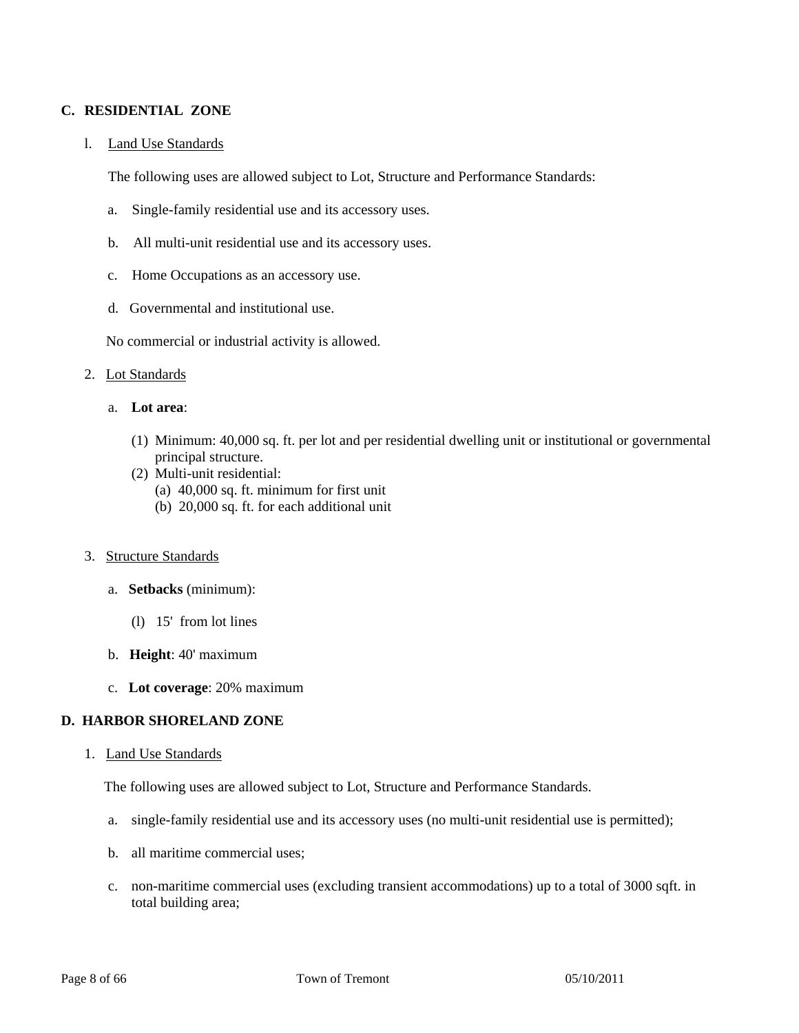## C. RESIDENTIAL ZONE

l. Land Use Standards

The following uses are allowed subject to Lot, Structure and Performance Standards:

a. Single-family residential use and its accessory uses.

b. All multi-unit residential use and its accessory uses.

c. Home Occupations as an accessory use.

d. Governmental and institutional use.

No commercial or industrial activity is allowed.

2. Lot Standards

a. **Lot area**:

(1) Minimum: 40,000 sq. ft. per lot and per residential dwelling unit or institutional or governmental principal structure.

(2) Multi-unit residential:
   (a) 40,000 sq. ft. minimum for first unit
   (b) 20,000 sq. ft. for each additional unit

3. Structure Standards

a. **Setbacks** (minimum):

(l) 15' from lot lines

b. **Height**: 40' maximum

c. **Lot coverage**: 20% maximum

## D. HARBOR SHORELAND ZONE

1. Land Use Standards

The following uses are allowed subject to Lot, Structure and Performance Standards.

a. single-family residential use and its accessory uses (no multi-unit residential use is permitted);

b. all maritime commercial uses;

c. non-maritime commercial uses (excluding transient accommodations) up to a total of 3000 sqft. in total building area;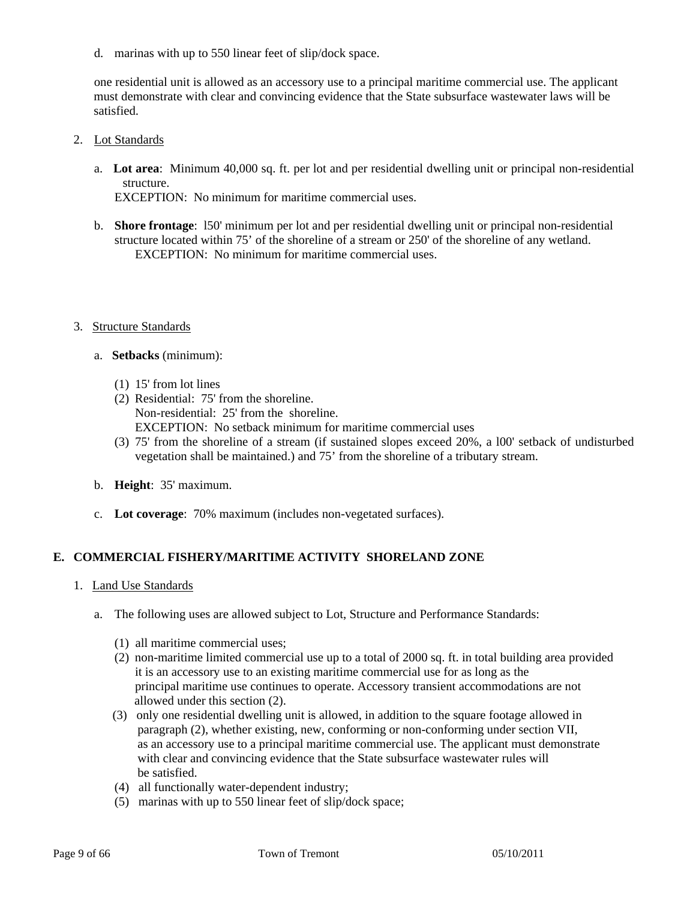d. marinas with up to 550 linear feet of slip/dock space.

one residential unit is allowed as an accessory use to a principal maritime commercial use. The applicant must demonstrate with clear and convincing evidence that the State subsurface wastewater laws will be satisfied.

2. Lot Standards

   a. **Lot area**: Minimum 40,000 sq. ft. per lot and per residential dwelling unit or principal non-residential structure.
   EXCEPTION: No minimum for maritime commercial uses.

   b. **Shore frontage**: l50' minimum per lot and per residential dwelling unit or principal non-residential structure located within 75' of the shoreline of a stream or 250' of the shoreline of any wetland.
   EXCEPTION: No minimum for maritime commercial uses.

3. Structure Standards

   a. **Setbacks** (minimum):

      (1) 15' from lot lines
      (2) Residential: 75' from the shoreline.
      Non-residential: 25' from the shoreline.
      EXCEPTION: No setback minimum for maritime commercial uses
      (3) 75' from the shoreline of a stream (if sustained slopes exceed 20%, a l00' setback of undisturbed vegetation shall be maintained.) and 75' from the shoreline of a tributary stream.

   b. **Height**: 35' maximum.

   c. **Lot coverage**: 70% maximum (includes non-vegetated surfaces).

## E. COMMERCIAL FISHERY/MARITIME ACTIVITY SHORELAND ZONE

1. Land Use Standards

   a. The following uses are allowed subject to Lot, Structure and Performance Standards:

      (1) all maritime commercial uses;
      (2) non-maritime limited commercial use up to a total of 2000 sq. ft. in total building area provided it is an accessory use to an existing maritime commercial use for as long as the principal maritime use continues to operate. Accessory transient accommodations are not allowed under this section (2).
      (3) only one residential dwelling unit is allowed, in addition to the square footage allowed in paragraph (2), whether existing, new, conforming or non-conforming under section VII, as an accessory use to a principal maritime commercial use. The applicant must demonstrate with clear and convincing evidence that the State subsurface wastewater rules will be satisfied.
      (4) all functionally water-dependent industry;
      (5) marinas with up to 550 linear feet of slip/dock space;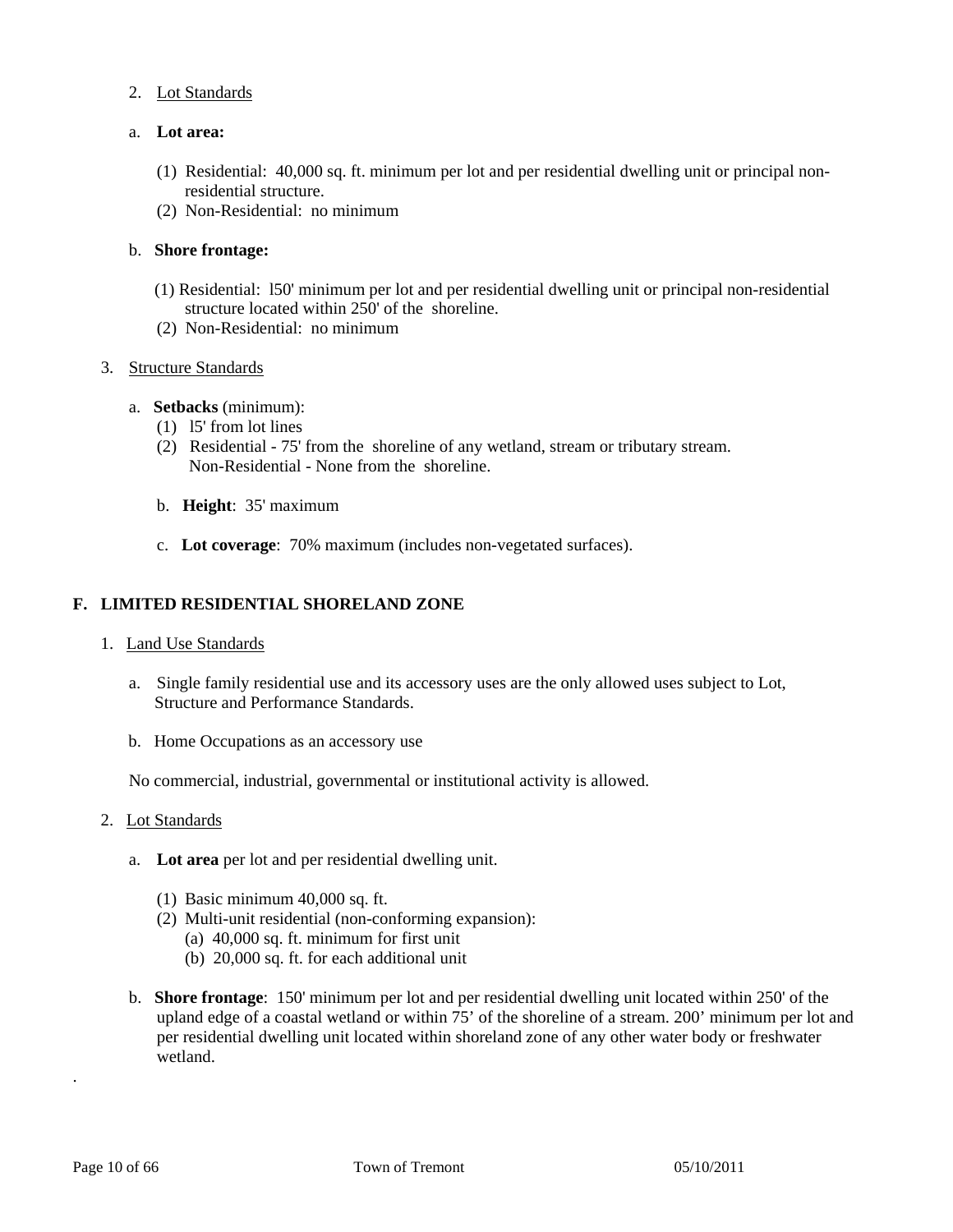2. Lot Standards

a. **Lot area:**

(1) Residential: 40,000 sq. ft. minimum per lot and per residential dwelling unit or principal non-residential structure.
(2) Non-Residential: no minimum

b. **Shore frontage:**

(1) Residential: l50' minimum per lot and per residential dwelling unit or principal non-residential structure located within 250' of the shoreline.
(2) Non-Residential: no minimum

3. Structure Standards

a. **Setbacks** (minimum):
(1) l5' from lot lines
(2) Residential - 75' from the shoreline of any wetland, stream or tributary stream. Non-Residential - None from the shoreline.

b. **Height**: 35' maximum

c. **Lot coverage**: 70% maximum (includes non-vegetated surfaces).

## F. LIMITED RESIDENTIAL SHORELAND ZONE

1. Land Use Standards

a. Single family residential use and its accessory uses are the only allowed uses subject to Lot, Structure and Performance Standards.

b. Home Occupations as an accessory use

No commercial, industrial, governmental or institutional activity is allowed.

2. Lot Standards

a. **Lot area** per lot and per residential dwelling unit.

(1) Basic minimum 40,000 sq. ft.
(2) Multi-unit residential (non-conforming expansion):
(a) 40,000 sq. ft. minimum for first unit
(b) 20,000 sq. ft. for each additional unit

b. **Shore frontage**: 150' minimum per lot and per residential dwelling unit located within 250' of the upland edge of a coastal wetland or within 75' of the shoreline of a stream. 200' minimum per lot and per residential dwelling unit located within shoreland zone of any other water body or freshwater wetland.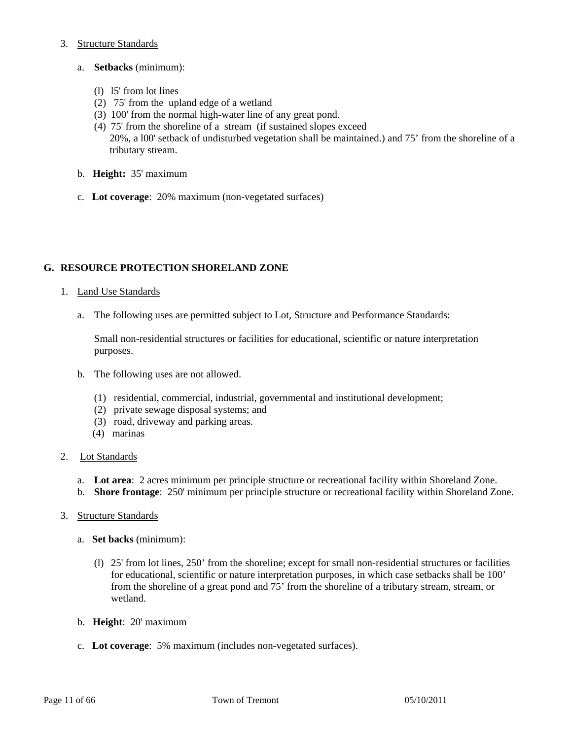3. Structure Standards

   a. **Setbacks** (minimum):

      (l) l5' from lot lines
      (2) 75' from the upland edge of a wetland
      (3) 100' from the normal high-water line of any great pond.
      (4) 75' from the shoreline of a stream (if sustained slopes exceed 20%, a l00' setback of undisturbed vegetation shall be maintained.) and 75' from the shoreline of a tributary stream.

   b. **Height:** 35' maximum

   c. **Lot coverage**: 20% maximum (non-vegetated surfaces)

## G. RESOURCE PROTECTION SHORELAND ZONE

1. Land Use Standards

   a. The following uses are permitted subject to Lot, Structure and Performance Standards:

      Small non-residential structures or facilities for educational, scientific or nature interpretation purposes.

   b. The following uses are not allowed.

      (1) residential, commercial, industrial, governmental and institutional development;
      (2) private sewage disposal systems; and
      (3) road, driveway and parking areas.
      (4) marinas

2. Lot Standards

   a. **Lot area**: 2 acres minimum per principle structure or recreational facility within Shoreland Zone.
   b. **Shore frontage**: 250' minimum per principle structure or recreational facility within Shoreland Zone.

3. Structure Standards

   a. **Set backs** (minimum):

      (l) 25' from lot lines, 250' from the shoreline; except for small non-residential structures or facilities for educational, scientific or nature interpretation purposes, in which case setbacks shall be 100' from the shoreline of a great pond and 75' from the shoreline of a tributary stream, stream, or wetland.

   b. **Height**: 20' maximum

   c. **Lot coverage**: 5% maximum (includes non-vegetated surfaces).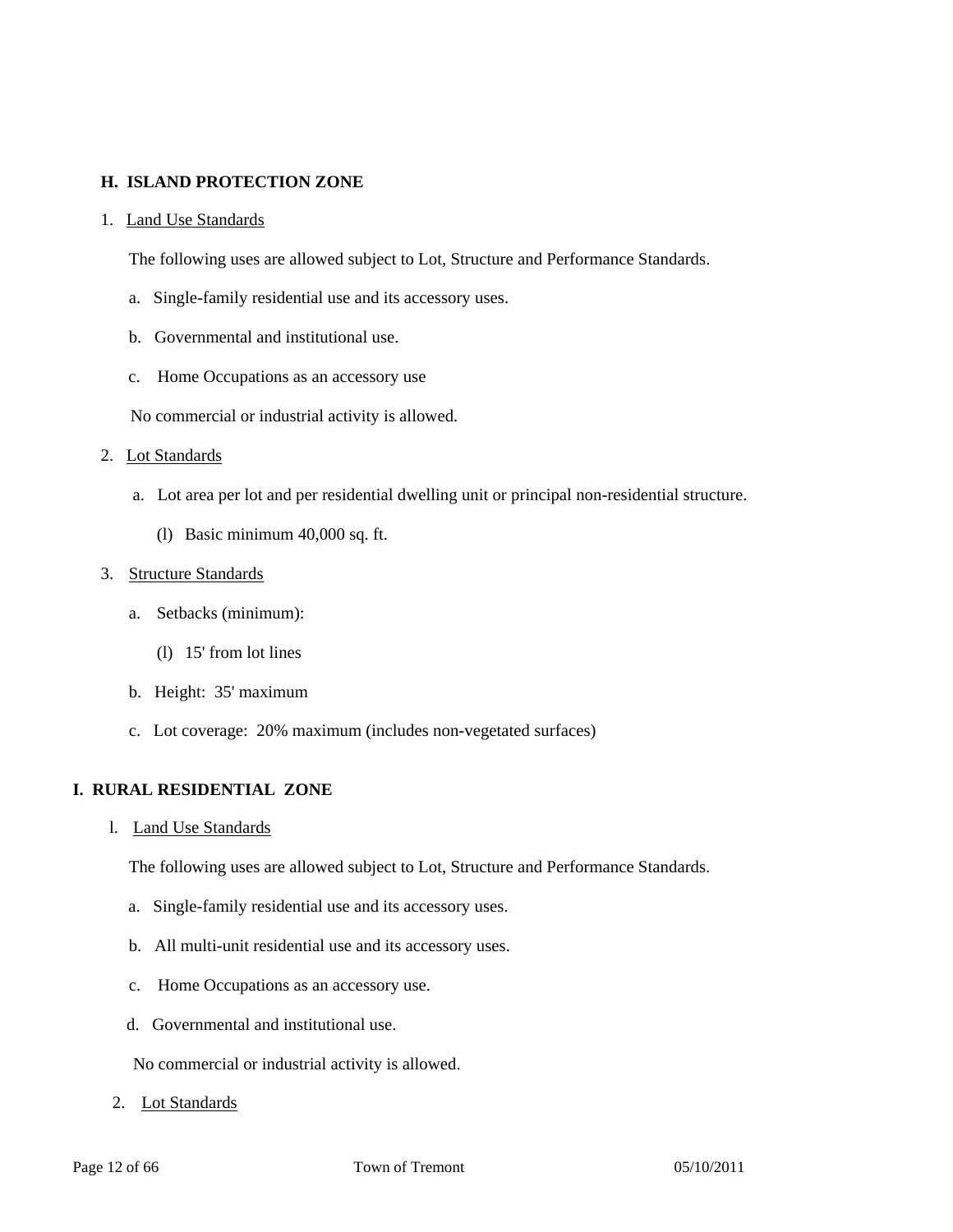## H. ISLAND PROTECTION ZONE

1. Land Use Standards

   The following uses are allowed subject to Lot, Structure and Performance Standards.

   a. Single-family residential use and its accessory uses.

   b. Governmental and institutional use.

   c. Home Occupations as an accessory use

   No commercial or industrial activity is allowed.

2. Lot Standards

   a. Lot area per lot and per residential dwelling unit or principal non-residential structure.

      (l) Basic minimum 40,000 sq. ft.

3. Structure Standards

   a. Setbacks (minimum):

      (l) 15' from lot lines

   b. Height: 35' maximum

   c. Lot coverage: 20% maximum (includes non-vegetated surfaces)

## I. RURAL RESIDENTIAL ZONE

l. Land Use Standards

   The following uses are allowed subject to Lot, Structure and Performance Standards.

   a. Single-family residential use and its accessory uses.

   b. All multi-unit residential use and its accessory uses.

   c. Home Occupations as an accessory use.

   d. Governmental and institutional use.

   No commercial or industrial activity is allowed.

2. Lot Standards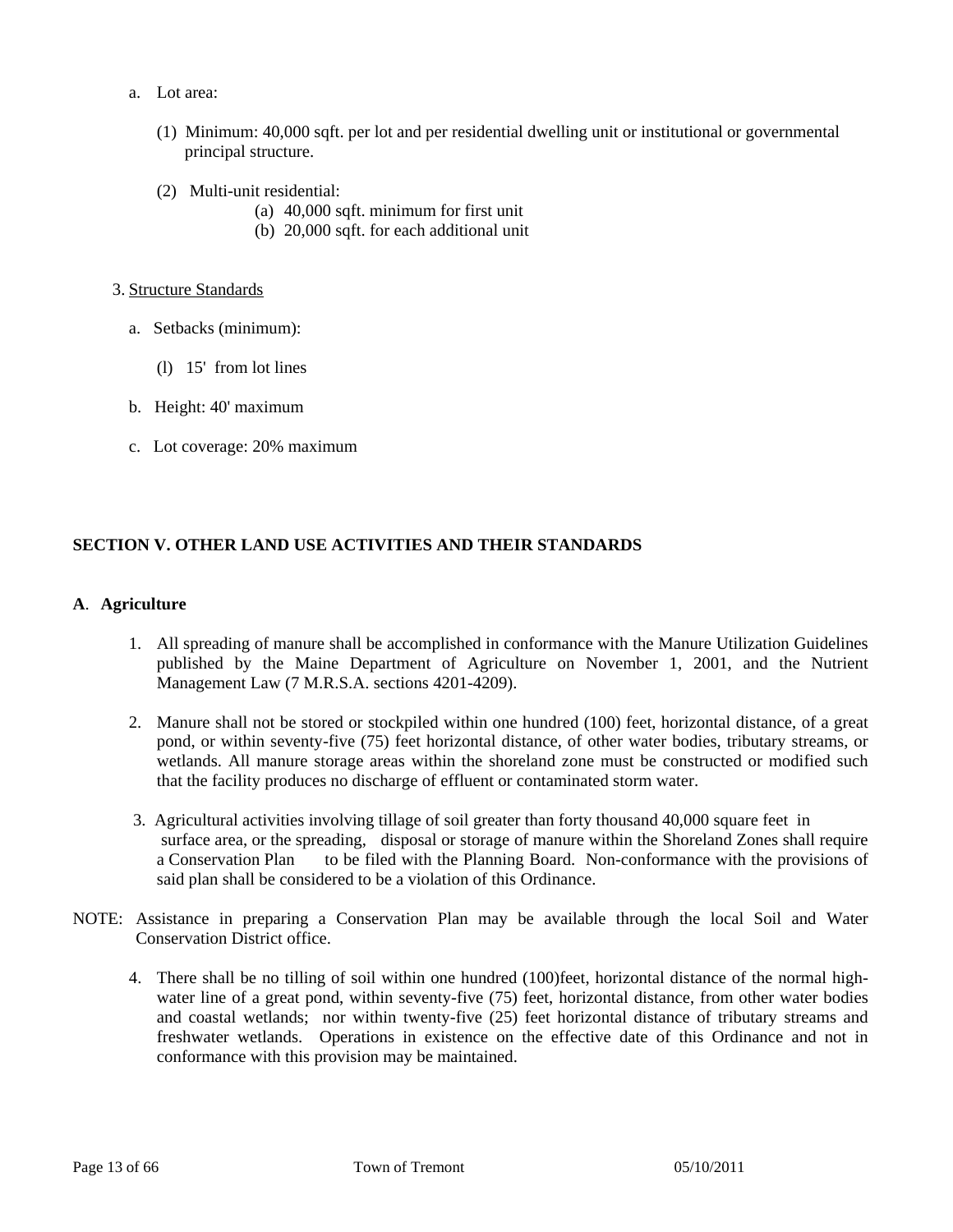a. Lot area:

   (1) Minimum: 40,000 sqft. per lot and per residential dwelling unit or institutional or governmental principal structure.

   (2) Multi-unit residential:
      (a) 40,000 sqft. minimum for first unit
      (b) 20,000 sqft. for each additional unit

3. Structure Standards

   a. Setbacks (minimum):

      (l) 15' from lot lines

   b. Height: 40' maximum

   c. Lot coverage: 20% maximum

## SECTION V. OTHER LAND USE ACTIVITIES AND THEIR STANDARDS

### A. Agriculture

1. All spreading of manure shall be accomplished in conformance with the Manure Utilization Guidelines published by the Maine Department of Agriculture on November 1, 2001, and the Nutrient Management Law (7 M.R.S.A. sections 4201-4209).

2. Manure shall not be stored or stockpiled within one hundred (100) feet, horizontal distance, of a great pond, or within seventy-five (75) feet horizontal distance, of other water bodies, tributary streams, or wetlands. All manure storage areas within the shoreland zone must be constructed or modified such that the facility produces no discharge of effluent or contaminated storm water.

3. Agricultural activities involving tillage of soil greater than forty thousand 40,000 square feet in surface area, or the spreading, disposal or storage of manure within the Shoreland Zones shall require a Conservation Plan to be filed with the Planning Board. Non-conformance with the provisions of said plan shall be considered to be a violation of this Ordinance.

NOTE: Assistance in preparing a Conservation Plan may be available through the local Soil and Water Conservation District office.

4. There shall be no tilling of soil within one hundred (100)feet, horizontal distance of the normal high-water line of a great pond, within seventy-five (75) feet, horizontal distance, from other water bodies and coastal wetlands; nor within twenty-five (25) feet horizontal distance of tributary streams and freshwater wetlands. Operations in existence on the effective date of this Ordinance and not in conformance with this provision may be maintained.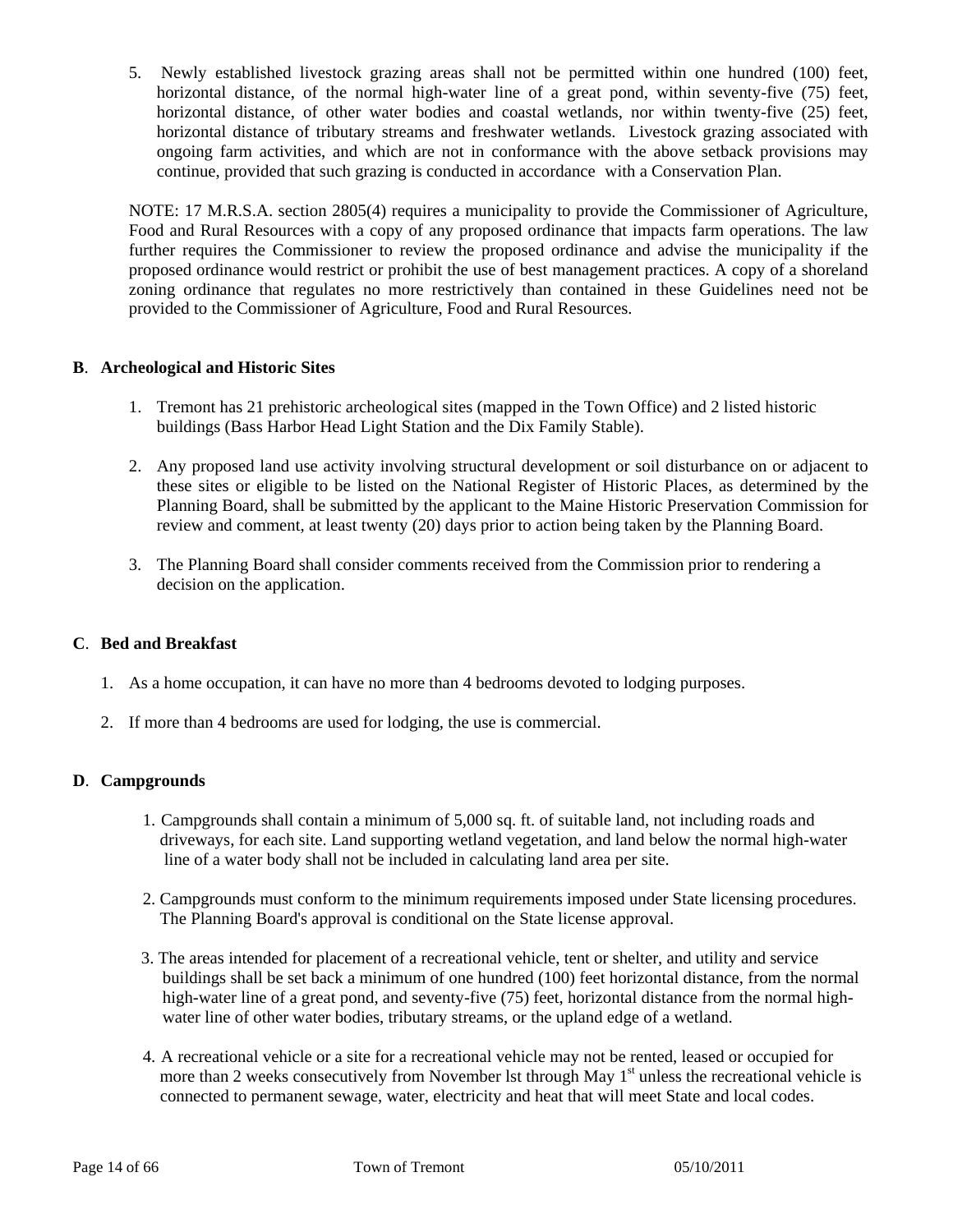5. Newly established livestock grazing areas shall not be permitted within one hundred (100) feet, horizontal distance, of the normal high-water line of a great pond, within seventy-five (75) feet, horizontal distance, of other water bodies and coastal wetlands, nor within twenty-five (25) feet, horizontal distance of tributary streams and freshwater wetlands. Livestock grazing associated with ongoing farm activities, and which are not in conformance with the above setback provisions may continue, provided that such grazing is conducted in accordance with a Conservation Plan.

NOTE: 17 M.R.S.A. section 2805(4) requires a municipality to provide the Commissioner of Agriculture, Food and Rural Resources with a copy of any proposed ordinance that impacts farm operations. The law further requires the Commissioner to review the proposed ordinance and advise the municipality if the proposed ordinance would restrict or prohibit the use of best management practices. A copy of a shoreland zoning ordinance that regulates no more restrictively than contained in these Guidelines need not be provided to the Commissioner of Agriculture, Food and Rural Resources.

**B**. **Archeological and Historic Sites**

1. Tremont has 21 prehistoric archeological sites (mapped in the Town Office) and 2 listed historic buildings (Bass Harbor Head Light Station and the Dix Family Stable).

2. Any proposed land use activity involving structural development or soil disturbance on or adjacent to these sites or eligible to be listed on the National Register of Historic Places, as determined by the Planning Board, shall be submitted by the applicant to the Maine Historic Preservation Commission for review and comment, at least twenty (20) days prior to action being taken by the Planning Board.

3. The Planning Board shall consider comments received from the Commission prior to rendering a decision on the application.

**C**. **Bed and Breakfast**

1. As a home occupation, it can have no more than 4 bedrooms devoted to lodging purposes.

2. If more than 4 bedrooms are used for lodging, the use is commercial.

**D**. **Campgrounds**

1. Campgrounds shall contain a minimum of 5,000 sq. ft. of suitable land, not including roads and driveways, for each site. Land supporting wetland vegetation, and land below the normal high-water line of a water body shall not be included in calculating land area per site.

2. Campgrounds must conform to the minimum requirements imposed under State licensing procedures. The Planning Board's approval is conditional on the State license approval.

3. The areas intended for placement of a recreational vehicle, tent or shelter, and utility and service buildings shall be set back a minimum of one hundred (100) feet horizontal distance, from the normal high-water line of a great pond, and seventy-five (75) feet, horizontal distance from the normal high-water line of other water bodies, tributary streams, or the upland edge of a wetland.

4. A recreational vehicle or a site for a recreational vehicle may not be rented, leased or occupied for more than 2 weeks consecutively from November lst through May 1st unless the recreational vehicle is connected to permanent sewage, water, electricity and heat that will meet State and local codes.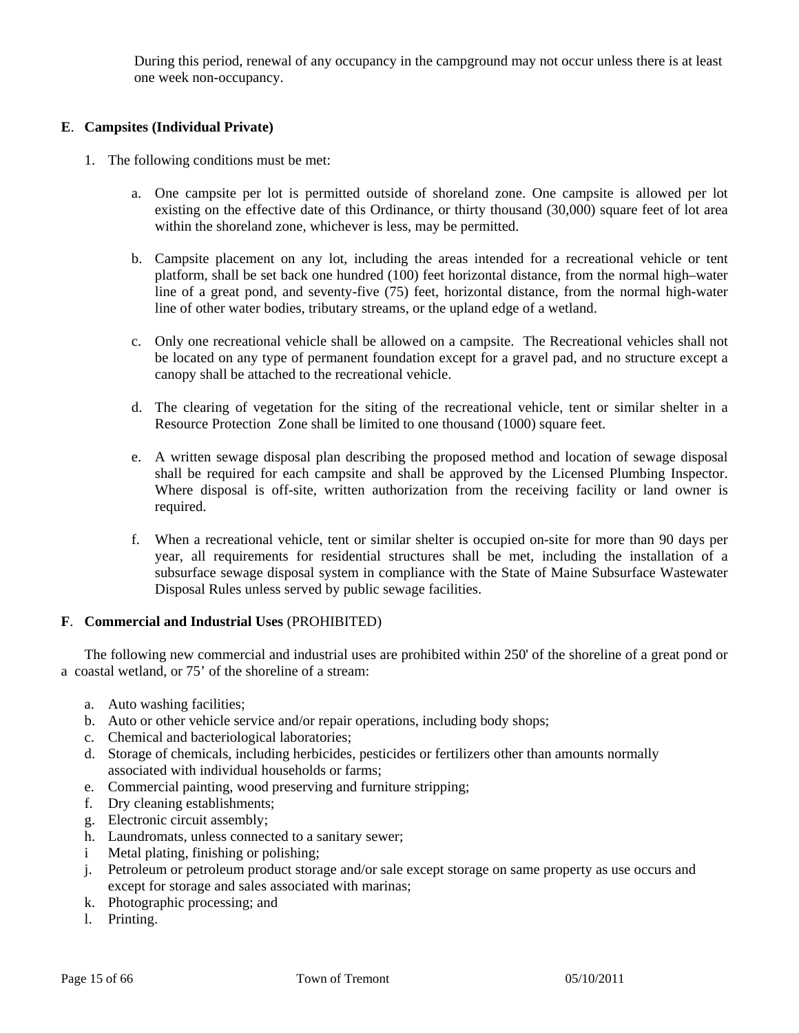During this period, renewal of any occupancy in the campground may not occur unless there is at least one week non-occupancy.

**E**. **Campsites (Individual Private)**

1. The following conditions must be met:

   a. One campsite per lot is permitted outside of shoreland zone. One campsite is allowed per lot existing on the effective date of this Ordinance, or thirty thousand (30,000) square feet of lot area within the shoreland zone, whichever is less, may be permitted.

   b. Campsite placement on any lot, including the areas intended for a recreational vehicle or tent platform, shall be set back one hundred (100) feet horizontal distance, from the normal high–water line of a great pond, and seventy-five (75) feet, horizontal distance, from the normal high-water line of other water bodies, tributary streams, or the upland edge of a wetland.

   c. Only one recreational vehicle shall be allowed on a campsite. The Recreational vehicles shall not be located on any type of permanent foundation except for a gravel pad, and no structure except a canopy shall be attached to the recreational vehicle.

   d. The clearing of vegetation for the siting of the recreational vehicle, tent or similar shelter in a Resource Protection Zone shall be limited to one thousand (1000) square feet.

   e. A written sewage disposal plan describing the proposed method and location of sewage disposal shall be required for each campsite and shall be approved by the Licensed Plumbing Inspector. Where disposal is off-site, written authorization from the receiving facility or land owner is required.

   f. When a recreational vehicle, tent or similar shelter is occupied on-site for more than 90 days per year, all requirements for residential structures shall be met, including the installation of a subsurface sewage disposal system in compliance with the State of Maine Subsurface Wastewater Disposal Rules unless served by public sewage facilities.

**F**. **Commercial and Industrial Uses** (PROHIBITED)

The following new commercial and industrial uses are prohibited within 250' of the shoreline of a great pond or a coastal wetland, or 75' of the shoreline of a stream:

a. Auto washing facilities;
b. Auto or other vehicle service and/or repair operations, including body shops;
c. Chemical and bacteriological laboratories;
d. Storage of chemicals, including herbicides, pesticides or fertilizers other than amounts normally associated with individual households or farms;
e. Commercial painting, wood preserving and furniture stripping;
f. Dry cleaning establishments;
g. Electronic circuit assembly;
h. Laundromats, unless connected to a sanitary sewer;
i Metal plating, finishing or polishing;
j. Petroleum or petroleum product storage and/or sale except storage on same property as use occurs and except for storage and sales associated with marinas;
k. Photographic processing; and
l. Printing.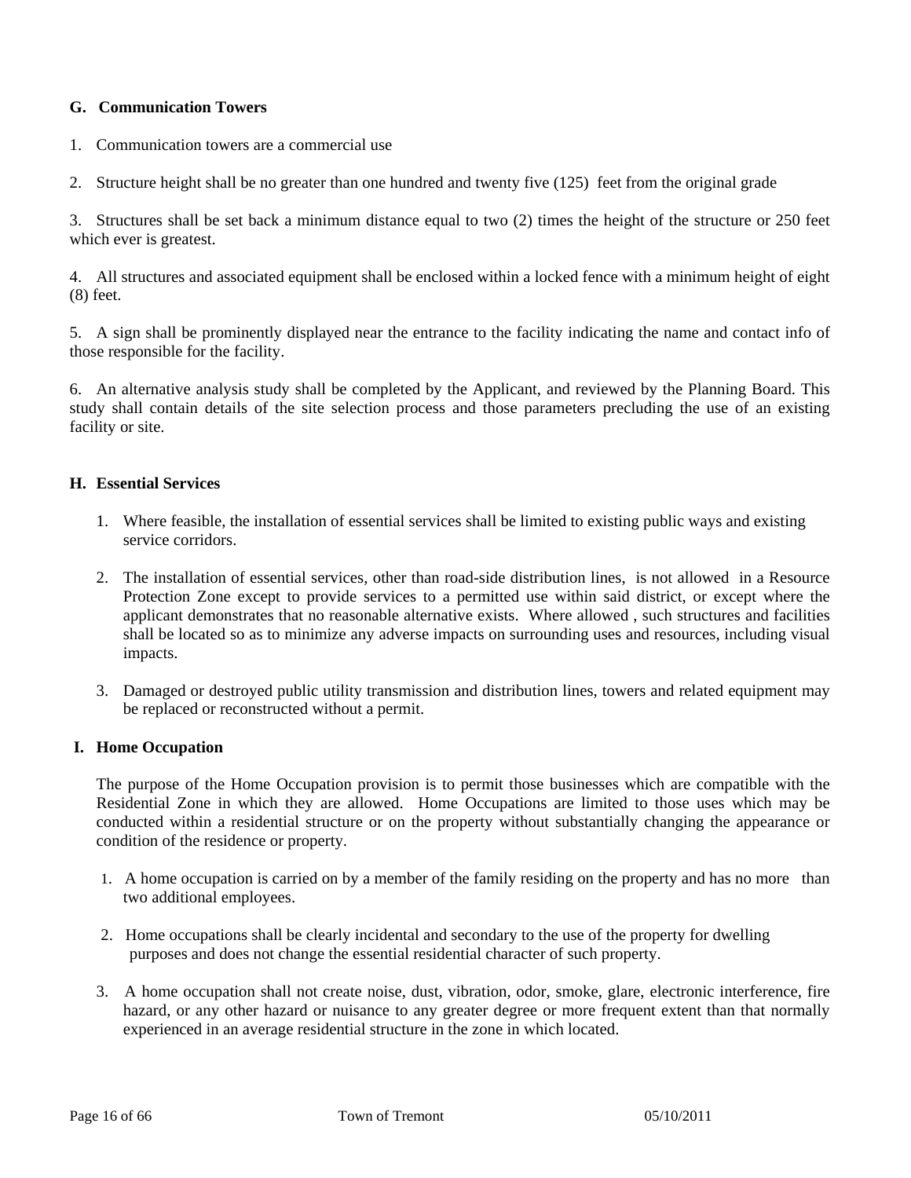### G. Communication Towers

1. Communication towers are a commercial use

2. Structure height shall be no greater than one hundred and twenty five (125) feet from the original grade

3. Structures shall be set back a minimum distance equal to two (2) times the height of the structure or 250 feet which ever is greatest.

4. All structures and associated equipment shall be enclosed within a locked fence with a minimum height of eight (8) feet.

5. A sign shall be prominently displayed near the entrance to the facility indicating the name and contact info of those responsible for the facility.

6. An alternative analysis study shall be completed by the Applicant, and reviewed by the Planning Board. This study shall contain details of the site selection process and those parameters precluding the use of an existing facility or site.

### H. Essential Services

1. Where feasible, the installation of essential services shall be limited to existing public ways and existing service corridors.

2. The installation of essential services, other than road-side distribution lines, is not allowed in a Resource Protection Zone except to provide services to a permitted use within said district, or except where the applicant demonstrates that no reasonable alternative exists. Where allowed , such structures and facilities shall be located so as to minimize any adverse impacts on surrounding uses and resources, including visual impacts.

3. Damaged or destroyed public utility transmission and distribution lines, towers and related equipment may be replaced or reconstructed without a permit.

### I. Home Occupation

The purpose of the Home Occupation provision is to permit those businesses which are compatible with the Residential Zone in which they are allowed. Home Occupations are limited to those uses which may be conducted within a residential structure or on the property without substantially changing the appearance or condition of the residence or property.

1. A home occupation is carried on by a member of the family residing on the property and has no more than two additional employees.

2. Home occupations shall be clearly incidental and secondary to the use of the property for dwelling purposes and does not change the essential residential character of such property.

3. A home occupation shall not create noise, dust, vibration, odor, smoke, glare, electronic interference, fire hazard, or any other hazard or nuisance to any greater degree or more frequent extent than that normally experienced in an average residential structure in the zone in which located.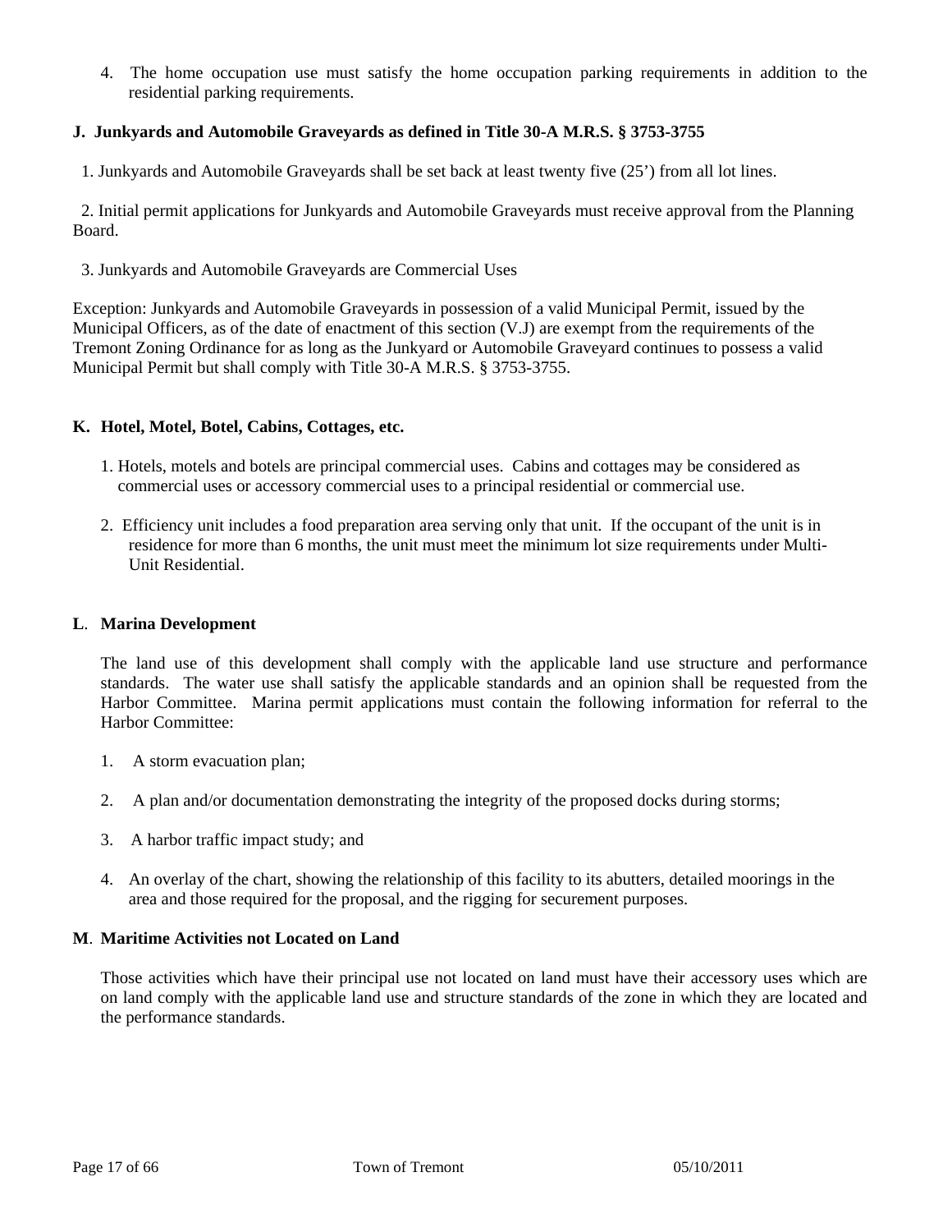4. The home occupation use must satisfy the home occupation parking requirements in addition to the residential parking requirements.

**J. Junkyards and Automobile Graveyards as defined in Title 30-A M.R.S. § 3753-3755**

1. Junkyards and Automobile Graveyards shall be set back at least twenty five (25') from all lot lines.

2. Initial permit applications for Junkyards and Automobile Graveyards must receive approval from the Planning Board.

3. Junkyards and Automobile Graveyards are Commercial Uses

Exception: Junkyards and Automobile Graveyards in possession of a valid Municipal Permit, issued by the Municipal Officers, as of the date of enactment of this section (V.J) are exempt from the requirements of the Tremont Zoning Ordinance for as long as the Junkyard or Automobile Graveyard continues to possess a valid Municipal Permit but shall comply with Title 30-A M.R.S. § 3753-3755.

**K. Hotel, Motel, Botel, Cabins, Cottages, etc.**

1. Hotels, motels and botels are principal commercial uses. Cabins and cottages may be considered as commercial uses or accessory commercial uses to a principal residential or commercial use.

2. Efficiency unit includes a food preparation area serving only that unit. If the occupant of the unit is in residence for more than 6 months, the unit must meet the minimum lot size requirements under Multi-Unit Residential.

**L. Marina Development**

The land use of this development shall comply with the applicable land use structure and performance standards. The water use shall satisfy the applicable standards and an opinion shall be requested from the Harbor Committee. Marina permit applications must contain the following information for referral to the Harbor Committee:

1. A storm evacuation plan;

2. A plan and/or documentation demonstrating the integrity of the proposed docks during storms;

3. A harbor traffic impact study; and

4. An overlay of the chart, showing the relationship of this facility to its abutters, detailed moorings in the area and those required for the proposal, and the rigging for securement purposes.

**M. Maritime Activities not Located on Land**

Those activities which have their principal use not located on land must have their accessory uses which are on land comply with the applicable land use and structure standards of the zone in which they are located and the performance standards.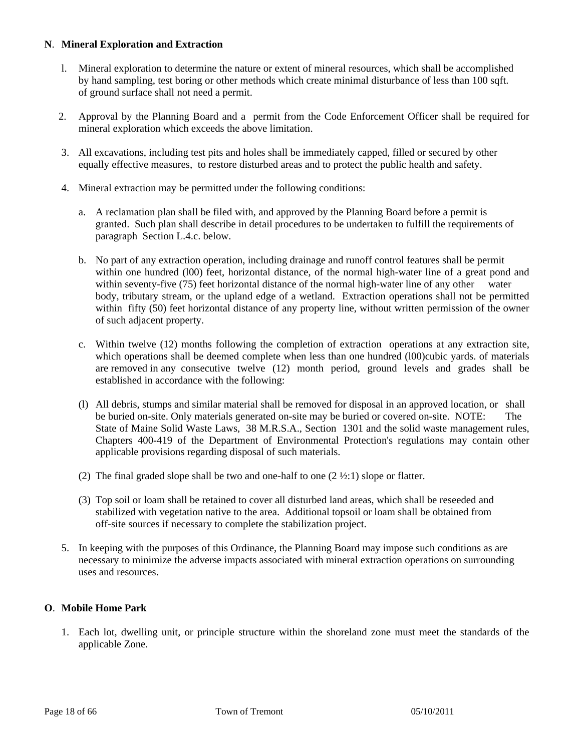**N**. **Mineral Exploration and Extraction**

l. Mineral exploration to determine the nature or extent of mineral resources, which shall be accomplished by hand sampling, test boring or other methods which create minimal disturbance of less than 100 sqft. of ground surface shall not need a permit.

2. Approval by the Planning Board and a permit from the Code Enforcement Officer shall be required for mineral exploration which exceeds the above limitation.

3. All excavations, including test pits and holes shall be immediately capped, filled or secured by other equally effective measures, to restore disturbed areas and to protect the public health and safety.

4. Mineral extraction may be permitted under the following conditions:

   a. A reclamation plan shall be filed with, and approved by the Planning Board before a permit is granted. Such plan shall describe in detail procedures to be undertaken to fulfill the requirements of paragraph Section L.4.c. below.

   b. No part of any extraction operation, including drainage and runoff control features shall be permit within one hundred (l00) feet, horizontal distance, of the normal high-water line of a great pond and within seventy-five (75) feet horizontal distance of the normal high-water line of any other water body, tributary stream, or the upland edge of a wetland. Extraction operations shall not be permitted within fifty (50) feet horizontal distance of any property line, without written permission of the owner of such adjacent property.

   c. Within twelve (12) months following the completion of extraction operations at any extraction site, which operations shall be deemed complete when less than one hundred (l00)cubic yards. of materials are removed in any consecutive twelve (12) month period, ground levels and grades shall be established in accordance with the following:

   (l) All debris, stumps and similar material shall be removed for disposal in an approved location, or shall be buried on-site. Only materials generated on-site may be buried or covered on-site. NOTE: The State of Maine Solid Waste Laws, 38 M.R.S.A., Section 1301 and the solid waste management rules, Chapters 400-419 of the Department of Environmental Protection's regulations may contain other applicable provisions regarding disposal of such materials.

   (2) The final graded slope shall be two and one-half to one (2 ½:1) slope or flatter.

   (3) Top soil or loam shall be retained to cover all disturbed land areas, which shall be reseeded and stabilized with vegetation native to the area. Additional topsoil or loam shall be obtained from off-site sources if necessary to complete the stabilization project.

5. In keeping with the purposes of this Ordinance, the Planning Board may impose such conditions as are necessary to minimize the adverse impacts associated with mineral extraction operations on surrounding uses and resources.

**O**. **Mobile Home Park**

1. Each lot, dwelling unit, or principle structure within the shoreland zone must meet the standards of the applicable Zone.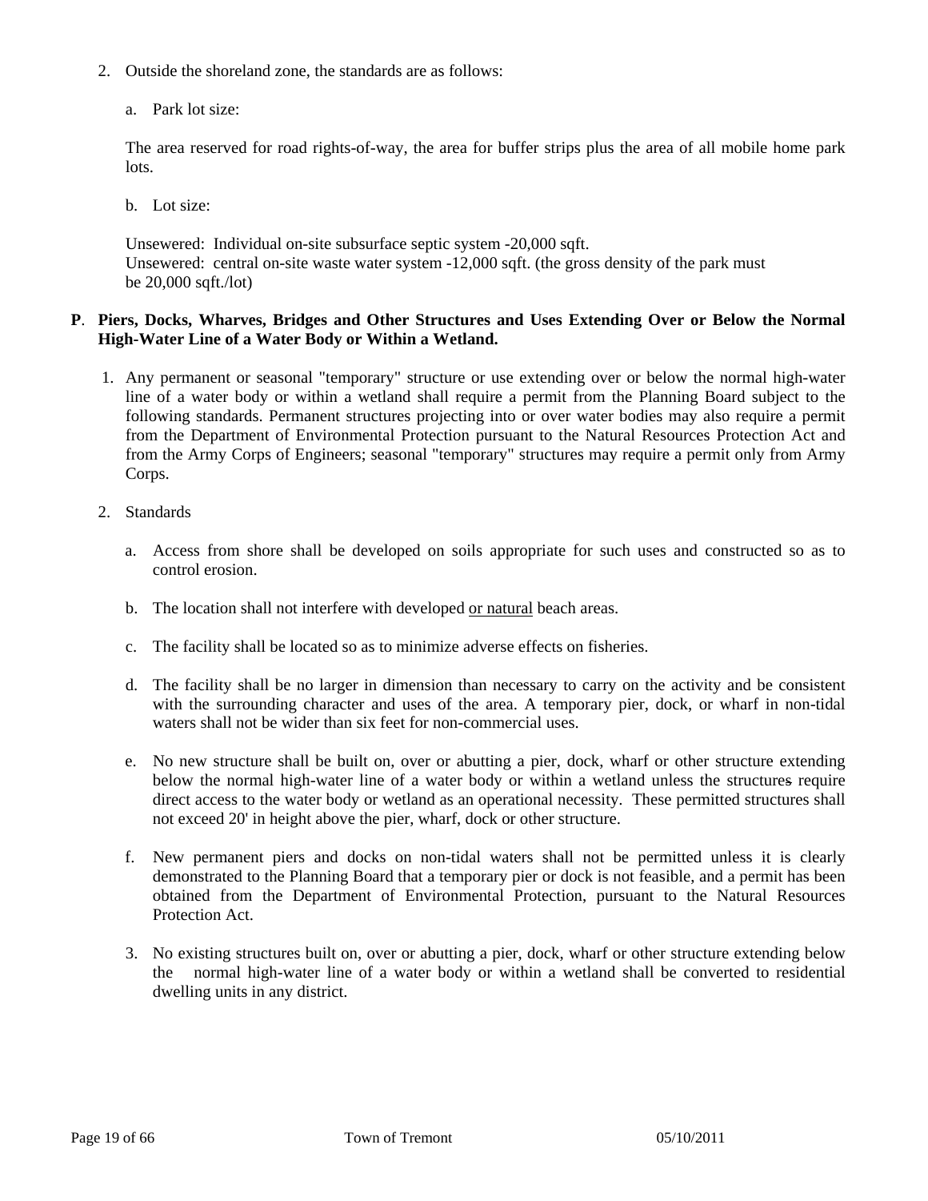2. Outside the shoreland zone, the standards are as follows:

   a. Park lot size:

   The area reserved for road rights-of-way, the area for buffer strips plus the area of all mobile home park lots.

   b. Lot size:

   Unsewered: Individual on-site subsurface septic system -20,000 sqft.
   Unsewered: central on-site waste water system -12,000 sqft. (the gross density of the park must be 20,000 sqft./lot)

**P. Piers, Docks, Wharves, Bridges and Other Structures and Uses Extending Over or Below the Normal High-Water Line of a Water Body or Within a Wetland.**

1. Any permanent or seasonal "temporary" structure or use extending over or below the normal high-water line of a water body or within a wetland shall require a permit from the Planning Board subject to the following standards. Permanent structures projecting into or over water bodies may also require a permit from the Department of Environmental Protection pursuant to the Natural Resources Protection Act and from the Army Corps of Engineers; seasonal "temporary" structures may require a permit only from Army Corps.

2. Standards

   a. Access from shore shall be developed on soils appropriate for such uses and constructed so as to control erosion.

   b. The location shall not interfere with developed or natural beach areas.

   c. The facility shall be located so as to minimize adverse effects on fisheries.

   d. The facility shall be no larger in dimension than necessary to carry on the activity and be consistent with the surrounding character and uses of the area. A temporary pier, dock, or wharf in non-tidal waters shall not be wider than six feet for non-commercial uses.

   e. No new structure shall be built on, over or abutting a pier, dock, wharf or other structure extending below the normal high-water line of a water body or within a wetland unless the structures require direct access to the water body or wetland as an operational necessity. These permitted structures shall not exceed 20' in height above the pier, wharf, dock or other structure.

   f. New permanent piers and docks on non-tidal waters shall not be permitted unless it is clearly demonstrated to the Planning Board that a temporary pier or dock is not feasible, and a permit has been obtained from the Department of Environmental Protection, pursuant to the Natural Resources Protection Act.

3. No existing structures built on, over or abutting a pier, dock, wharf or other structure extending below the normal high-water line of a water body or within a wetland shall be converted to residential dwelling units in any district.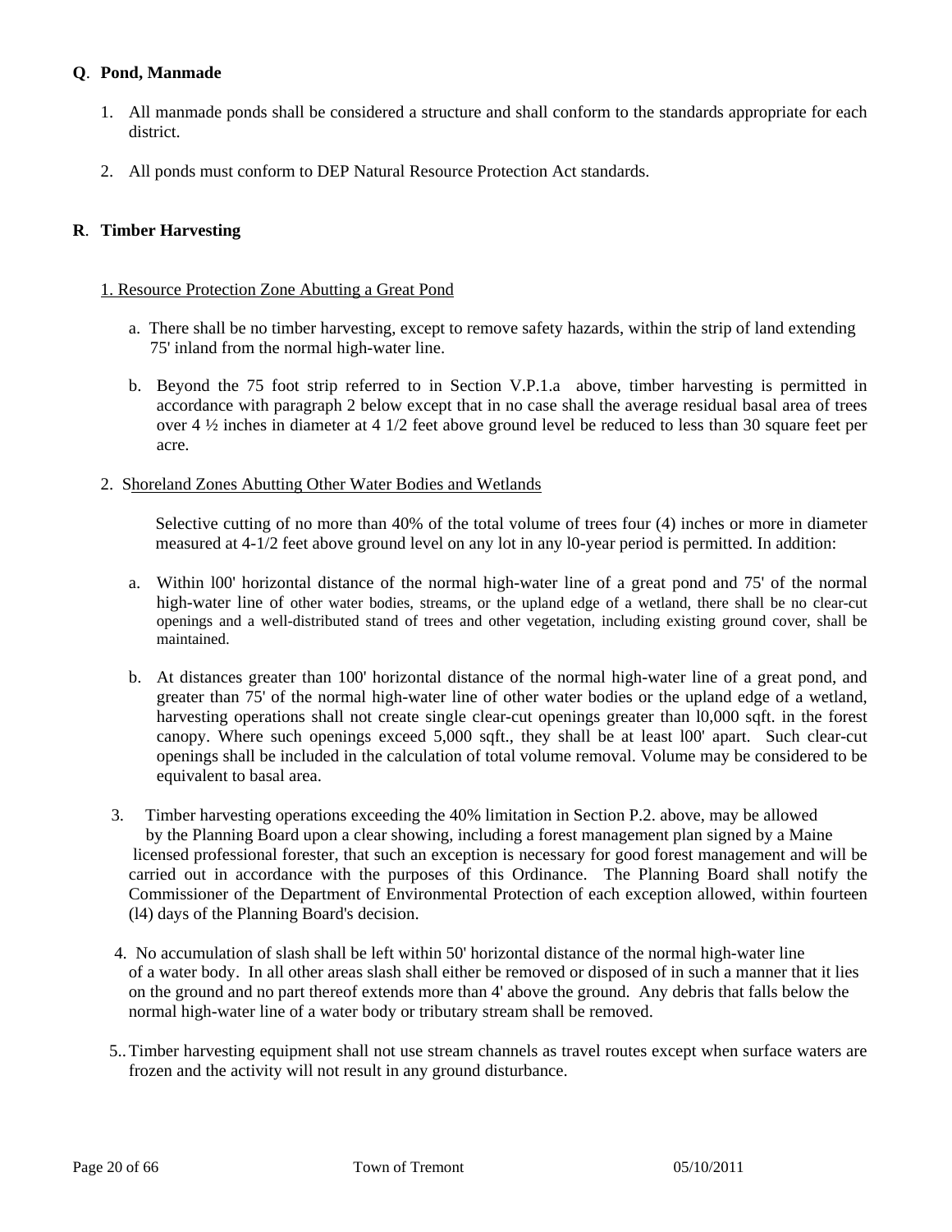**Q**. **Pond, Manmade**

1. All manmade ponds shall be considered a structure and shall conform to the standards appropriate for each district.

2. All ponds must conform to DEP Natural Resource Protection Act standards.

**R**. **Timber Harvesting**

1. Resource Protection Zone Abutting a Great Pond

   a. There shall be no timber harvesting, except to remove safety hazards, within the strip of land extending 75' inland from the normal high-water line.

   b. Beyond the 75 foot strip referred to in Section V.P.1.a above, timber harvesting is permitted in accordance with paragraph 2 below except that in no case shall the average residual basal area of trees over 4 ½ inches in diameter at 4 1/2 feet above ground level be reduced to less than 30 square feet per acre.

2. Shoreland Zones Abutting Other Water Bodies and Wetlands

   Selective cutting of no more than 40% of the total volume of trees four (4) inches or more in diameter measured at 4-1/2 feet above ground level on any lot in any l0-year period is permitted. In addition:

   a. Within l00' horizontal distance of the normal high-water line of a great pond and 75' of the normal high-water line of other water bodies, streams, or the upland edge of a wetland, there shall be no clear-cut openings and a well-distributed stand of trees and other vegetation, including existing ground cover, shall be maintained.

   b. At distances greater than 100' horizontal distance of the normal high-water line of a great pond, and greater than 75' of the normal high-water line of other water bodies or the upland edge of a wetland, harvesting operations shall not create single clear-cut openings greater than l0,000 sqft. in the forest canopy. Where such openings exceed 5,000 sqft., they shall be at least l00' apart. Such clear-cut openings shall be included in the calculation of total volume removal. Volume may be considered to be equivalent to basal area.

3. Timber harvesting operations exceeding the 40% limitation in Section P.2. above, may be allowed by the Planning Board upon a clear showing, including a forest management plan signed by a Maine licensed professional forester, that such an exception is necessary for good forest management and will be carried out in accordance with the purposes of this Ordinance. The Planning Board shall notify the Commissioner of the Department of Environmental Protection of each exception allowed, within fourteen (l4) days of the Planning Board's decision.

4. No accumulation of slash shall be left within 50' horizontal distance of the normal high-water line of a water body. In all other areas slash shall either be removed or disposed of in such a manner that it lies on the ground and no part thereof extends more than 4' above the ground. Any debris that falls below the normal high-water line of a water body or tributary stream shall be removed.

5. Timber harvesting equipment shall not use stream channels as travel routes except when surface waters are frozen and the activity will not result in any ground disturbance.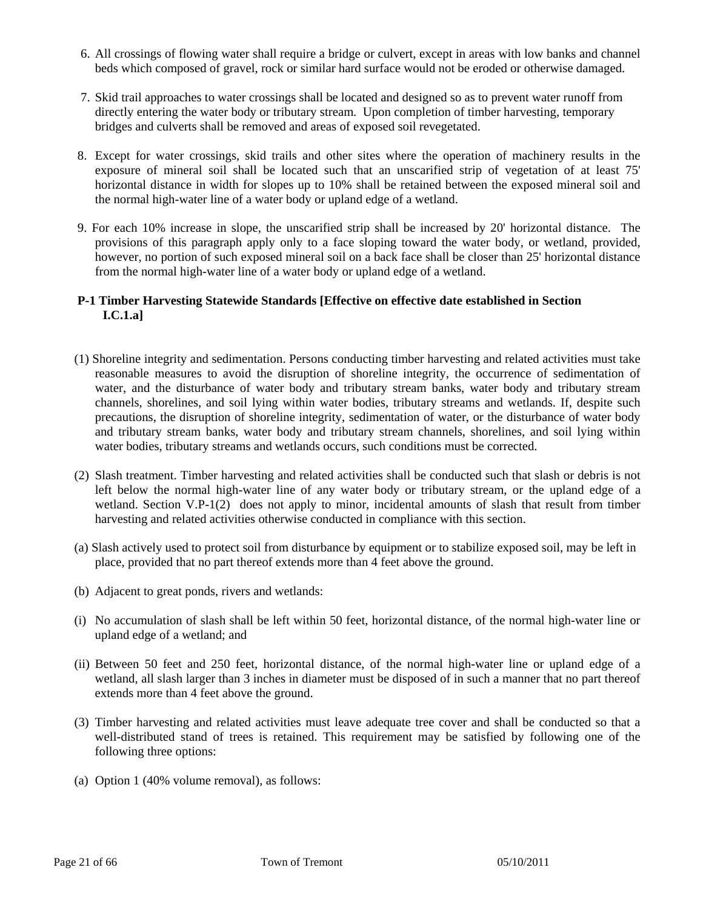6. All crossings of flowing water shall require a bridge or culvert, except in areas with low banks and channel beds which composed of gravel, rock or similar hard surface would not be eroded or otherwise damaged.

7. Skid trail approaches to water crossings shall be located and designed so as to prevent water runoff from directly entering the water body or tributary stream. Upon completion of timber harvesting, temporary bridges and culverts shall be removed and areas of exposed soil revegetated.

8. Except for water crossings, skid trails and other sites where the operation of machinery results in the exposure of mineral soil shall be located such that an unscarified strip of vegetation of at least 75' horizontal distance in width for slopes up to 10% shall be retained between the exposed mineral soil and the normal high-water line of a water body or upland edge of a wetland.

9. For each 10% increase in slope, the unscarified strip shall be increased by 20' horizontal distance. The provisions of this paragraph apply only to a face sloping toward the water body, or wetland, provided, however, no portion of such exposed mineral soil on a back face shall be closer than 25' horizontal distance from the normal high-water line of a water body or upland edge of a wetland.

**P-1 Timber Harvesting Statewide Standards [Effective on effective date established in Section I.C.1.a]**

(1) Shoreline integrity and sedimentation. Persons conducting timber harvesting and related activities must take reasonable measures to avoid the disruption of shoreline integrity, the occurrence of sedimentation of water, and the disturbance of water body and tributary stream banks, water body and tributary stream channels, shorelines, and soil lying within water bodies, tributary streams and wetlands. If, despite such precautions, the disruption of shoreline integrity, sedimentation of water, or the disturbance of water body and tributary stream banks, water body and tributary stream channels, shorelines, and soil lying within water bodies, tributary streams and wetlands occurs, such conditions must be corrected.

(2) Slash treatment. Timber harvesting and related activities shall be conducted such that slash or debris is not left below the normal high-water line of any water body or tributary stream, or the upland edge of a wetland. Section V.P-1(2) does not apply to minor, incidental amounts of slash that result from timber harvesting and related activities otherwise conducted in compliance with this section.

(a) Slash actively used to protect soil from disturbance by equipment or to stabilize exposed soil, may be left in place, provided that no part thereof extends more than 4 feet above the ground.

(b) Adjacent to great ponds, rivers and wetlands:

(i) No accumulation of slash shall be left within 50 feet, horizontal distance, of the normal high-water line or upland edge of a wetland; and

(ii) Between 50 feet and 250 feet, horizontal distance, of the normal high-water line or upland edge of a wetland, all slash larger than 3 inches in diameter must be disposed of in such a manner that no part thereof extends more than 4 feet above the ground.

(3) Timber harvesting and related activities must leave adequate tree cover and shall be conducted so that a well-distributed stand of trees is retained. This requirement may be satisfied by following one of the following three options:

(a) Option 1 (40% volume removal), as follows: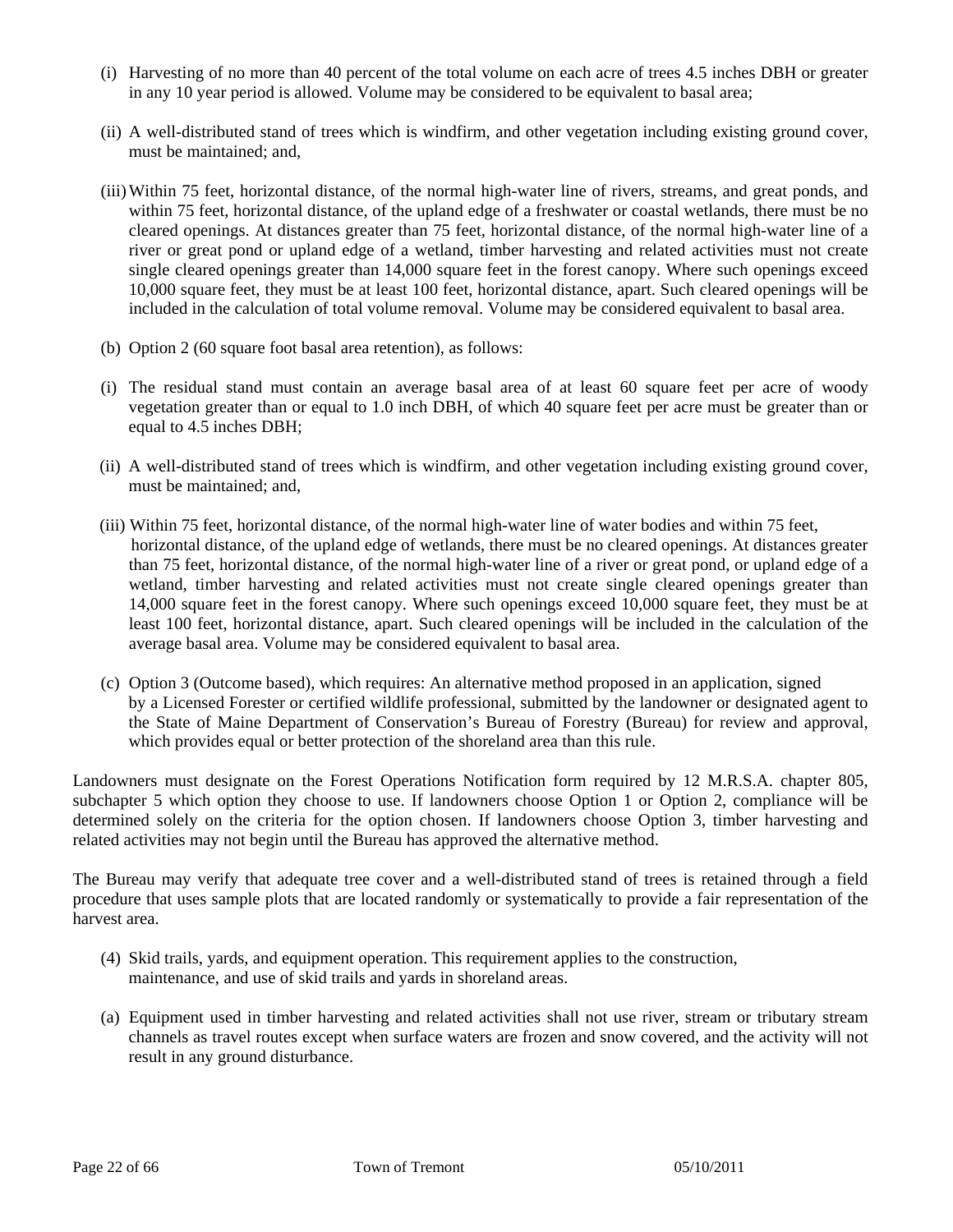(i) Harvesting of no more than 40 percent of the total volume on each acre of trees 4.5 inches DBH or greater in any 10 year period is allowed. Volume may be considered to be equivalent to basal area;

(ii) A well-distributed stand of trees which is windfirm, and other vegetation including existing ground cover, must be maintained; and,

(iii) Within 75 feet, horizontal distance, of the normal high-water line of rivers, streams, and great ponds, and within 75 feet, horizontal distance, of the upland edge of a freshwater or coastal wetlands, there must be no cleared openings. At distances greater than 75 feet, horizontal distance, of the normal high-water line of a river or great pond or upland edge of a wetland, timber harvesting and related activities must not create single cleared openings greater than 14,000 square feet in the forest canopy. Where such openings exceed 10,000 square feet, they must be at least 100 feet, horizontal distance, apart. Such cleared openings will be included in the calculation of total volume removal. Volume may be considered equivalent to basal area.

(b) Option 2 (60 square foot basal area retention), as follows:

(i) The residual stand must contain an average basal area of at least 60 square feet per acre of woody vegetation greater than or equal to 1.0 inch DBH, of which 40 square feet per acre must be greater than or equal to 4.5 inches DBH;

(ii) A well-distributed stand of trees which is windfirm, and other vegetation including existing ground cover, must be maintained; and,

(iii) Within 75 feet, horizontal distance, of the normal high-water line of water bodies and within 75 feet, horizontal distance, of the upland edge of wetlands, there must be no cleared openings. At distances greater than 75 feet, horizontal distance, of the normal high-water line of a river or great pond, or upland edge of a wetland, timber harvesting and related activities must not create single cleared openings greater than 14,000 square feet in the forest canopy. Where such openings exceed 10,000 square feet, they must be at least 100 feet, horizontal distance, apart. Such cleared openings will be included in the calculation of the average basal area. Volume may be considered equivalent to basal area.

(c) Option 3 (Outcome based), which requires: An alternative method proposed in an application, signed by a Licensed Forester or certified wildlife professional, submitted by the landowner or designated agent to the State of Maine Department of Conservation's Bureau of Forestry (Bureau) for review and approval, which provides equal or better protection of the shoreland area than this rule.

Landowners must designate on the Forest Operations Notification form required by 12 M.R.S.A. chapter 805, subchapter 5 which option they choose to use. If landowners choose Option 1 or Option 2, compliance will be determined solely on the criteria for the option chosen. If landowners choose Option 3, timber harvesting and related activities may not begin until the Bureau has approved the alternative method.

The Bureau may verify that adequate tree cover and a well-distributed stand of trees is retained through a field procedure that uses sample plots that are located randomly or systematically to provide a fair representation of the harvest area.

(4) Skid trails, yards, and equipment operation. This requirement applies to the construction, maintenance, and use of skid trails and yards in shoreland areas.

(a) Equipment used in timber harvesting and related activities shall not use river, stream or tributary stream channels as travel routes except when surface waters are frozen and snow covered, and the activity will not result in any ground disturbance.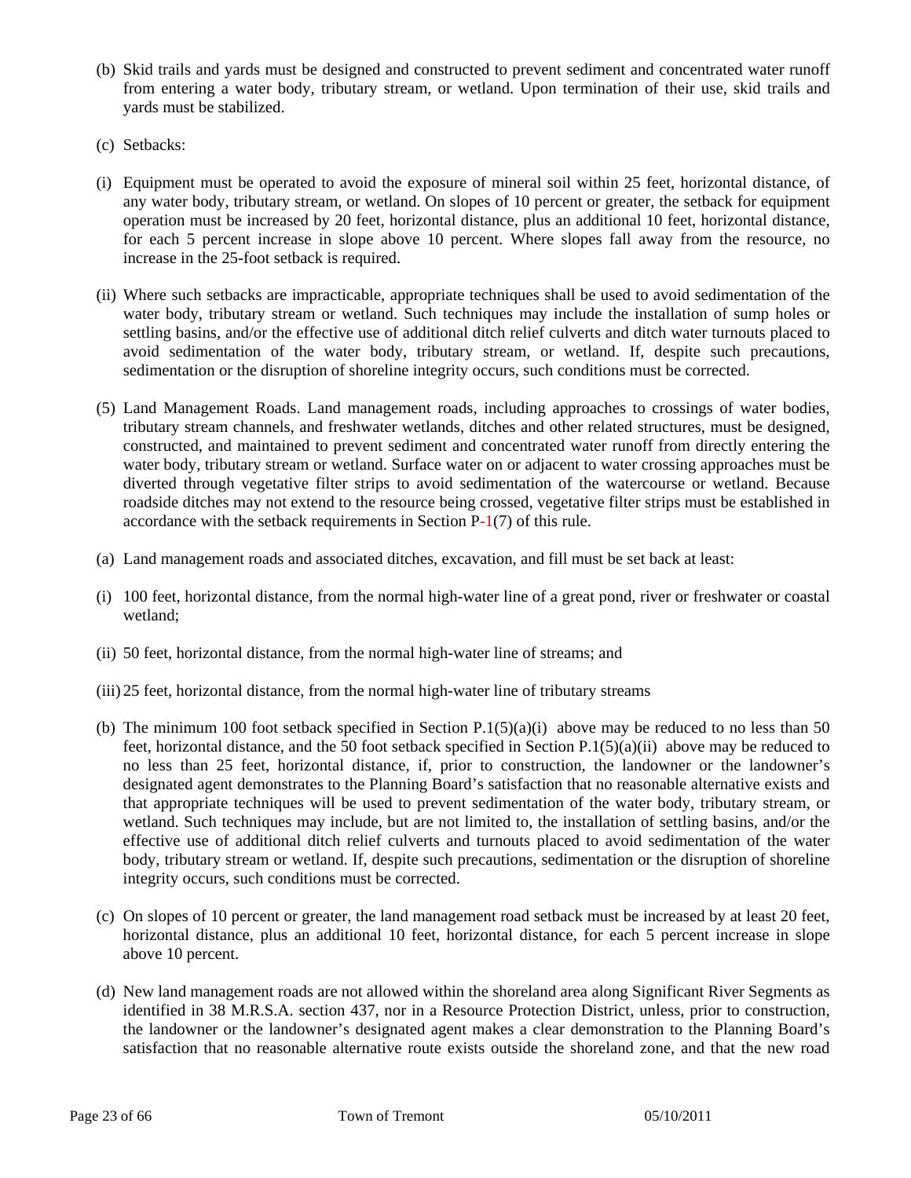(b) Skid trails and yards must be designed and constructed to prevent sediment and concentrated water runoff from entering a water body, tributary stream, or wetland. Upon termination of their use, skid trails and yards must be stabilized.

(c) Setbacks:

(i) Equipment must be operated to avoid the exposure of mineral soil within 25 feet, horizontal distance, of any water body, tributary stream, or wetland. On slopes of 10 percent or greater, the setback for equipment operation must be increased by 20 feet, horizontal distance, plus an additional 10 feet, horizontal distance, for each 5 percent increase in slope above 10 percent. Where slopes fall away from the resource, no increase in the 25-foot setback is required.

(ii) Where such setbacks are impracticable, appropriate techniques shall be used to avoid sedimentation of the water body, tributary stream or wetland. Such techniques may include the installation of sump holes or settling basins, and/or the effective use of additional ditch relief culverts and ditch water turnouts placed to avoid sedimentation of the water body, tributary stream, or wetland. If, despite such precautions, sedimentation or the disruption of shoreline integrity occurs, such conditions must be corrected.

(5) Land Management Roads. Land management roads, including approaches to crossings of water bodies, tributary stream channels, and freshwater wetlands, ditches and other related structures, must be designed, constructed, and maintained to prevent sediment and concentrated water runoff from directly entering the water body, tributary stream or wetland. Surface water on or adjacent to water crossing approaches must be diverted through vegetative filter strips to avoid sedimentation of the watercourse or wetland. Because roadside ditches may not extend to the resource being crossed, vegetative filter strips must be established in accordance with the setback requirements in Section P-1(7) of this rule.

(a) Land management roads and associated ditches, excavation, and fill must be set back at least:

(i) 100 feet, horizontal distance, from the normal high-water line of a great pond, river or freshwater or coastal wetland;

(ii) 50 feet, horizontal distance, from the normal high-water line of streams; and

(iii) 25 feet, horizontal distance, from the normal high-water line of tributary streams

(b) The minimum 100 foot setback specified in Section P.1(5)(a)(i) above may be reduced to no less than 50 feet, horizontal distance, and the 50 foot setback specified in Section P.1(5)(a)(ii) above may be reduced to no less than 25 feet, horizontal distance, if, prior to construction, the landowner or the landowner's designated agent demonstrates to the Planning Board's satisfaction that no reasonable alternative exists and that appropriate techniques will be used to prevent sedimentation of the water body, tributary stream, or wetland. Such techniques may include, but are not limited to, the installation of settling basins, and/or the effective use of additional ditch relief culverts and turnouts placed to avoid sedimentation of the water body, tributary stream or wetland. If, despite such precautions, sedimentation or the disruption of shoreline integrity occurs, such conditions must be corrected.

(c) On slopes of 10 percent or greater, the land management road setback must be increased by at least 20 feet, horizontal distance, plus an additional 10 feet, horizontal distance, for each 5 percent increase in slope above 10 percent.

(d) New land management roads are not allowed within the shoreland area along Significant River Segments as identified in 38 M.R.S.A. section 437, nor in a Resource Protection District, unless, prior to construction, the landowner or the landowner's designated agent makes a clear demonstration to the Planning Board's satisfaction that no reasonable alternative route exists outside the shoreland zone, and that the new road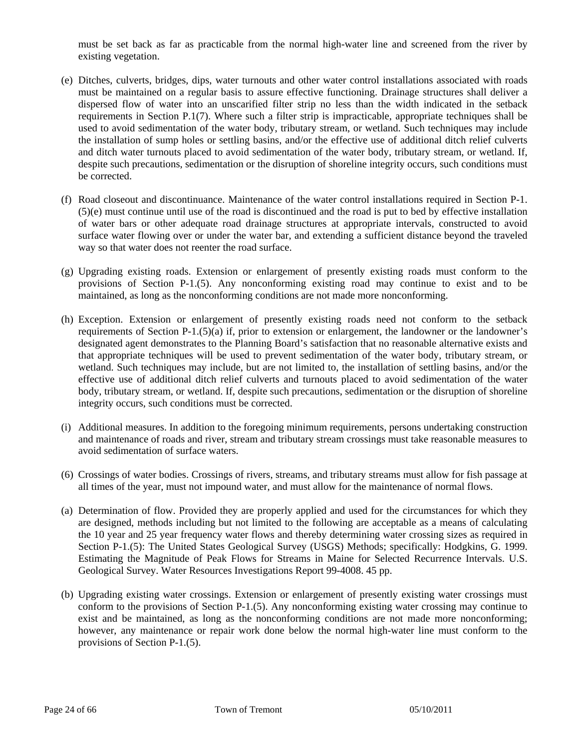must be set back as far as practicable from the normal high-water line and screened from the river by existing vegetation.

(e) Ditches, culverts, bridges, dips, water turnouts and other water control installations associated with roads must be maintained on a regular basis to assure effective functioning. Drainage structures shall deliver a dispersed flow of water into an unscarified filter strip no less than the width indicated in the setback requirements in Section P.1(7). Where such a filter strip is impracticable, appropriate techniques shall be used to avoid sedimentation of the water body, tributary stream, or wetland. Such techniques may include the installation of sump holes or settling basins, and/or the effective use of additional ditch relief culverts and ditch water turnouts placed to avoid sedimentation of the water body, tributary stream, or wetland. If, despite such precautions, sedimentation or the disruption of shoreline integrity occurs, such conditions must be corrected.

(f) Road closeout and discontinuance. Maintenance of the water control installations required in Section P-1.(5)(e) must continue until use of the road is discontinued and the road is put to bed by effective installation of water bars or other adequate road drainage structures at appropriate intervals, constructed to avoid surface water flowing over or under the water bar, and extending a sufficient distance beyond the traveled way so that water does not reenter the road surface.

(g) Upgrading existing roads. Extension or enlargement of presently existing roads must conform to the provisions of Section P-1.(5). Any nonconforming existing road may continue to exist and to be maintained, as long as the nonconforming conditions are not made more nonconforming.

(h) Exception. Extension or enlargement of presently existing roads need not conform to the setback requirements of Section P-1.(5)(a) if, prior to extension or enlargement, the landowner or the landowner's designated agent demonstrates to the Planning Board's satisfaction that no reasonable alternative exists and that appropriate techniques will be used to prevent sedimentation of the water body, tributary stream, or wetland. Such techniques may include, but are not limited to, the installation of settling basins, and/or the effective use of additional ditch relief culverts and turnouts placed to avoid sedimentation of the water body, tributary stream, or wetland. If, despite such precautions, sedimentation or the disruption of shoreline integrity occurs, such conditions must be corrected.

(i) Additional measures. In addition to the foregoing minimum requirements, persons undertaking construction and maintenance of roads and river, stream and tributary stream crossings must take reasonable measures to avoid sedimentation of surface waters.

(6) Crossings of water bodies. Crossings of rivers, streams, and tributary streams must allow for fish passage at all times of the year, must not impound water, and must allow for the maintenance of normal flows.

(a) Determination of flow. Provided they are properly applied and used for the circumstances for which they are designed, methods including but not limited to the following are acceptable as a means of calculating the 10 year and 25 year frequency water flows and thereby determining water crossing sizes as required in Section P-1.(5): The United States Geological Survey (USGS) Methods; specifically: Hodgkins, G. 1999. Estimating the Magnitude of Peak Flows for Streams in Maine for Selected Recurrence Intervals. U.S. Geological Survey. Water Resources Investigations Report 99-4008. 45 pp.

(b) Upgrading existing water crossings. Extension or enlargement of presently existing water crossings must conform to the provisions of Section P-1.(5). Any nonconforming existing water crossing may continue to exist and be maintained, as long as the nonconforming conditions are not made more nonconforming; however, any maintenance or repair work done below the normal high-water line must conform to the provisions of Section P-1.(5).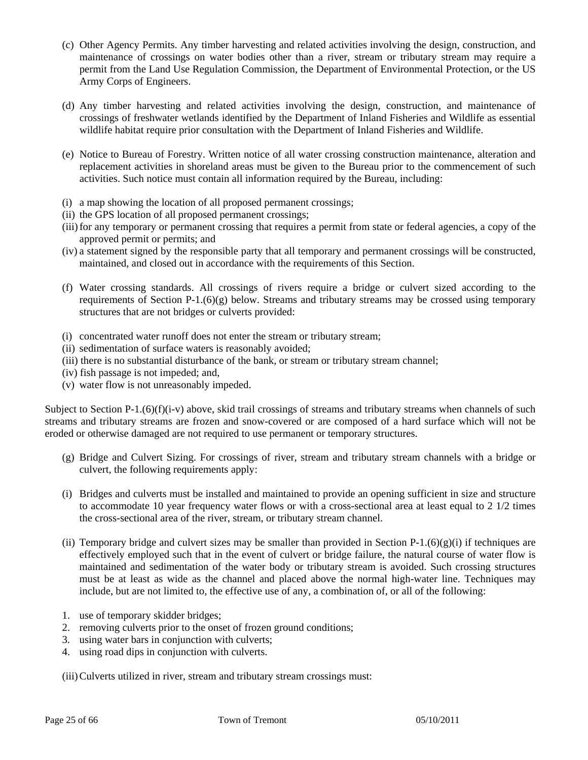(c) Other Agency Permits. Any timber harvesting and related activities involving the design, construction, and maintenance of crossings on water bodies other than a river, stream or tributary stream may require a permit from the Land Use Regulation Commission, the Department of Environmental Protection, or the US Army Corps of Engineers.

(d) Any timber harvesting and related activities involving the design, construction, and maintenance of crossings of freshwater wetlands identified by the Department of Inland Fisheries and Wildlife as essential wildlife habitat require prior consultation with the Department of Inland Fisheries and Wildlife.

(e) Notice to Bureau of Forestry. Written notice of all water crossing construction maintenance, alteration and replacement activities in shoreland areas must be given to the Bureau prior to the commencement of such activities. Such notice must contain all information required by the Bureau, including:

(i) a map showing the location of all proposed permanent crossings;
(ii) the GPS location of all proposed permanent crossings;
(iii) for any temporary or permanent crossing that requires a permit from state or federal agencies, a copy of the approved permit or permits; and
(iv) a statement signed by the responsible party that all temporary and permanent crossings will be constructed, maintained, and closed out in accordance with the requirements of this Section.

(f) Water crossing standards. All crossings of rivers require a bridge or culvert sized according to the requirements of Section P-1.(6)(g) below. Streams and tributary streams may be crossed using temporary structures that are not bridges or culverts provided:

(i) concentrated water runoff does not enter the stream or tributary stream;
(ii) sedimentation of surface waters is reasonably avoided;
(iii) there is no substantial disturbance of the bank, or stream or tributary stream channel;
(iv) fish passage is not impeded; and,
(v) water flow is not unreasonably impeded.

Subject to Section P-1.(6)(f)(i-v) above, skid trail crossings of streams and tributary streams when channels of such streams and tributary streams are frozen and snow-covered or are composed of a hard surface which will not be eroded or otherwise damaged are not required to use permanent or temporary structures.

(g) Bridge and Culvert Sizing. For crossings of river, stream and tributary stream channels with a bridge or culvert, the following requirements apply:

(i) Bridges and culverts must be installed and maintained to provide an opening sufficient in size and structure to accommodate 10 year frequency water flows or with a cross-sectional area at least equal to 2 1/2 times the cross-sectional area of the river, stream, or tributary stream channel.

(ii) Temporary bridge and culvert sizes may be smaller than provided in Section P-1.(6)(g)(i) if techniques are effectively employed such that in the event of culvert or bridge failure, the natural course of water flow is maintained and sedimentation of the water body or tributary stream is avoided. Such crossing structures must be at least as wide as the channel and placed above the normal high-water line. Techniques may include, but are not limited to, the effective use of any, a combination of, or all of the following:

1. use of temporary skidder bridges;
2. removing culverts prior to the onset of frozen ground conditions;
3. using water bars in conjunction with culverts;
4. using road dips in conjunction with culverts.

(iii) Culverts utilized in river, stream and tributary stream crossings must: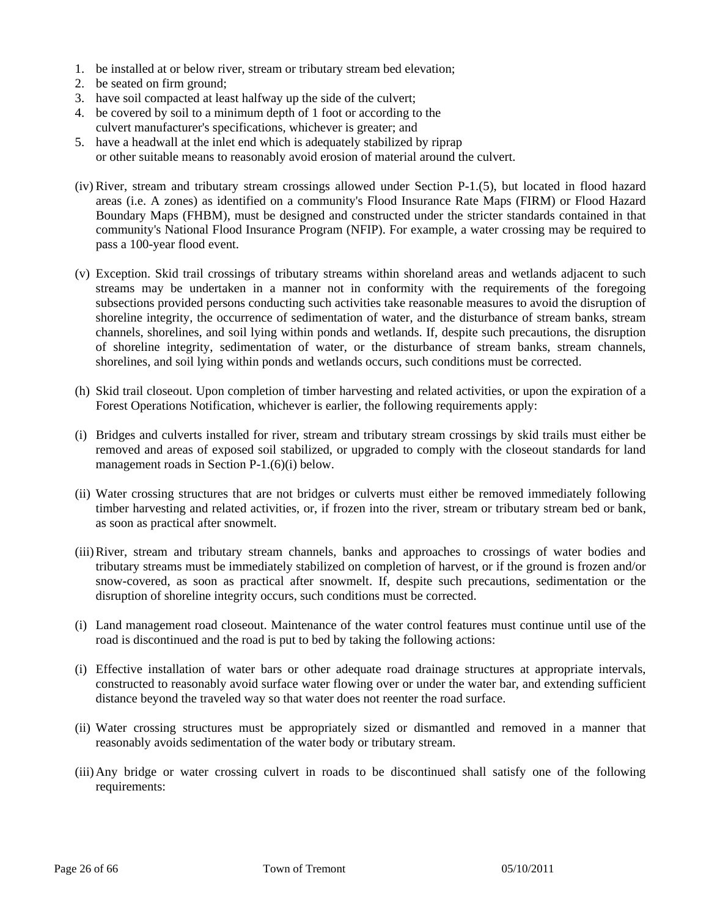1. be installed at or below river, stream or tributary stream bed elevation;
2. be seated on firm ground;
3. have soil compacted at least halfway up the side of the culvert;
4. be covered by soil to a minimum depth of 1 foot or according to the culvert manufacturer's specifications, whichever is greater; and
5. have a headwall at the inlet end which is adequately stabilized by riprap or other suitable means to reasonably avoid erosion of material around the culvert.

(iv) River, stream and tributary stream crossings allowed under Section P-1.(5), but located in flood hazard areas (i.e. A zones) as identified on a community's Flood Insurance Rate Maps (FIRM) or Flood Hazard Boundary Maps (FHBM), must be designed and constructed under the stricter standards contained in that community's National Flood Insurance Program (NFIP). For example, a water crossing may be required to pass a 100-year flood event.

(v) Exception. Skid trail crossings of tributary streams within shoreland areas and wetlands adjacent to such streams may be undertaken in a manner not in conformity with the requirements of the foregoing subsections provided persons conducting such activities take reasonable measures to avoid the disruption of shoreline integrity, the occurrence of sedimentation of water, and the disturbance of stream banks, stream channels, shorelines, and soil lying within ponds and wetlands. If, despite such precautions, the disruption of shoreline integrity, sedimentation of water, or the disturbance of stream banks, stream channels, shorelines, and soil lying within ponds and wetlands occurs, such conditions must be corrected.

(h) Skid trail closeout. Upon completion of timber harvesting and related activities, or upon the expiration of a Forest Operations Notification, whichever is earlier, the following requirements apply:

(i) Bridges and culverts installed for river, stream and tributary stream crossings by skid trails must either be removed and areas of exposed soil stabilized, or upgraded to comply with the closeout standards for land management roads in Section P-1.(6)(i) below.

(ii) Water crossing structures that are not bridges or culverts must either be removed immediately following timber harvesting and related activities, or, if frozen into the river, stream or tributary stream bed or bank, as soon as practical after snowmelt.

(iii) River, stream and tributary stream channels, banks and approaches to crossings of water bodies and tributary streams must be immediately stabilized on completion of harvest, or if the ground is frozen and/or snow-covered, as soon as practical after snowmelt. If, despite such precautions, sedimentation or the disruption of shoreline integrity occurs, such conditions must be corrected.

(i) Land management road closeout. Maintenance of the water control features must continue until use of the road is discontinued and the road is put to bed by taking the following actions:

(i) Effective installation of water bars or other adequate road drainage structures at appropriate intervals, constructed to reasonably avoid surface water flowing over or under the water bar, and extending sufficient distance beyond the traveled way so that water does not reenter the road surface.

(ii) Water crossing structures must be appropriately sized or dismantled and removed in a manner that reasonably avoids sedimentation of the water body or tributary stream.

(iii) Any bridge or water crossing culvert in roads to be discontinued shall satisfy one of the following requirements: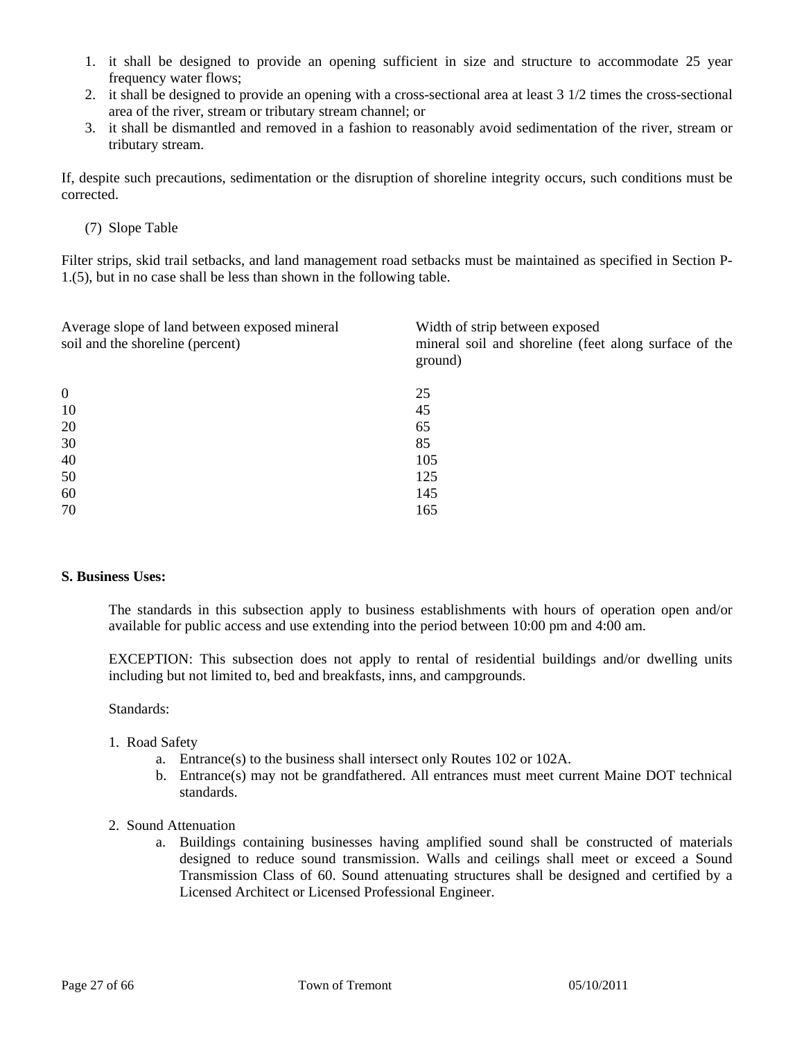1. it shall be designed to provide an opening sufficient in size and structure to accommodate 25 year frequency water flows;
2. it shall be designed to provide an opening with a cross-sectional area at least 3 1/2 times the cross-sectional area of the river, stream or tributary stream channel; or
3. it shall be dismantled and removed in a fashion to reasonably avoid sedimentation of the river, stream or tributary stream.

If, despite such precautions, sedimentation or the disruption of shoreline integrity occurs, such conditions must be corrected.

(7) Slope Table

Filter strips, skid trail setbacks, and land management road setbacks must be maintained as specified in Section P-1.(5), but in no case shall be less than shown in the following table.

| Average slope of land between exposed mineral soil and the shoreline (percent) | Width of strip between exposed mineral soil and shoreline (feet along surface of the ground) |
|---|---|
| 0 | 25 |
| 10 | 45 |
| 20 | 65 |
| 30 | 85 |
| 40 | 105 |
| 50 | 125 |
| 60 | 145 |
| 70 | 165 |

**S. Business Uses:**

The standards in this subsection apply to business establishments with hours of operation open and/or available for public access and use extending into the period between 10:00 pm and 4:00 am.

EXCEPTION: This subsection does not apply to rental of residential buildings and/or dwelling units including but not limited to, bed and breakfasts, inns, and campgrounds.

Standards:

1. Road Safety
   a. Entrance(s) to the business shall intersect only Routes 102 or 102A.
   b. Entrance(s) may not be grandfathered. All entrances must meet current Maine DOT technical standards.

2. Sound Attenuation
   a. Buildings containing businesses having amplified sound shall be constructed of materials designed to reduce sound transmission. Walls and ceilings shall meet or exceed a Sound Transmission Class of 60. Sound attenuating structures shall be designed and certified by a Licensed Architect or Licensed Professional Engineer.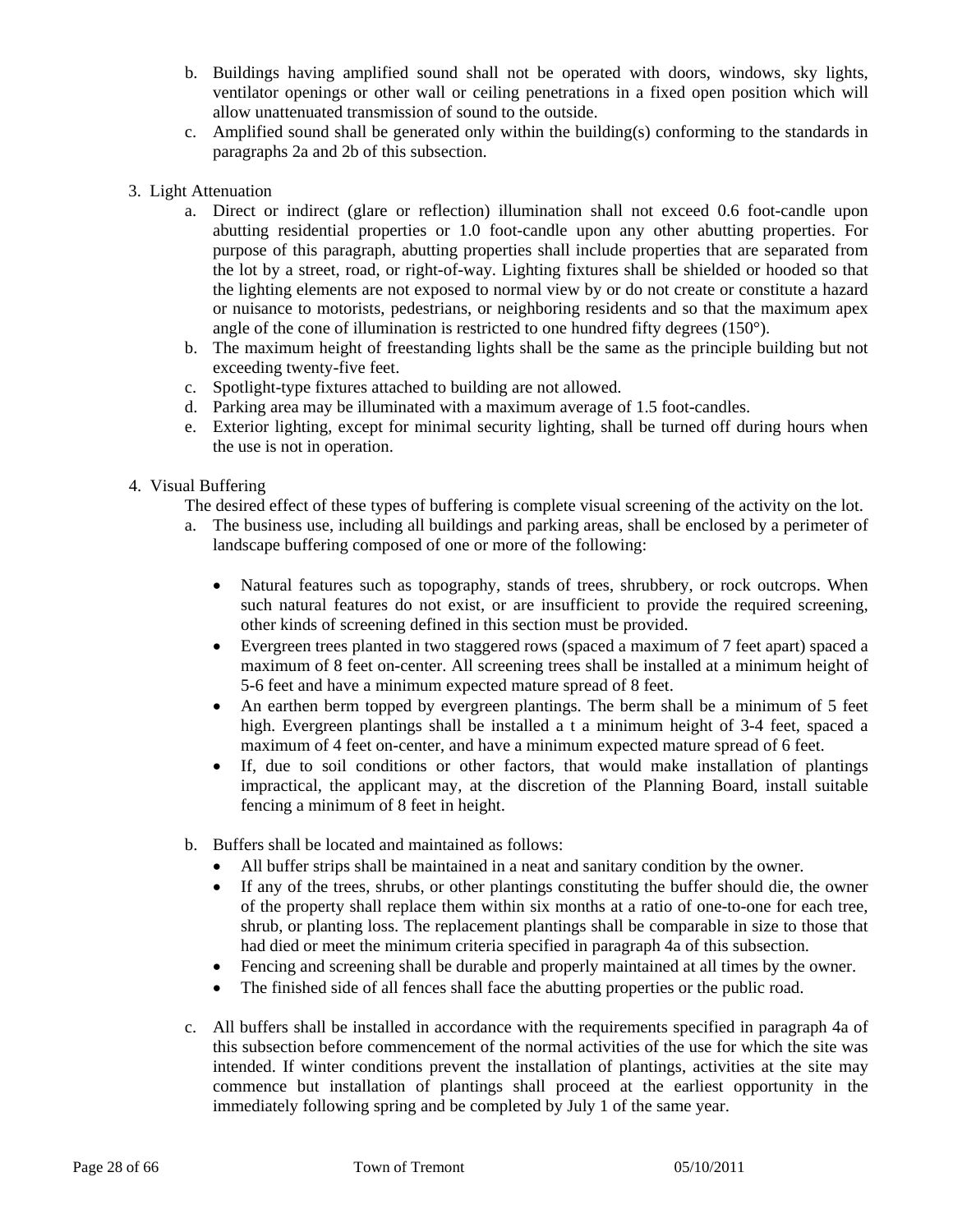b. Buildings having amplified sound shall not be operated with doors, windows, sky lights, ventilator openings or other wall or ceiling penetrations in a fixed open position which will allow unattenuated transmission of sound to the outside.

c. Amplified sound shall be generated only within the building(s) conforming to the standards in paragraphs 2a and 2b of this subsection.

3. Light Attenuation

a. Direct or indirect (glare or reflection) illumination shall not exceed 0.6 foot-candle upon abutting residential properties or 1.0 foot-candle upon any other abutting properties. For purpose of this paragraph, abutting properties shall include properties that are separated from the lot by a street, road, or right-of-way. Lighting fixtures shall be shielded or hooded so that the lighting elements are not exposed to normal view by or do not create or constitute a hazard or nuisance to motorists, pedestrians, or neighboring residents and so that the maximum apex angle of the cone of illumination is restricted to one hundred fifty degrees (150°).

b. The maximum height of freestanding lights shall be the same as the principle building but not exceeding twenty-five feet.

c. Spotlight-type fixtures attached to building are not allowed.

d. Parking area may be illuminated with a maximum average of 1.5 foot-candles.

e. Exterior lighting, except for minimal security lighting, shall be turned off during hours when the use is not in operation.

4. Visual Buffering

The desired effect of these types of buffering is complete visual screening of the activity on the lot.

a. The business use, including all buildings and parking areas, shall be enclosed by a perimeter of landscape buffering composed of one or more of the following:

- Natural features such as topography, stands of trees, shrubbery, or rock outcrops. When such natural features do not exist, or are insufficient to provide the required screening, other kinds of screening defined in this section must be provided.
- Evergreen trees planted in two staggered rows (spaced a maximum of 7 feet apart) spaced a maximum of 8 feet on-center. All screening trees shall be installed at a minimum height of 5-6 feet and have a minimum expected mature spread of 8 feet.
- An earthen berm topped by evergreen plantings. The berm shall be a minimum of 5 feet high. Evergreen plantings shall be installed a t a minimum height of 3-4 feet, spaced a maximum of 4 feet on-center, and have a minimum expected mature spread of 6 feet.
- If, due to soil conditions or other factors, that would make installation of plantings impractical, the applicant may, at the discretion of the Planning Board, install suitable fencing a minimum of 8 feet in height.

b. Buffers shall be located and maintained as follows:

- All buffer strips shall be maintained in a neat and sanitary condition by the owner.
- If any of the trees, shrubs, or other plantings constituting the buffer should die, the owner of the property shall replace them within six months at a ratio of one-to-one for each tree, shrub, or planting loss. The replacement plantings shall be comparable in size to those that had died or meet the minimum criteria specified in paragraph 4a of this subsection.
- Fencing and screening shall be durable and properly maintained at all times by the owner.
- The finished side of all fences shall face the abutting properties or the public road.

c. All buffers shall be installed in accordance with the requirements specified in paragraph 4a of this subsection before commencement of the normal activities of the use for which the site was intended. If winter conditions prevent the installation of plantings, activities at the site may commence but installation of plantings shall proceed at the earliest opportunity in the immediately following spring and be completed by July 1 of the same year.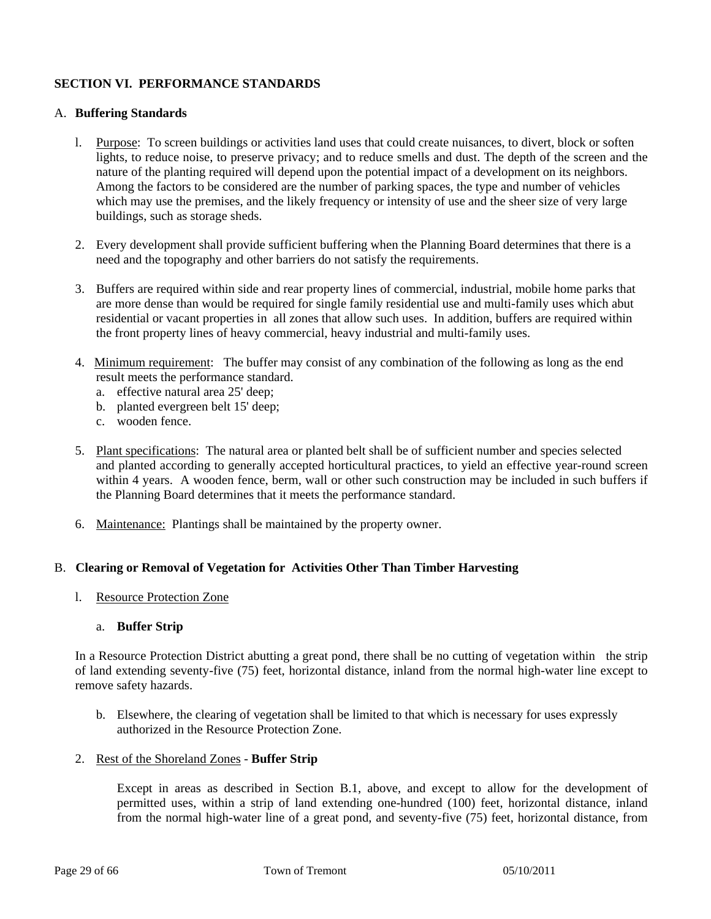## SECTION VI. PERFORMANCE STANDARDS

### A. Buffering Standards

1. Purpose: To screen buildings or activities land uses that could create nuisances, to divert, block or soften lights, to reduce noise, to preserve privacy; and to reduce smells and dust. The depth of the screen and the nature of the planting required will depend upon the potential impact of a development on its neighbors. Among the factors to be considered are the number of parking spaces, the type and number of vehicles which may use the premises, and the likely frequency or intensity of use and the sheer size of very large buildings, such as storage sheds.

2. Every development shall provide sufficient buffering when the Planning Board determines that there is a need and the topography and other barriers do not satisfy the requirements.

3. Buffers are required within side and rear property lines of commercial, industrial, mobile home parks that are more dense than would be required for single family residential use and multi-family uses which abut residential or vacant properties in all zones that allow such uses. In addition, buffers are required within the front property lines of heavy commercial, heavy industrial and multi-family uses.

4. Minimum requirement: The buffer may consist of any combination of the following as long as the end result meets the performance standard.
   a. effective natural area 25' deep;
   b. planted evergreen belt 15' deep;
   c. wooden fence.

5. Plant specifications: The natural area or planted belt shall be of sufficient number and species selected and planted according to generally accepted horticultural practices, to yield an effective year-round screen within 4 years. A wooden fence, berm, wall or other such construction may be included in such buffers if the Planning Board determines that it meets the performance standard.

6. Maintenance: Plantings shall be maintained by the property owner.

### B. Clearing or Removal of Vegetation for Activities Other Than Timber Harvesting

1. Resource Protection Zone

   a. **Buffer Strip**

In a Resource Protection District abutting a great pond, there shall be no cutting of vegetation within the strip of land extending seventy-five (75) feet, horizontal distance, inland from the normal high-water line except to remove safety hazards.

   b. Elsewhere, the clearing of vegetation shall be limited to that which is necessary for uses expressly authorized in the Resource Protection Zone.

2. Rest of the Shoreland Zones - **Buffer Strip**

   Except in areas as described in Section B.1, above, and except to allow for the development of permitted uses, within a strip of land extending one-hundred (100) feet, horizontal distance, inland from the normal high-water line of a great pond, and seventy-five (75) feet, horizontal distance, from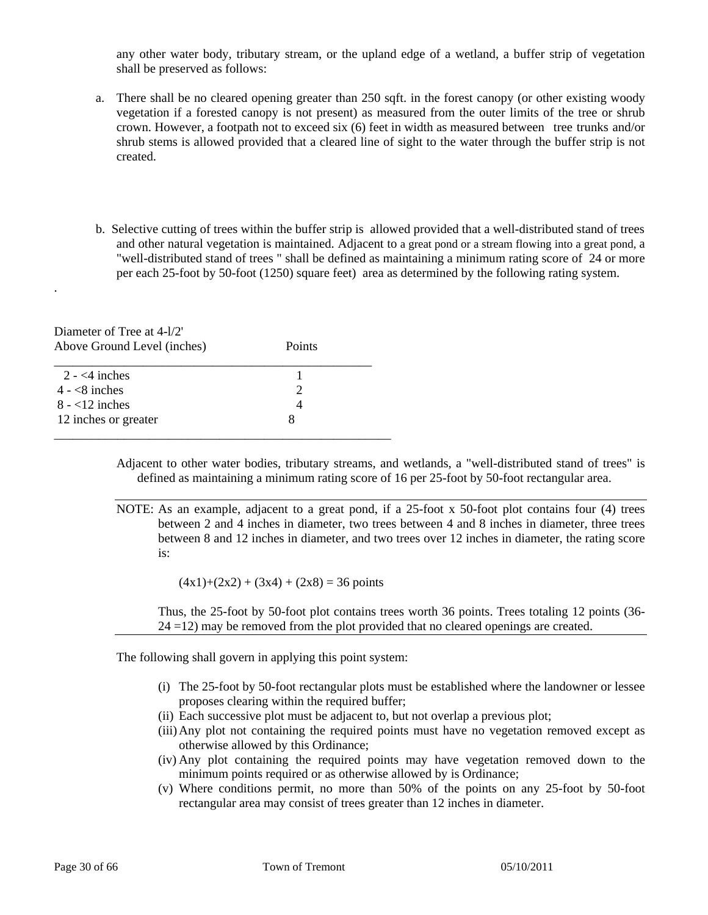any other water body, tributary stream, or the upland edge of a wetland, a buffer strip of vegetation shall be preserved as follows:

a. There shall be no cleared opening greater than 250 sqft. in the forest canopy (or other existing woody vegetation if a forested canopy is not present) as measured from the outer limits of the tree or shrub crown. However, a footpath not to exceed six (6) feet in width as measured between tree trunks and/or shrub stems is allowed provided that a cleared line of sight to the water through the buffer strip is not created.

b. Selective cutting of trees within the buffer strip is allowed provided that a well-distributed stand of trees and other natural vegetation is maintained. Adjacent to a great pond or a stream flowing into a great pond, a "well-distributed stand of trees " shall be defined as maintaining a minimum rating score of 24 or more per each 25-foot by 50-foot (1250) square feet) area as determined by the following rating system.

.

| Diameter of Tree at 4-l/2' Above Ground Level (inches) | Points |
|---|---|
| 2 - <4 inches | 1 |
| 4 - <8 inches | 2 |
| 8 - <12 inches | 4 |
| 12 inches or greater | 8 |

Adjacent to other water bodies, tributary streams, and wetlands, a "well-distributed stand of trees" is defined as maintaining a minimum rating score of 16 per 25-foot by 50-foot rectangular area.

NOTE: As an example, adjacent to a great pond, if a 25-foot x 50-foot plot contains four (4) trees between 2 and 4 inches in diameter, two trees between 4 and 8 inches in diameter, three trees between 8 and 12 inches in diameter, and two trees over 12 inches in diameter, the rating score is:

$$(4x1)+(2x2) + (3x4) + (2x8) = 36 \text{ points}$$

Thus, the 25-foot by 50-foot plot contains trees worth 36 points. Trees totaling 12 points (36-24 =12) may be removed from the plot provided that no cleared openings are created.

The following shall govern in applying this point system:

(i) The 25-foot by 50-foot rectangular plots must be established where the landowner or lessee proposes clearing within the required buffer;
(ii) Each successive plot must be adjacent to, but not overlap a previous plot;
(iii) Any plot not containing the required points must have no vegetation removed except as otherwise allowed by this Ordinance;
(iv) Any plot containing the required points may have vegetation removed down to the minimum points required or as otherwise allowed by is Ordinance;
(v) Where conditions permit, no more than 50% of the points on any 25-foot by 50-foot rectangular area may consist of trees greater than 12 inches in diameter.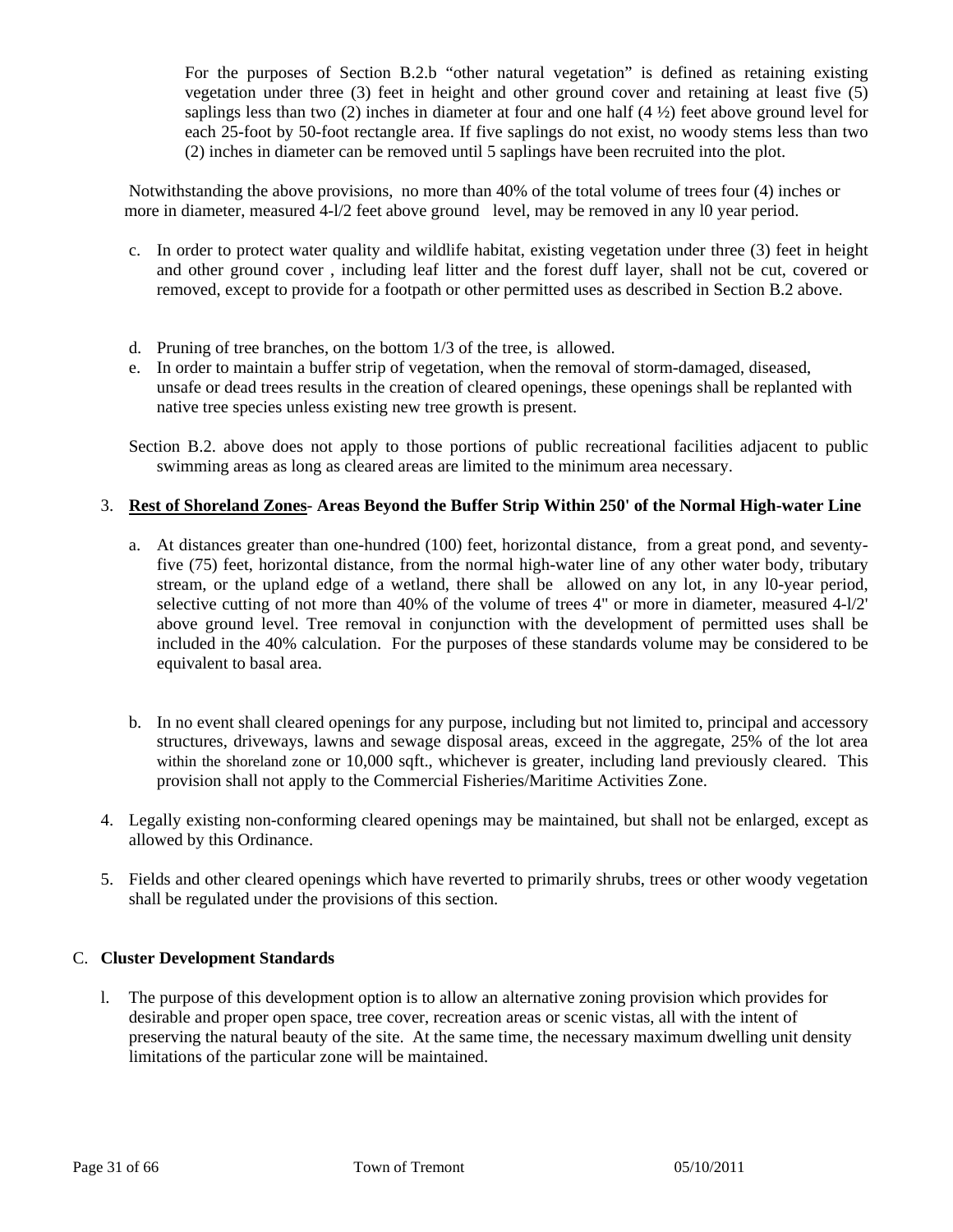For the purposes of Section B.2.b "other natural vegetation" is defined as retaining existing vegetation under three (3) feet in height and other ground cover and retaining at least five (5) saplings less than two (2) inches in diameter at four and one half (4 ½) feet above ground level for each 25-foot by 50-foot rectangle area. If five saplings do not exist, no woody stems less than two (2) inches in diameter can be removed until 5 saplings have been recruited into the plot.

Notwithstanding the above provisions, no more than 40% of the total volume of trees four (4) inches or more in diameter, measured 4-l/2 feet above ground level, may be removed in any l0 year period.

c. In order to protect water quality and wildlife habitat, existing vegetation under three (3) feet in height and other ground cover , including leaf litter and the forest duff layer, shall not be cut, covered or removed, except to provide for a footpath or other permitted uses as described in Section B.2 above.

d. Pruning of tree branches, on the bottom 1/3 of the tree, is allowed.

e. In order to maintain a buffer strip of vegetation, when the removal of storm-damaged, diseased, unsafe or dead trees results in the creation of cleared openings, these openings shall be replanted with native tree species unless existing new tree growth is present.

Section B.2. above does not apply to those portions of public recreational facilities adjacent to public swimming areas as long as cleared areas are limited to the minimum area necessary.

3. **<u>Rest of Shoreland Zones</u>- Areas Beyond the Buffer Strip Within 250' of the Normal High-water Line**

   a. At distances greater than one-hundred (100) feet, horizontal distance, from a great pond, and seventy-five (75) feet, horizontal distance, from the normal high-water line of any other water body, tributary stream, or the upland edge of a wetland, there shall be allowed on any lot, in any l0-year period, selective cutting of not more than 40% of the volume of trees 4" or more in diameter, measured 4-l/2' above ground level. Tree removal in conjunction with the development of permitted uses shall be included in the 40% calculation. For the purposes of these standards volume may be considered to be equivalent to basal area.

   b. In no event shall cleared openings for any purpose, including but not limited to, principal and accessory structures, driveways, lawns and sewage disposal areas, exceed in the aggregate, 25% of the lot area within the shoreland zone or 10,000 sqft., whichever is greater, including land previously cleared. This provision shall not apply to the Commercial Fisheries/Maritime Activities Zone.

4. Legally existing non-conforming cleared openings may be maintained, but shall not be enlarged, except as allowed by this Ordinance.

5. Fields and other cleared openings which have reverted to primarily shrubs, trees or other woody vegetation shall be regulated under the provisions of this section.

C. **Cluster Development Standards**

   l. The purpose of this development option is to allow an alternative zoning provision which provides for desirable and proper open space, tree cover, recreation areas or scenic vistas, all with the intent of preserving the natural beauty of the site. At the same time, the necessary maximum dwelling unit density limitations of the particular zone will be maintained.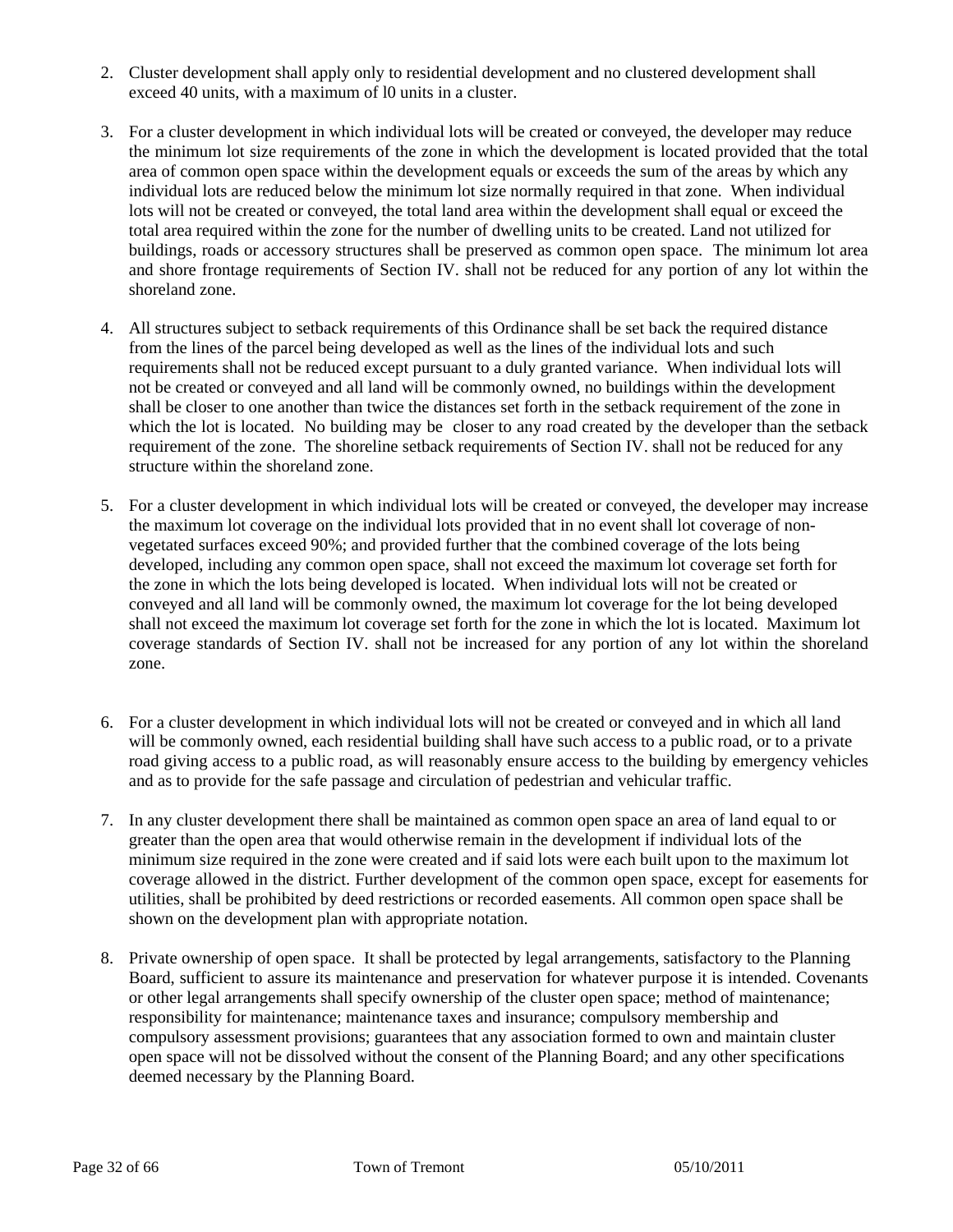2. Cluster development shall apply only to residential development and no clustered development shall exceed 40 units, with a maximum of l0 units in a cluster.

3. For a cluster development in which individual lots will be created or conveyed, the developer may reduce the minimum lot size requirements of the zone in which the development is located provided that the total area of common open space within the development equals or exceeds the sum of the areas by which any individual lots are reduced below the minimum lot size normally required in that zone. When individual lots will not be created or conveyed, the total land area within the development shall equal or exceed the total area required within the zone for the number of dwelling units to be created. Land not utilized for buildings, roads or accessory structures shall be preserved as common open space. The minimum lot area and shore frontage requirements of Section IV. shall not be reduced for any portion of any lot within the shoreland zone.

4. All structures subject to setback requirements of this Ordinance shall be set back the required distance from the lines of the parcel being developed as well as the lines of the individual lots and such requirements shall not be reduced except pursuant to a duly granted variance. When individual lots will not be created or conveyed and all land will be commonly owned, no buildings within the development shall be closer to one another than twice the distances set forth in the setback requirement of the zone in which the lot is located. No building may be closer to any road created by the developer than the setback requirement of the zone. The shoreline setback requirements of Section IV. shall not be reduced for any structure within the shoreland zone.

5. For a cluster development in which individual lots will be created or conveyed, the developer may increase the maximum lot coverage on the individual lots provided that in no event shall lot coverage of non-vegetated surfaces exceed 90%; and provided further that the combined coverage of the lots being developed, including any common open space, shall not exceed the maximum lot coverage set forth for the zone in which the lots being developed is located. When individual lots will not be created or conveyed and all land will be commonly owned, the maximum lot coverage for the lot being developed shall not exceed the maximum lot coverage set forth for the zone in which the lot is located. Maximum lot coverage standards of Section IV. shall not be increased for any portion of any lot within the shoreland zone.

6. For a cluster development in which individual lots will not be created or conveyed and in which all land will be commonly owned, each residential building shall have such access to a public road, or to a private road giving access to a public road, as will reasonably ensure access to the building by emergency vehicles and as to provide for the safe passage and circulation of pedestrian and vehicular traffic.

7. In any cluster development there shall be maintained as common open space an area of land equal to or greater than the open area that would otherwise remain in the development if individual lots of the minimum size required in the zone were created and if said lots were each built upon to the maximum lot coverage allowed in the district. Further development of the common open space, except for easements for utilities, shall be prohibited by deed restrictions or recorded easements. All common open space shall be shown on the development plan with appropriate notation.

8. Private ownership of open space. It shall be protected by legal arrangements, satisfactory to the Planning Board, sufficient to assure its maintenance and preservation for whatever purpose it is intended. Covenants or other legal arrangements shall specify ownership of the cluster open space; method of maintenance; responsibility for maintenance; maintenance taxes and insurance; compulsory membership and compulsory assessment provisions; guarantees that any association formed to own and maintain cluster open space will not be dissolved without the consent of the Planning Board; and any other specifications deemed necessary by the Planning Board.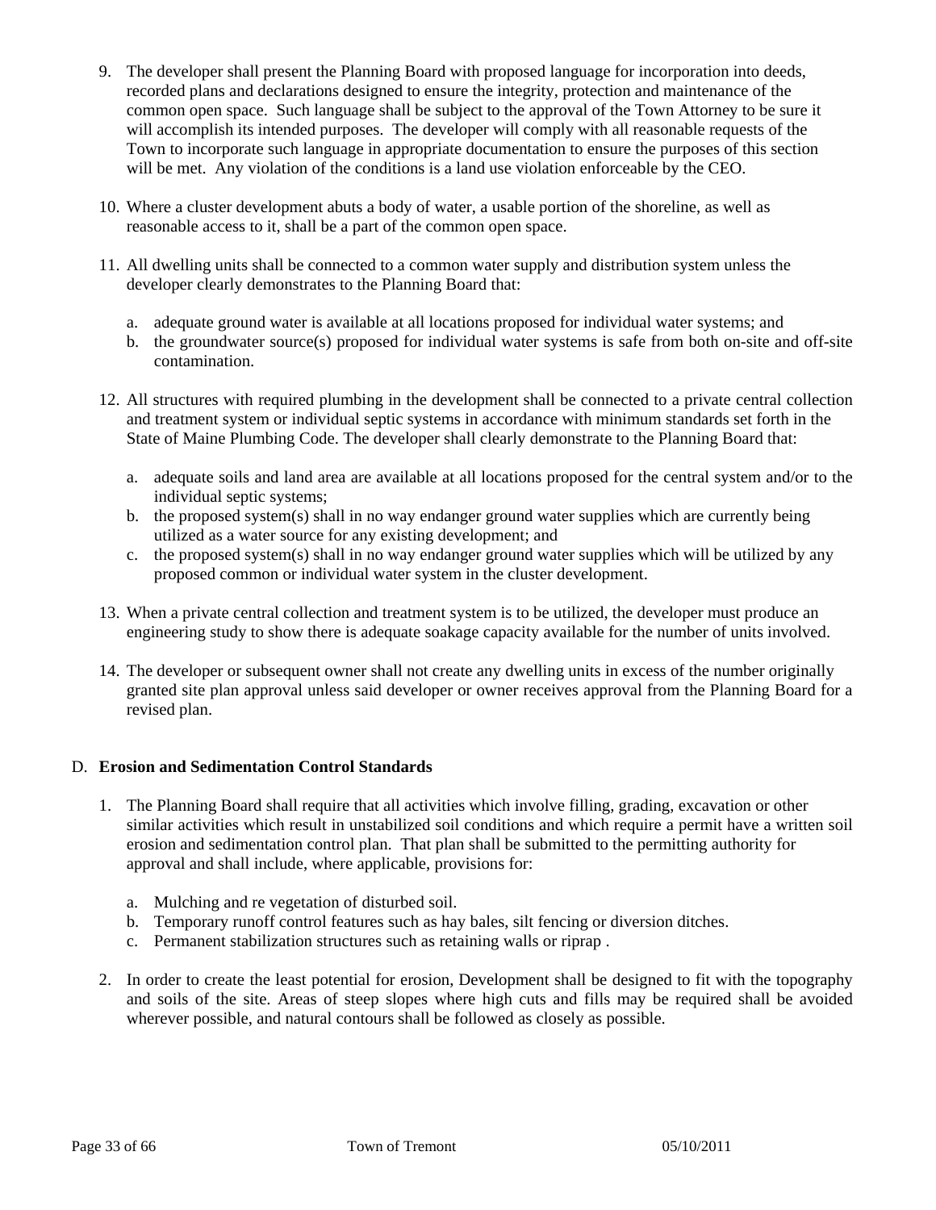9. The developer shall present the Planning Board with proposed language for incorporation into deeds, recorded plans and declarations designed to ensure the integrity, protection and maintenance of the common open space. Such language shall be subject to the approval of the Town Attorney to be sure it will accomplish its intended purposes. The developer will comply with all reasonable requests of the Town to incorporate such language in appropriate documentation to ensure the purposes of this section will be met. Any violation of the conditions is a land use violation enforceable by the CEO.

10. Where a cluster development abuts a body of water, a usable portion of the shoreline, as well as reasonable access to it, shall be a part of the common open space.

11. All dwelling units shall be connected to a common water supply and distribution system unless the developer clearly demonstrates to the Planning Board that:

    a. adequate ground water is available at all locations proposed for individual water systems; and
    b. the groundwater source(s) proposed for individual water systems is safe from both on-site and off-site contamination.

12. All structures with required plumbing in the development shall be connected to a private central collection and treatment system or individual septic systems in accordance with minimum standards set forth in the State of Maine Plumbing Code. The developer shall clearly demonstrate to the Planning Board that:

    a. adequate soils and land area are available at all locations proposed for the central system and/or to the individual septic systems;
    b. the proposed system(s) shall in no way endanger ground water supplies which are currently being utilized as a water source for any existing development; and
    c. the proposed system(s) shall in no way endanger ground water supplies which will be utilized by any proposed common or individual water system in the cluster development.

13. When a private central collection and treatment system is to be utilized, the developer must produce an engineering study to show there is adequate soakage capacity available for the number of units involved.

14. The developer or subsequent owner shall not create any dwelling units in excess of the number originally granted site plan approval unless said developer or owner receives approval from the Planning Board for a revised plan.

D. **Erosion and Sedimentation Control Standards**

1. The Planning Board shall require that all activities which involve filling, grading, excavation or other similar activities which result in unstabilized soil conditions and which require a permit have a written soil erosion and sedimentation control plan. That plan shall be submitted to the permitting authority for approval and shall include, where applicable, provisions for:

    a. Mulching and re vegetation of disturbed soil.
    b. Temporary runoff control features such as hay bales, silt fencing or diversion ditches.
    c. Permanent stabilization structures such as retaining walls or riprap .

2. In order to create the least potential for erosion, Development shall be designed to fit with the topography and soils of the site. Areas of steep slopes where high cuts and fills may be required shall be avoided wherever possible, and natural contours shall be followed as closely as possible.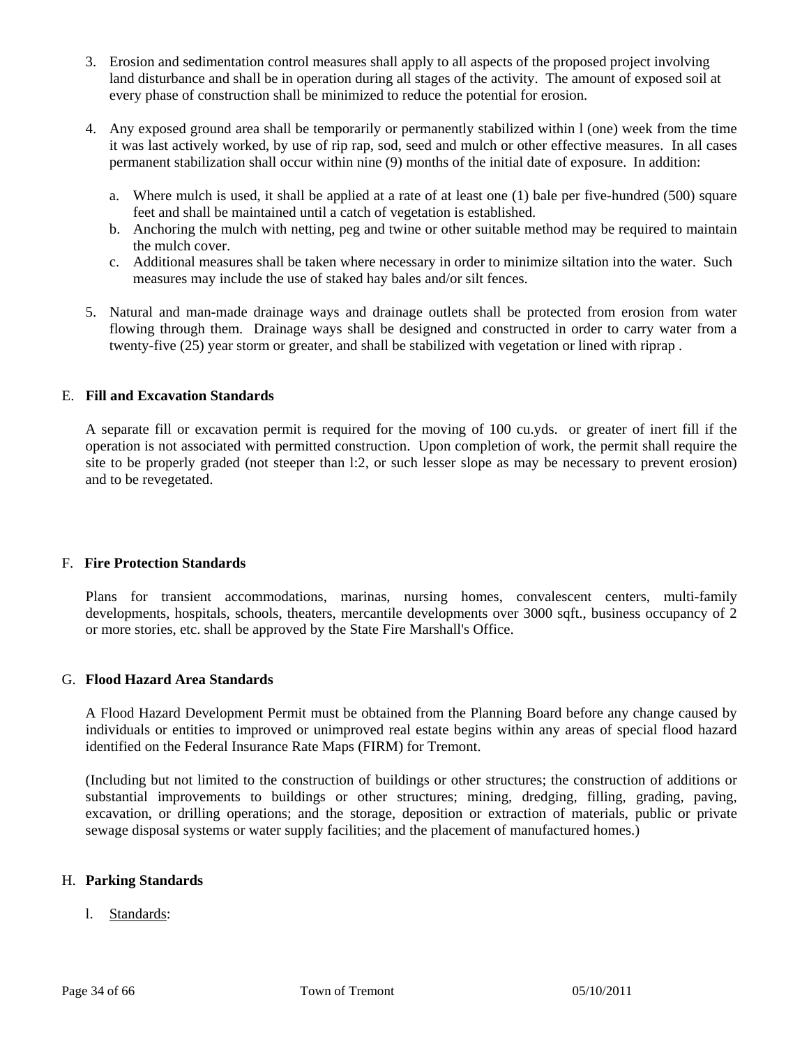3. Erosion and sedimentation control measures shall apply to all aspects of the proposed project involving land disturbance and shall be in operation during all stages of the activity. The amount of exposed soil at every phase of construction shall be minimized to reduce the potential for erosion.

4. Any exposed ground area shall be temporarily or permanently stabilized within l (one) week from the time it was last actively worked, by use of rip rap, sod, seed and mulch or other effective measures. In all cases permanent stabilization shall occur within nine (9) months of the initial date of exposure. In addition:

   a. Where mulch is used, it shall be applied at a rate of at least one (1) bale per five-hundred (500) square feet and shall be maintained until a catch of vegetation is established.
   b. Anchoring the mulch with netting, peg and twine or other suitable method may be required to maintain the mulch cover.
   c. Additional measures shall be taken where necessary in order to minimize siltation into the water. Such measures may include the use of staked hay bales and/or silt fences.

5. Natural and man-made drainage ways and drainage outlets shall be protected from erosion from water flowing through them. Drainage ways shall be designed and constructed in order to carry water from a twenty-five (25) year storm or greater, and shall be stabilized with vegetation or lined with riprap .

E. **Fill and Excavation Standards**

A separate fill or excavation permit is required for the moving of 100 cu.yds. or greater of inert fill if the operation is not associated with permitted construction. Upon completion of work, the permit shall require the site to be properly graded (not steeper than l:2, or such lesser slope as may be necessary to prevent erosion) and to be revegetated.

F. **Fire Protection Standards**

Plans for transient accommodations, marinas, nursing homes, convalescent centers, multi-family developments, hospitals, schools, theaters, mercantile developments over 3000 sqft., business occupancy of 2 or more stories, etc. shall be approved by the State Fire Marshall's Office.

G. **Flood Hazard Area Standards**

A Flood Hazard Development Permit must be obtained from the Planning Board before any change caused by individuals or entities to improved or unimproved real estate begins within any areas of special flood hazard identified on the Federal Insurance Rate Maps (FIRM) for Tremont.

(Including but not limited to the construction of buildings or other structures; the construction of additions or substantial improvements to buildings or other structures; mining, dredging, filling, grading, paving, excavation, or drilling operations; and the storage, deposition or extraction of materials, public or private sewage disposal systems or water supply facilities; and the placement of manufactured homes.)

H. **Parking Standards**

l. Standards: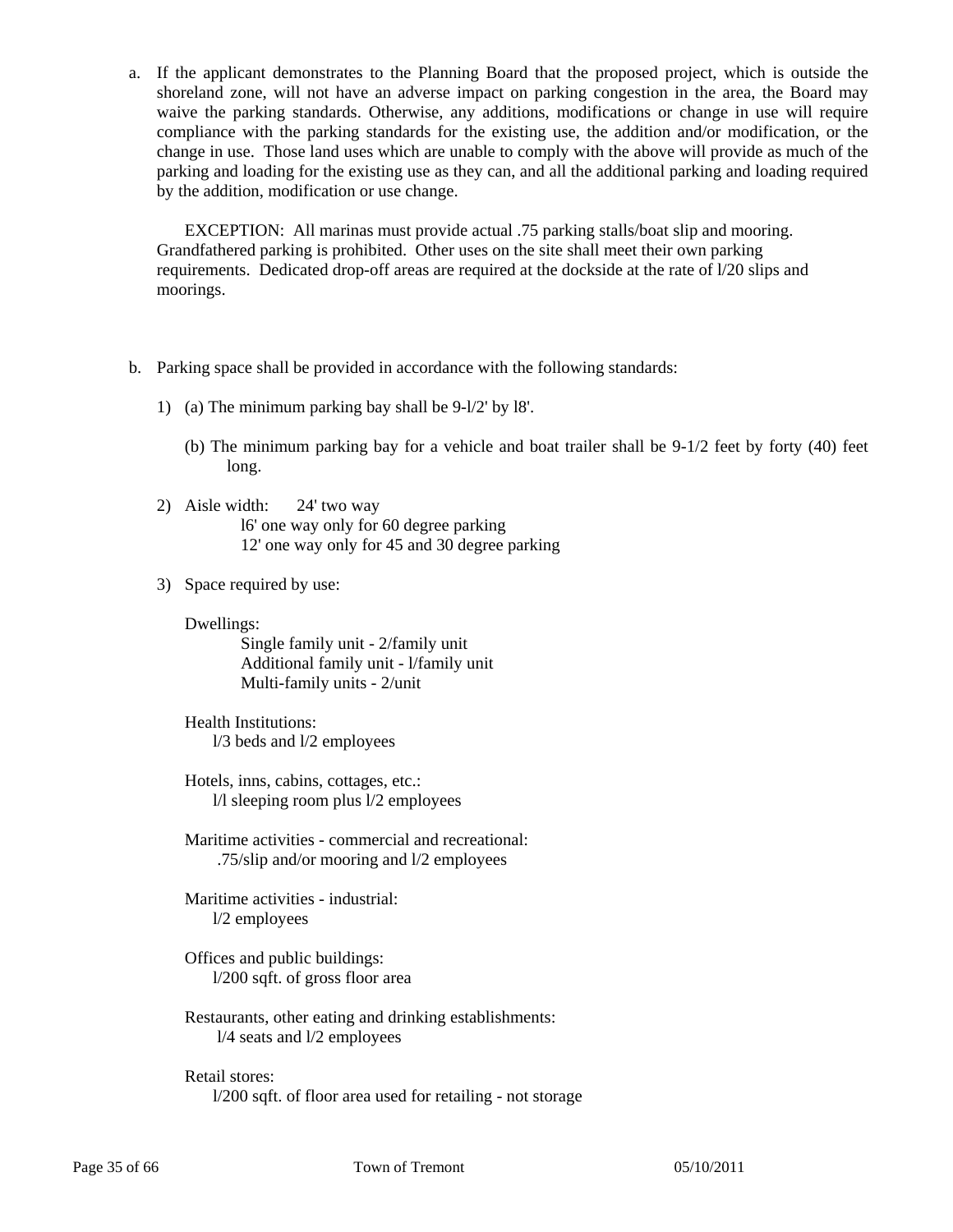a. If the applicant demonstrates to the Planning Board that the proposed project, which is outside the shoreland zone, will not have an adverse impact on parking congestion in the area, the Board may waive the parking standards. Otherwise, any additions, modifications or change in use will require compliance with the parking standards for the existing use, the addition and/or modification, or the change in use. Those land uses which are unable to comply with the above will provide as much of the parking and loading for the existing use as they can, and all the additional parking and loading required by the addition, modification or use change.

   EXCEPTION: All marinas must provide actual .75 parking stalls/boat slip and mooring. Grandfathered parking is prohibited. Other uses on the site shall meet their own parking requirements. Dedicated drop-off areas are required at the dockside at the rate of l/20 slips and moorings.

b. Parking space shall be provided in accordance with the following standards:

   1) (a) The minimum parking bay shall be 9-l/2' by l8'.

      (b) The minimum parking bay for a vehicle and boat trailer shall be 9-1/2 feet by forty (40) feet long.

   2) Aisle width: 24' two way
      l6' one way only for 60 degree parking
      12' one way only for 45 and 30 degree parking

   3) Space required by use:

      Dwellings:
      Single family unit - 2/family unit
      Additional family unit - l/family unit
      Multi-family units - 2/unit

      Health Institutions:
      l/3 beds and l/2 employees

      Hotels, inns, cabins, cottages, etc.:
      l/l sleeping room plus l/2 employees

      Maritime activities - commercial and recreational:
      .75/slip and/or mooring and l/2 employees

      Maritime activities - industrial:
      l/2 employees

      Offices and public buildings:
      l/200 sqft. of gross floor area

      Restaurants, other eating and drinking establishments:
      l/4 seats and l/2 employees

      Retail stores:
      l/200 sqft. of floor area used for retailing - not storage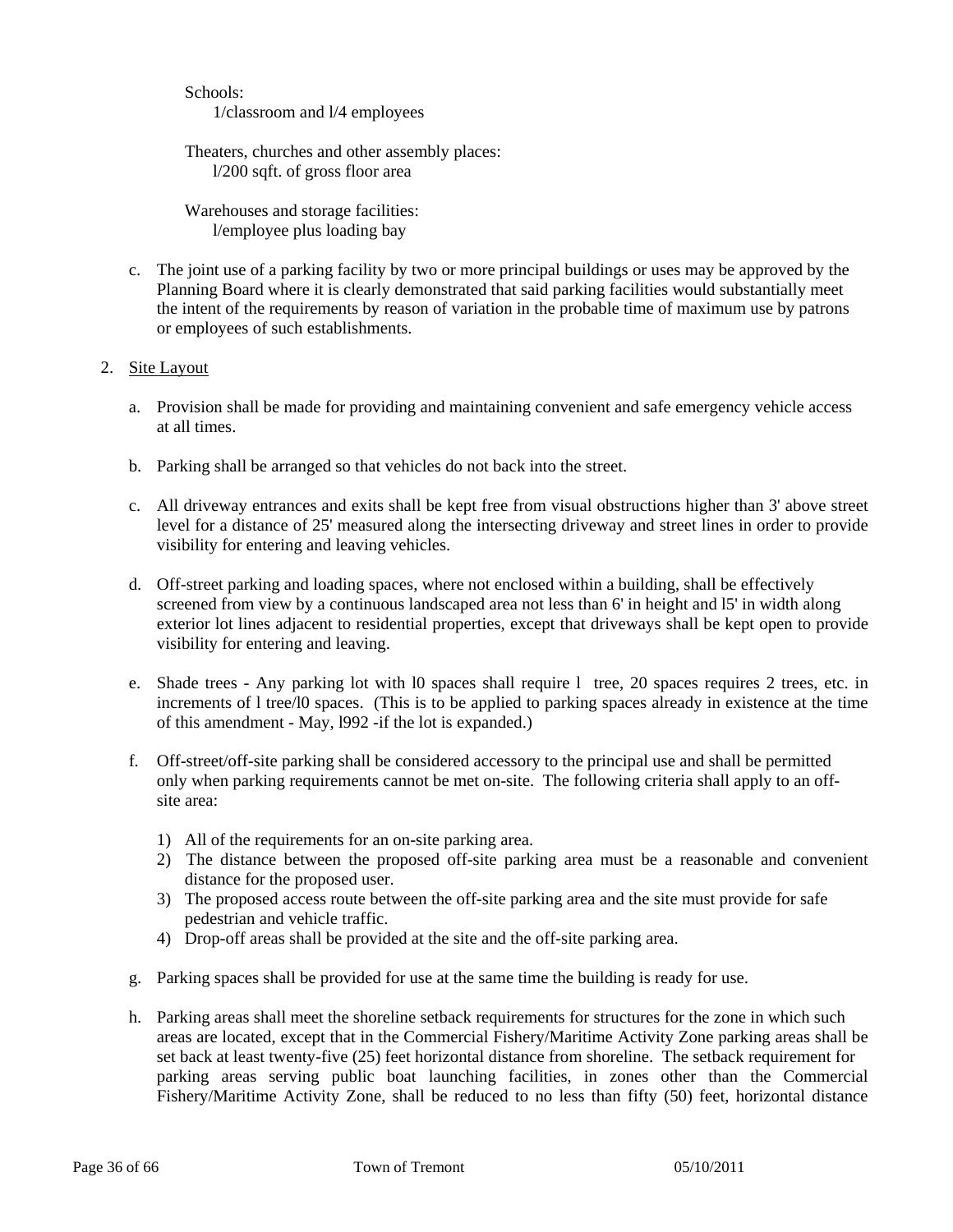Schools:
    1/classroom and l/4 employees

Theaters, churches and other assembly places:
    l/200 sqft. of gross floor area

Warehouses and storage facilities:
    l/employee plus loading bay

c. The joint use of a parking facility by two or more principal buildings or uses may be approved by the Planning Board where it is clearly demonstrated that said parking facilities would substantially meet the intent of the requirements by reason of variation in the probable time of maximum use by patrons or employees of such establishments.

2. Site Layout

a. Provision shall be made for providing and maintaining convenient and safe emergency vehicle access at all times.

b. Parking shall be arranged so that vehicles do not back into the street.

c. All driveway entrances and exits shall be kept free from visual obstructions higher than 3' above street level for a distance of 25' measured along the intersecting driveway and street lines in order to provide visibility for entering and leaving vehicles.

d. Off-street parking and loading spaces, where not enclosed within a building, shall be effectively screened from view by a continuous landscaped area not less than 6' in height and l5' in width along exterior lot lines adjacent to residential properties, except that driveways shall be kept open to provide visibility for entering and leaving.

e. Shade trees - Any parking lot with l0 spaces shall require l tree, 20 spaces requires 2 trees, etc. in increments of l tree/l0 spaces. (This is to be applied to parking spaces already in existence at the time of this amendment - May, l992 -if the lot is expanded.)

f. Off-street/off-site parking shall be considered accessory to the principal use and shall be permitted only when parking requirements cannot be met on-site. The following criteria shall apply to an off-site area:

   1) All of the requirements for an on-site parking area.
   2) The distance between the proposed off-site parking area must be a reasonable and convenient distance for the proposed user.
   3) The proposed access route between the off-site parking area and the site must provide for safe pedestrian and vehicle traffic.
   4) Drop-off areas shall be provided at the site and the off-site parking area.

g. Parking spaces shall be provided for use at the same time the building is ready for use.

h. Parking areas shall meet the shoreline setback requirements for structures for the zone in which such areas are located, except that in the Commercial Fishery/Maritime Activity Zone parking areas shall be set back at least twenty-five (25) feet horizontal distance from shoreline. The setback requirement for parking areas serving public boat launching facilities, in zones other than the Commercial Fishery/Maritime Activity Zone, shall be reduced to no less than fifty (50) feet, horizontal distance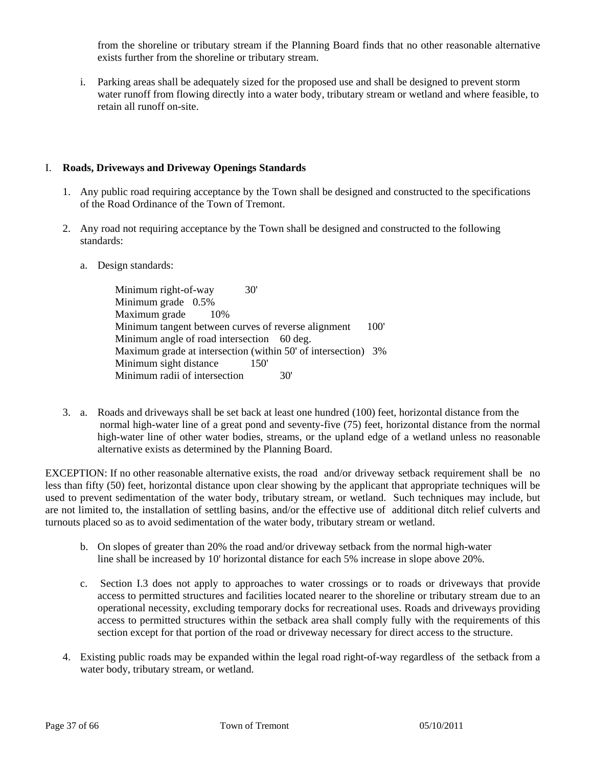from the shoreline or tributary stream if the Planning Board finds that no other reasonable alternative exists further from the shoreline or tributary stream.

i. Parking areas shall be adequately sized for the proposed use and shall be designed to prevent storm water runoff from flowing directly into a water body, tributary stream or wetland and where feasible, to retain all runoff on-site.

I. **Roads, Driveways and Driveway Openings Standards**

1. Any public road requiring acceptance by the Town shall be designed and constructed to the specifications of the Road Ordinance of the Town of Tremont.

2. Any road not requiring acceptance by the Town shall be designed and constructed to the following standards:

   a. Design standards:

      Minimum right-of-way 30'
      Minimum grade 0.5%
      Maximum grade 10%
      Minimum tangent between curves of reverse alignment 100'
      Minimum angle of road intersection 60 deg.
      Maximum grade at intersection (within 50' of intersection) 3%
      Minimum sight distance 150'
      Minimum radii of intersection 30'

3. a. Roads and driveways shall be set back at least one hundred (100) feet, horizontal distance from the normal high-water line of a great pond and seventy-five (75) feet, horizontal distance from the normal high-water line of other water bodies, streams, or the upland edge of a wetland unless no reasonable alternative exists as determined by the Planning Board.

EXCEPTION: If no other reasonable alternative exists, the road and/or driveway setback requirement shall be no less than fifty (50) feet, horizontal distance upon clear showing by the applicant that appropriate techniques will be used to prevent sedimentation of the water body, tributary stream, or wetland. Such techniques may include, but are not limited to, the installation of settling basins, and/or the effective use of additional ditch relief culverts and turnouts placed so as to avoid sedimentation of the water body, tributary stream or wetland.

   b. On slopes of greater than 20% the road and/or driveway setback from the normal high-water line shall be increased by 10' horizontal distance for each 5% increase in slope above 20%.

   c. Section I.3 does not apply to approaches to water crossings or to roads or driveways that provide access to permitted structures and facilities located nearer to the shoreline or tributary stream due to an operational necessity, excluding temporary docks for recreational uses. Roads and driveways providing access to permitted structures within the setback area shall comply fully with the requirements of this section except for that portion of the road or driveway necessary for direct access to the structure.

4. Existing public roads may be expanded within the legal road right-of-way regardless of the setback from a water body, tributary stream, or wetland.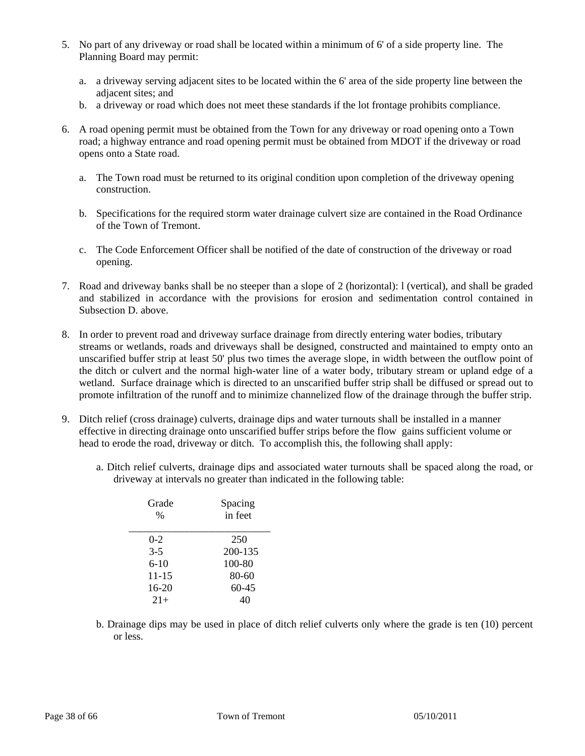5. No part of any driveway or road shall be located within a minimum of 6' of a side property line. The Planning Board may permit:

   a. a driveway serving adjacent sites to be located within the 6' area of the side property line between the adjacent sites; and
   b. a driveway or road which does not meet these standards if the lot frontage prohibits compliance.

6. A road opening permit must be obtained from the Town for any driveway or road opening onto a Town road; a highway entrance and road opening permit must be obtained from MDOT if the driveway or road opens onto a State road.

   a. The Town road must be returned to its original condition upon completion of the driveway opening construction.

   b. Specifications for the required storm water drainage culvert size are contained in the Road Ordinance of the Town of Tremont.

   c. The Code Enforcement Officer shall be notified of the date of construction of the driveway or road opening.

7. Road and driveway banks shall be no steeper than a slope of 2 (horizontal): l (vertical), and shall be graded and stabilized in accordance with the provisions for erosion and sedimentation control contained in Subsection D. above.

8. In order to prevent road and driveway surface drainage from directly entering water bodies, tributary streams or wetlands, roads and driveways shall be designed, constructed and maintained to empty onto an unscarified buffer strip at least 50' plus two times the average slope, in width between the outflow point of the ditch or culvert and the normal high-water line of a water body, tributary stream or upland edge of a wetland. Surface drainage which is directed to an unscarified buffer strip shall be diffused or spread out to promote infiltration of the runoff and to minimize channelized flow of the drainage through the buffer strip.

9. Ditch relief (cross drainage) culverts, drainage dips and water turnouts shall be installed in a manner effective in directing drainage onto unscarified buffer strips before the flow gains sufficient volume or head to erode the road, driveway or ditch. To accomplish this, the following shall apply:

   a. Ditch relief culverts, drainage dips and associated water turnouts shall be spaced along the road, or driveway at intervals no greater than indicated in the following table:

   | Grade % | Spacing in feet |
   |---|---|
   | 0-2 | 250 |
   | 3-5 | 200-135 |
   | 6-10 | 100-80 |
   | 11-15 | 80-60 |
   | 16-20 | 60-45 |
   | 21+ | 40 |

   b. Drainage dips may be used in place of ditch relief culverts only where the grade is ten (10) percent or less.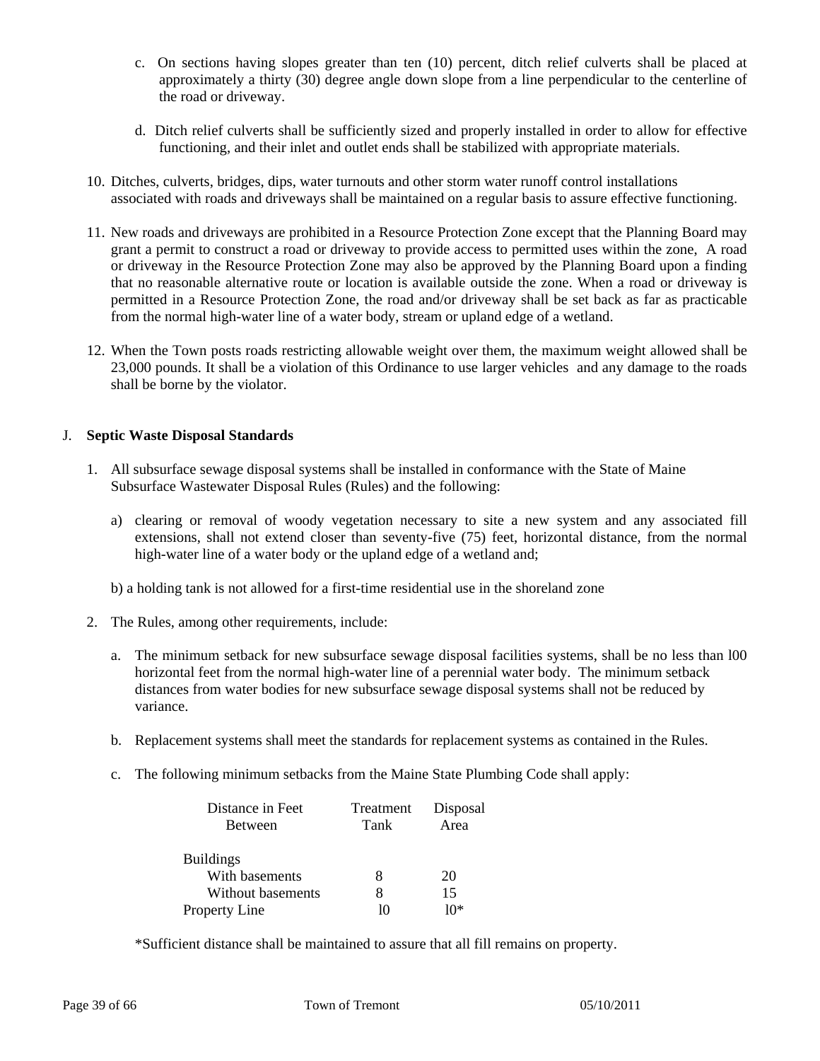c. On sections having slopes greater than ten (10) percent, ditch relief culverts shall be placed at approximately a thirty (30) degree angle down slope from a line perpendicular to the centerline of the road or driveway.

d. Ditch relief culverts shall be sufficiently sized and properly installed in order to allow for effective functioning, and their inlet and outlet ends shall be stabilized with appropriate materials.

10. Ditches, culverts, bridges, dips, water turnouts and other storm water runoff control installations associated with roads and driveways shall be maintained on a regular basis to assure effective functioning.

11. New roads and driveways are prohibited in a Resource Protection Zone except that the Planning Board may grant a permit to construct a road or driveway to provide access to permitted uses within the zone, A road or driveway in the Resource Protection Zone may also be approved by the Planning Board upon a finding that no reasonable alternative route or location is available outside the zone. When a road or driveway is permitted in a Resource Protection Zone, the road and/or driveway shall be set back as far as practicable from the normal high-water line of a water body, stream or upland edge of a wetland.

12. When the Town posts roads restricting allowable weight over them, the maximum weight allowed shall be 23,000 pounds. It shall be a violation of this Ordinance to use larger vehicles and any damage to the roads shall be borne by the violator.

J. **Septic Waste Disposal Standards**

1. All subsurface sewage disposal systems shall be installed in conformance with the State of Maine Subsurface Wastewater Disposal Rules (Rules) and the following:

   a) clearing or removal of woody vegetation necessary to site a new system and any associated fill extensions, shall not extend closer than seventy-five (75) feet, horizontal distance, from the normal high-water line of a water body or the upland edge of a wetland and;

   b) a holding tank is not allowed for a first-time residential use in the shoreland zone

2. The Rules, among other requirements, include:

   a. The minimum setback for new subsurface sewage disposal facilities systems, shall be no less than l00 horizontal feet from the normal high-water line of a perennial water body. The minimum setback distances from water bodies for new subsurface sewage disposal systems shall not be reduced by variance.

   b. Replacement systems shall meet the standards for replacement systems as contained in the Rules.

   c. The following minimum setbacks from the Maine State Plumbing Code shall apply:

| Distance in Feet Between | Treatment Tank | Disposal Area |
|---|---|---|
| Buildings | | |
| With basements | 8 | 20 |
| Without basements | 8 | 15 |
| Property Line | l0 | l0* |

*Sufficient distance shall be maintained to assure that all fill remains on property.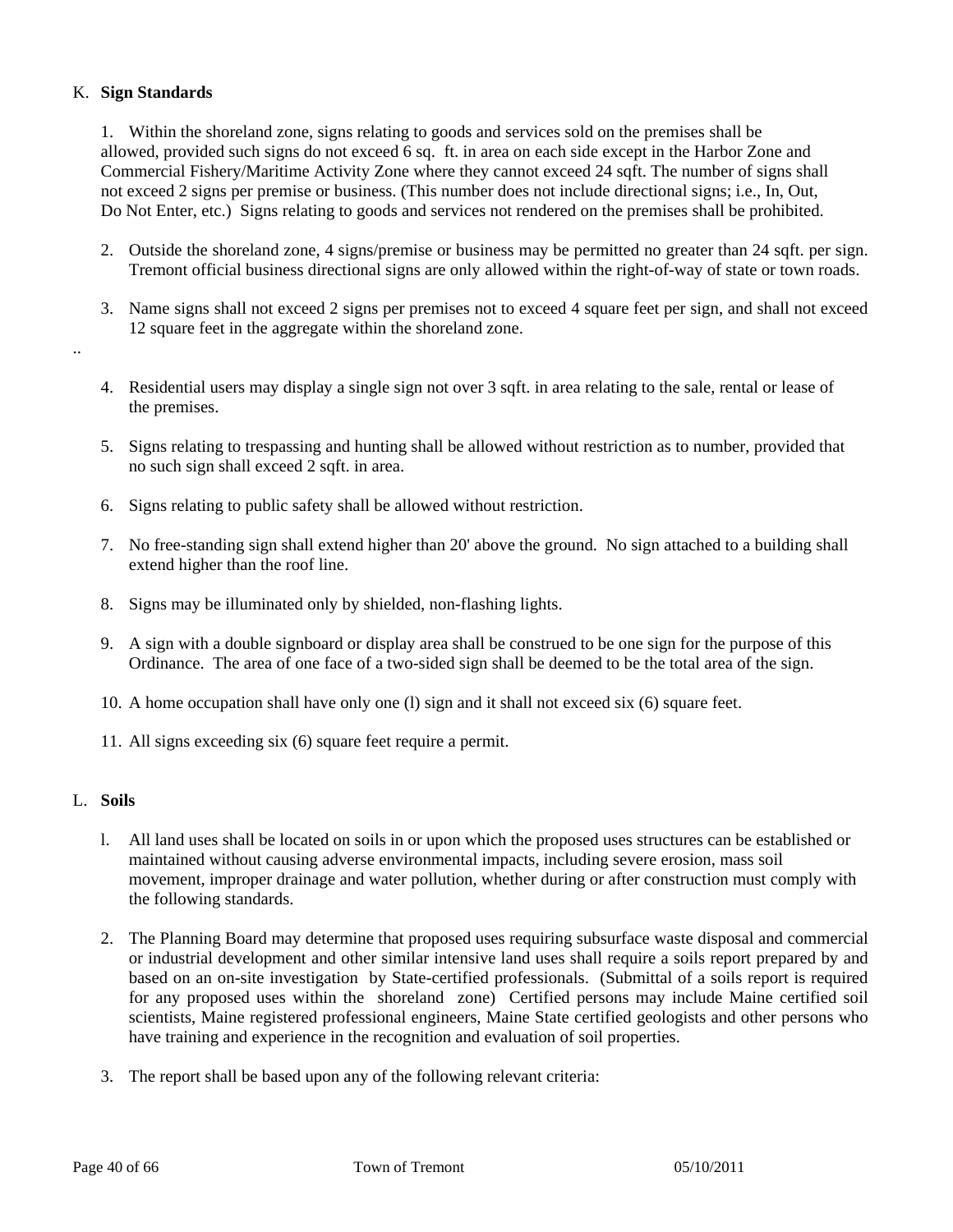K. **Sign Standards**

1. Within the shoreland zone, signs relating to goods and services sold on the premises shall be allowed, provided such signs do not exceed 6 sq. ft. in area on each side except in the Harbor Zone and Commercial Fishery/Maritime Activity Zone where they cannot exceed 24 sqft. The number of signs shall not exceed 2 signs per premise or business. (This number does not include directional signs; i.e., In, Out, Do Not Enter, etc.) Signs relating to goods and services not rendered on the premises shall be prohibited.

2. Outside the shoreland zone, 4 signs/premise or business may be permitted no greater than 24 sqft. per sign. Tremont official business directional signs are only allowed within the right-of-way of state or town roads.

3. Name signs shall not exceed 2 signs per premises not to exceed 4 square feet per sign, and shall not exceed 12 square feet in the aggregate within the shoreland zone.

..

4. Residential users may display a single sign not over 3 sqft. in area relating to the sale, rental or lease of the premises.

5. Signs relating to trespassing and hunting shall be allowed without restriction as to number, provided that no such sign shall exceed 2 sqft. in area.

6. Signs relating to public safety shall be allowed without restriction.

7. No free-standing sign shall extend higher than 20' above the ground. No sign attached to a building shall extend higher than the roof line.

8. Signs may be illuminated only by shielded, non-flashing lights.

9. A sign with a double signboard or display area shall be construed to be one sign for the purpose of this Ordinance. The area of one face of a two-sided sign shall be deemed to be the total area of the sign.

10. A home occupation shall have only one (l) sign and it shall not exceed six (6) square feet.

11. All signs exceeding six (6) square feet require a permit.

L. **Soils**

l. All land uses shall be located on soils in or upon which the proposed uses structures can be established or maintained without causing adverse environmental impacts, including severe erosion, mass soil movement, improper drainage and water pollution, whether during or after construction must comply with the following standards.

2. The Planning Board may determine that proposed uses requiring subsurface waste disposal and commercial or industrial development and other similar intensive land uses shall require a soils report prepared by and based on an on-site investigation by State-certified professionals. (Submittal of a soils report is required for any proposed uses within the shoreland zone) Certified persons may include Maine certified soil scientists, Maine registered professional engineers, Maine State certified geologists and other persons who have training and experience in the recognition and evaluation of soil properties.

3. The report shall be based upon any of the following relevant criteria: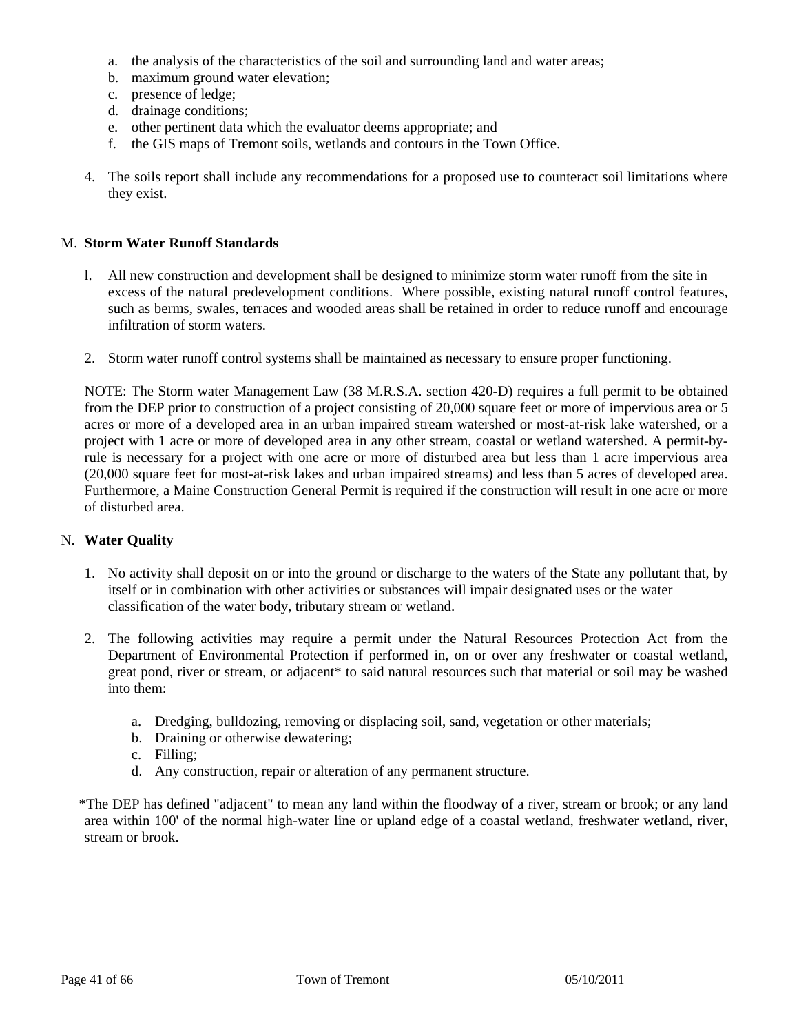a. the analysis of the characteristics of the soil and surrounding land and water areas;
b. maximum ground water elevation;
c. presence of ledge;
d. drainage conditions;
e. other pertinent data which the evaluator deems appropriate; and
f. the GIS maps of Tremont soils, wetlands and contours in the Town Office.

4. The soils report shall include any recommendations for a proposed use to counteract soil limitations where they exist.

## M. Storm Water Runoff Standards

l. All new construction and development shall be designed to minimize storm water runoff from the site in excess of the natural predevelopment conditions. Where possible, existing natural runoff control features, such as berms, swales, terraces and wooded areas shall be retained in order to reduce runoff and encourage infiltration of storm waters.

2. Storm water runoff control systems shall be maintained as necessary to ensure proper functioning.

NOTE: The Storm water Management Law (38 M.R.S.A. section 420-D) requires a full permit to be obtained from the DEP prior to construction of a project consisting of 20,000 square feet or more of impervious area or 5 acres or more of a developed area in an urban impaired stream watershed or most-at-risk lake watershed, or a project with 1 acre or more of developed area in any other stream, coastal or wetland watershed. A permit-by-rule is necessary for a project with one acre or more of disturbed area but less than 1 acre impervious area (20,000 square feet for most-at-risk lakes and urban impaired streams) and less than 5 acres of developed area. Furthermore, a Maine Construction General Permit is required if the construction will result in one acre or more of disturbed area.

## N. Water Quality

1. No activity shall deposit on or into the ground or discharge to the waters of the State any pollutant that, by itself or in combination with other activities or substances will impair designated uses or the water classification of the water body, tributary stream or wetland.

2. The following activities may require a permit under the Natural Resources Protection Act from the Department of Environmental Protection if performed in, on or over any freshwater or coastal wetland, great pond, river or stream, or adjacent* to said natural resources such that material or soil may be washed into them:

   a. Dredging, bulldozing, removing or displacing soil, sand, vegetation or other materials;
   b. Draining or otherwise dewatering;
   c. Filling;
   d. Any construction, repair or alteration of any permanent structure.

*The DEP has defined "adjacent" to mean any land within the floodway of a river, stream or brook; or any land area within 100' of the normal high-water line or upland edge of a coastal wetland, freshwater wetland, river, stream or brook.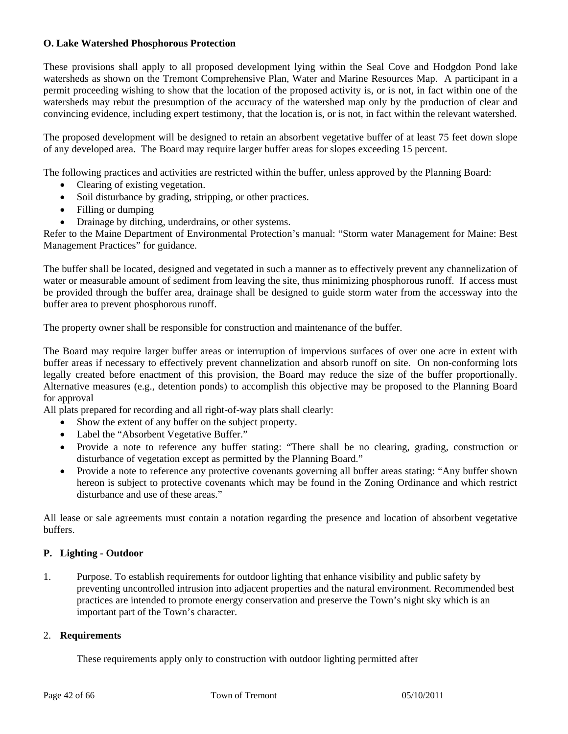### O. Lake Watershed Phosphorous Protection

These provisions shall apply to all proposed development lying within the Seal Cove and Hodgdon Pond lake watersheds as shown on the Tremont Comprehensive Plan, Water and Marine Resources Map. A participant in a permit proceeding wishing to show that the location of the proposed activity is, or is not, in fact within one of the watersheds may rebut the presumption of the accuracy of the watershed map only by the production of clear and convincing evidence, including expert testimony, that the location is, or is not, in fact within the relevant watershed.

The proposed development will be designed to retain an absorbent vegetative buffer of at least 75 feet down slope of any developed area. The Board may require larger buffer areas for slopes exceeding 15 percent.

The following practices and activities are restricted within the buffer, unless approved by the Planning Board:

- Clearing of existing vegetation.
- Soil disturbance by grading, stripping, or other practices.
- Filling or dumping
- Drainage by ditching, underdrains, or other systems.

Refer to the Maine Department of Environmental Protection's manual: "Storm water Management for Maine: Best Management Practices" for guidance.

The buffer shall be located, designed and vegetated in such a manner as to effectively prevent any channelization of water or measurable amount of sediment from leaving the site, thus minimizing phosphorous runoff. If access must be provided through the buffer area, drainage shall be designed to guide storm water from the accessway into the buffer area to prevent phosphorous runoff.

The property owner shall be responsible for construction and maintenance of the buffer.

The Board may require larger buffer areas or interruption of impervious surfaces of over one acre in extent with buffer areas if necessary to effectively prevent channelization and absorb runoff on site. On non-conforming lots legally created before enactment of this provision, the Board may reduce the size of the buffer proportionally. Alternative measures (e.g., detention ponds) to accomplish this objective may be proposed to the Planning Board for approval

All plats prepared for recording and all right-of-way plats shall clearly:

- Show the extent of any buffer on the subject property.
- Label the "Absorbent Vegetative Buffer."
- Provide a note to reference any buffer stating: "There shall be no clearing, grading, construction or disturbance of vegetation except as permitted by the Planning Board."
- Provide a note to reference any protective covenants governing all buffer areas stating: "Any buffer shown hereon is subject to protective covenants which may be found in the Zoning Ordinance and which restrict disturbance and use of these areas."

All lease or sale agreements must contain a notation regarding the presence and location of absorbent vegetative buffers.

### P. Lighting - Outdoor

1. Purpose. To establish requirements for outdoor lighting that enhance visibility and public safety by preventing uncontrolled intrusion into adjacent properties and the natural environment. Recommended best practices are intended to promote energy conservation and preserve the Town's night sky which is an important part of the Town's character.

2. **Requirements**

   These requirements apply only to construction with outdoor lighting permitted after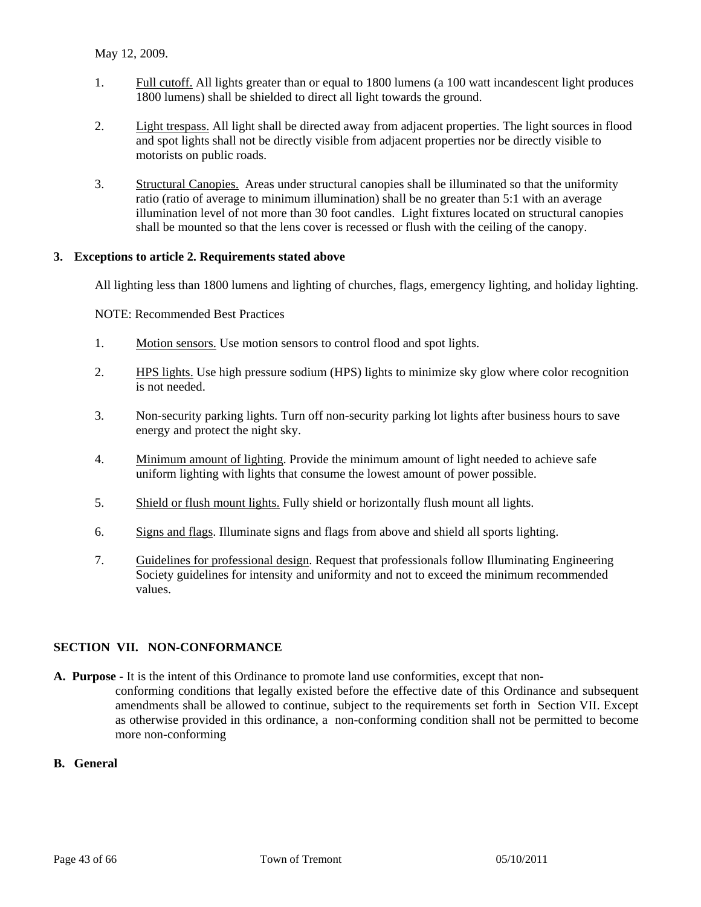May 12, 2009.

1. Full cutoff. All lights greater than or equal to 1800 lumens (a 100 watt incandescent light produces 1800 lumens) shall be shielded to direct all light towards the ground.

2. Light trespass. All light shall be directed away from adjacent properties. The light sources in flood and spot lights shall not be directly visible from adjacent properties nor be directly visible to motorists on public roads.

3. Structural Canopies. Areas under structural canopies shall be illuminated so that the uniformity ratio (ratio of average to minimum illumination) shall be no greater than 5:1 with an average illumination level of not more than 30 foot candles. Light fixtures located on structural canopies shall be mounted so that the lens cover is recessed or flush with the ceiling of the canopy.

**3. Exceptions to article 2. Requirements stated above**

All lighting less than 1800 lumens and lighting of churches, flags, emergency lighting, and holiday lighting.

NOTE: Recommended Best Practices

1. Motion sensors. Use motion sensors to control flood and spot lights.

2. HPS lights. Use high pressure sodium (HPS) lights to minimize sky glow where color recognition is not needed.

3. Non-security parking lights. Turn off non-security parking lot lights after business hours to save energy and protect the night sky.

4. Minimum amount of lighting. Provide the minimum amount of light needed to achieve safe uniform lighting with lights that consume the lowest amount of power possible.

5. Shield or flush mount lights. Fully shield or horizontally flush mount all lights.

6. Signs and flags. Illuminate signs and flags from above and shield all sports lighting.

7. Guidelines for professional design. Request that professionals follow Illuminating Engineering Society guidelines for intensity and uniformity and not to exceed the minimum recommended values.

## SECTION VII. NON-CONFORMANCE

**A. Purpose** - It is the intent of this Ordinance to promote land use conformities, except that non-conforming conditions that legally existed before the effective date of this Ordinance and subsequent amendments shall be allowed to continue, subject to the requirements set forth in Section VII. Except as otherwise provided in this ordinance, a non-conforming condition shall not be permitted to become more non-conforming

**B. General**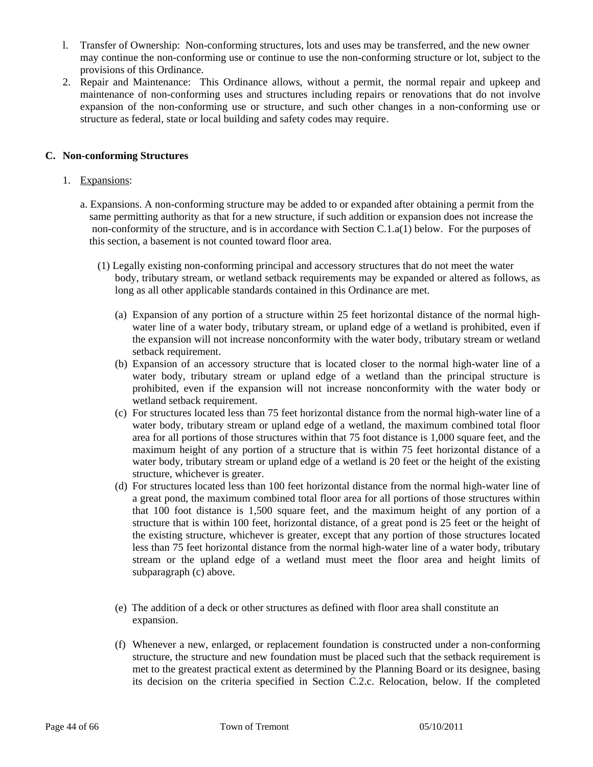l. Transfer of Ownership: Non-conforming structures, lots and uses may be transferred, and the new owner may continue the non-conforming use or continue to use the non-conforming structure or lot, subject to the provisions of this Ordinance.

2. Repair and Maintenance: This Ordinance allows, without a permit, the normal repair and upkeep and maintenance of non-conforming uses and structures including repairs or renovations that do not involve expansion of the non-conforming use or structure, and such other changes in a non-conforming use or structure as federal, state or local building and safety codes may require.

## C. Non-conforming Structures

1. Expansions:

   a. Expansions. A non-conforming structure may be added to or expanded after obtaining a permit from the same permitting authority as that for a new structure, if such addition or expansion does not increase the non-conformity of the structure, and is in accordance with Section C.1.a(1) below. For the purposes of this section, a basement is not counted toward floor area.

      (1) Legally existing non-conforming principal and accessory structures that do not meet the water body, tributary stream, or wetland setback requirements may be expanded or altered as follows, as long as all other applicable standards contained in this Ordinance are met.

         (a) Expansion of any portion of a structure within 25 feet horizontal distance of the normal high-water line of a water body, tributary stream, or upland edge of a wetland is prohibited, even if the expansion will not increase nonconformity with the water body, tributary stream or wetland setback requirement.

         (b) Expansion of an accessory structure that is located closer to the normal high-water line of a water body, tributary stream or upland edge of a wetland than the principal structure is prohibited, even if the expansion will not increase nonconformity with the water body or wetland setback requirement.

         (c) For structures located less than 75 feet horizontal distance from the normal high-water line of a water body, tributary stream or upland edge of a wetland, the maximum combined total floor area for all portions of those structures within that 75 foot distance is 1,000 square feet, and the maximum height of any portion of a structure that is within 75 feet horizontal distance of a water body, tributary stream or upland edge of a wetland is 20 feet or the height of the existing structure, whichever is greater.

         (d) For structures located less than 100 feet horizontal distance from the normal high-water line of a great pond, the maximum combined total floor area for all portions of those structures within that 100 foot distance is 1,500 square feet, and the maximum height of any portion of a structure that is within 100 feet, horizontal distance, of a great pond is 25 feet or the height of the existing structure, whichever is greater, except that any portion of those structures located less than 75 feet horizontal distance from the normal high-water line of a water body, tributary stream or the upland edge of a wetland must meet the floor area and height limits of subparagraph (c) above.

         (e) The addition of a deck or other structures as defined with floor area shall constitute an expansion.

         (f) Whenever a new, enlarged, or replacement foundation is constructed under a non-conforming structure, the structure and new foundation must be placed such that the setback requirement is met to the greatest practical extent as determined by the Planning Board or its designee, basing its decision on the criteria specified in Section C.2.c. Relocation, below. If the completed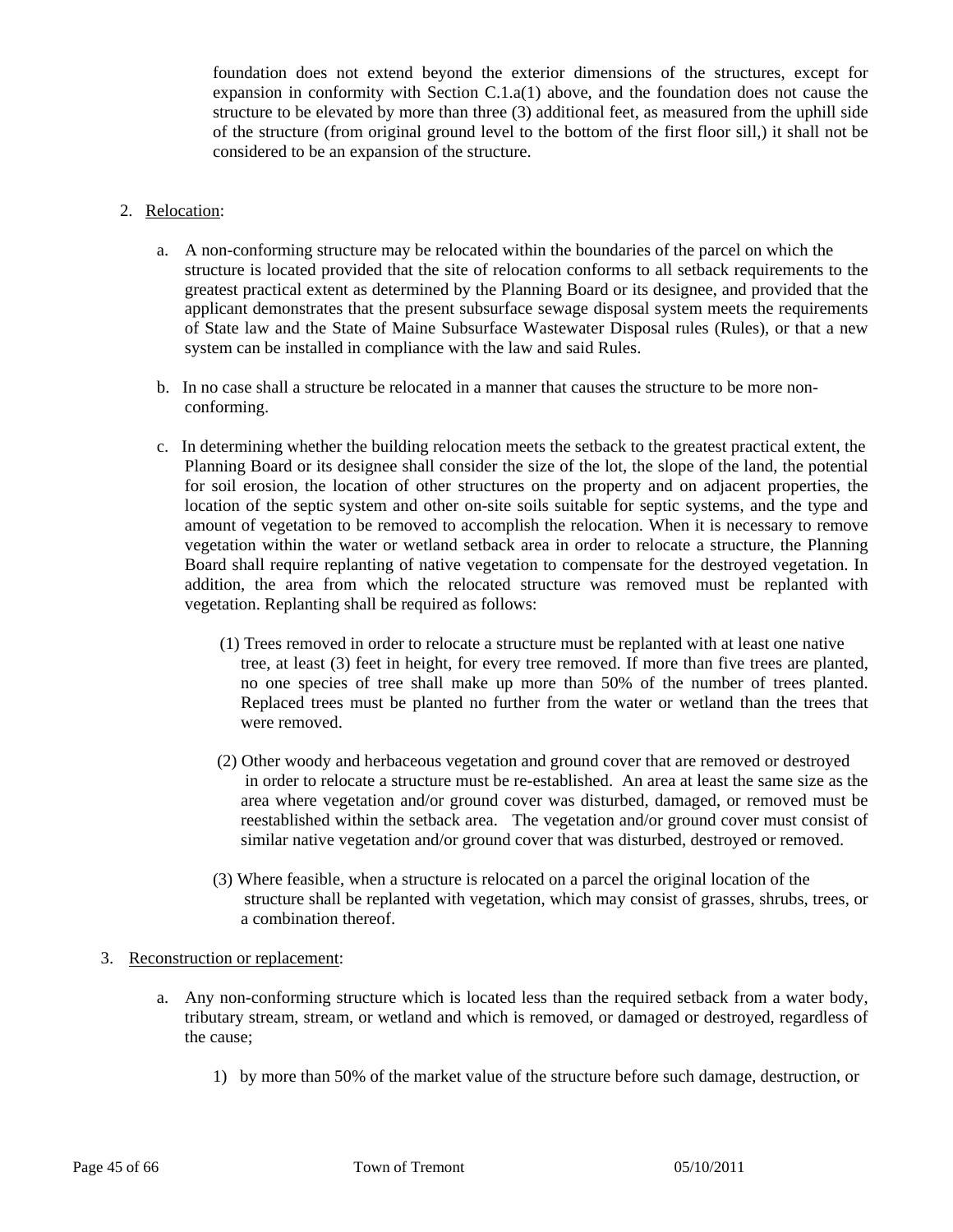foundation does not extend beyond the exterior dimensions of the structures, except for expansion in conformity with Section C.1.a(1) above, and the foundation does not cause the structure to be elevated by more than three (3) additional feet, as measured from the uphill side of the structure (from original ground level to the bottom of the first floor sill,) it shall not be considered to be an expansion of the structure.

2. Relocation:

   a. A non-conforming structure may be relocated within the boundaries of the parcel on which the structure is located provided that the site of relocation conforms to all setback requirements to the greatest practical extent as determined by the Planning Board or its designee, and provided that the applicant demonstrates that the present subsurface sewage disposal system meets the requirements of State law and the State of Maine Subsurface Wastewater Disposal rules (Rules), or that a new system can be installed in compliance with the law and said Rules.

   b. In no case shall a structure be relocated in a manner that causes the structure to be more non-conforming.

   c. In determining whether the building relocation meets the setback to the greatest practical extent, the Planning Board or its designee shall consider the size of the lot, the slope of the land, the potential for soil erosion, the location of other structures on the property and on adjacent properties, the location of the septic system and other on-site soils suitable for septic systems, and the type and amount of vegetation to be removed to accomplish the relocation. When it is necessary to remove vegetation within the water or wetland setback area in order to relocate a structure, the Planning Board shall require replanting of native vegetation to compensate for the destroyed vegetation. In addition, the area from which the relocated structure was removed must be replanted with vegetation. Replanting shall be required as follows:

      (1) Trees removed in order to relocate a structure must be replanted with at least one native tree, at least (3) feet in height, for every tree removed. If more than five trees are planted, no one species of tree shall make up more than 50% of the number of trees planted. Replaced trees must be planted no further from the water or wetland than the trees that were removed.

      (2) Other woody and herbaceous vegetation and ground cover that are removed or destroyed in order to relocate a structure must be re-established. An area at least the same size as the area where vegetation and/or ground cover was disturbed, damaged, or removed must be reestablished within the setback area. The vegetation and/or ground cover must consist of similar native vegetation and/or ground cover that was disturbed, destroyed or removed.

      (3) Where feasible, when a structure is relocated on a parcel the original location of the structure shall be replanted with vegetation, which may consist of grasses, shrubs, trees, or a combination thereof.

3. Reconstruction or replacement:

   a. Any non-conforming structure which is located less than the required setback from a water body, tributary stream, stream, or wetland and which is removed, or damaged or destroyed, regardless of the cause;

      1) by more than 50% of the market value of the structure before such damage, destruction, or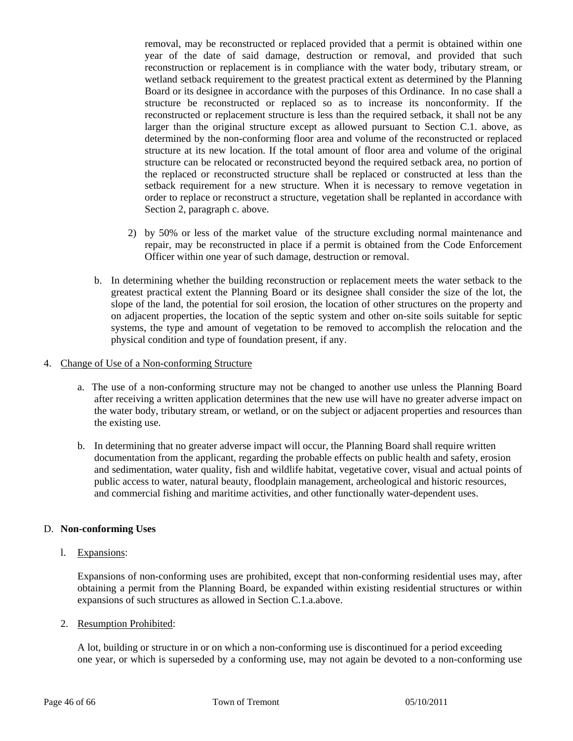removal, may be reconstructed or replaced provided that a permit is obtained within one year of the date of said damage, destruction or removal, and provided that such reconstruction or replacement is in compliance with the water body, tributary stream, or wetland setback requirement to the greatest practical extent as determined by the Planning Board or its designee in accordance with the purposes of this Ordinance. In no case shall a structure be reconstructed or replaced so as to increase its nonconformity. If the reconstructed or replacement structure is less than the required setback, it shall not be any larger than the original structure except as allowed pursuant to Section C.1. above, as determined by the non-conforming floor area and volume of the reconstructed or replaced structure at its new location. If the total amount of floor area and volume of the original structure can be relocated or reconstructed beyond the required setback area, no portion of the replaced or reconstructed structure shall be replaced or constructed at less than the setback requirement for a new structure. When it is necessary to remove vegetation in order to replace or reconstruct a structure, vegetation shall be replanted in accordance with Section 2, paragraph c. above.

2) by 50% or less of the market value of the structure excluding normal maintenance and repair, may be reconstructed in place if a permit is obtained from the Code Enforcement Officer within one year of such damage, destruction or removal.

b. In determining whether the building reconstruction or replacement meets the water setback to the greatest practical extent the Planning Board or its designee shall consider the size of the lot, the slope of the land, the potential for soil erosion, the location of other structures on the property and on adjacent properties, the location of the septic system and other on-site soils suitable for septic systems, the type and amount of vegetation to be removed to accomplish the relocation and the physical condition and type of foundation present, if any.

4. Change of Use of a Non-conforming Structure

a. The use of a non-conforming structure may not be changed to another use unless the Planning Board after receiving a written application determines that the new use will have no greater adverse impact on the water body, tributary stream, or wetland, or on the subject or adjacent properties and resources than the existing use.

b. In determining that no greater adverse impact will occur, the Planning Board shall require written documentation from the applicant, regarding the probable effects on public health and safety, erosion and sedimentation, water quality, fish and wildlife habitat, vegetative cover, visual and actual points of public access to water, natural beauty, floodplain management, archeological and historic resources, and commercial fishing and maritime activities, and other functionally water-dependent uses.

D. **Non-conforming Uses**

l. Expansions:

Expansions of non-conforming uses are prohibited, except that non-conforming residential uses may, after obtaining a permit from the Planning Board, be expanded within existing residential structures or within expansions of such structures as allowed in Section C.1.a.above.

2. Resumption Prohibited:

A lot, building or structure in or on which a non-conforming use is discontinued for a period exceeding one year, or which is superseded by a conforming use, may not again be devoted to a non-conforming use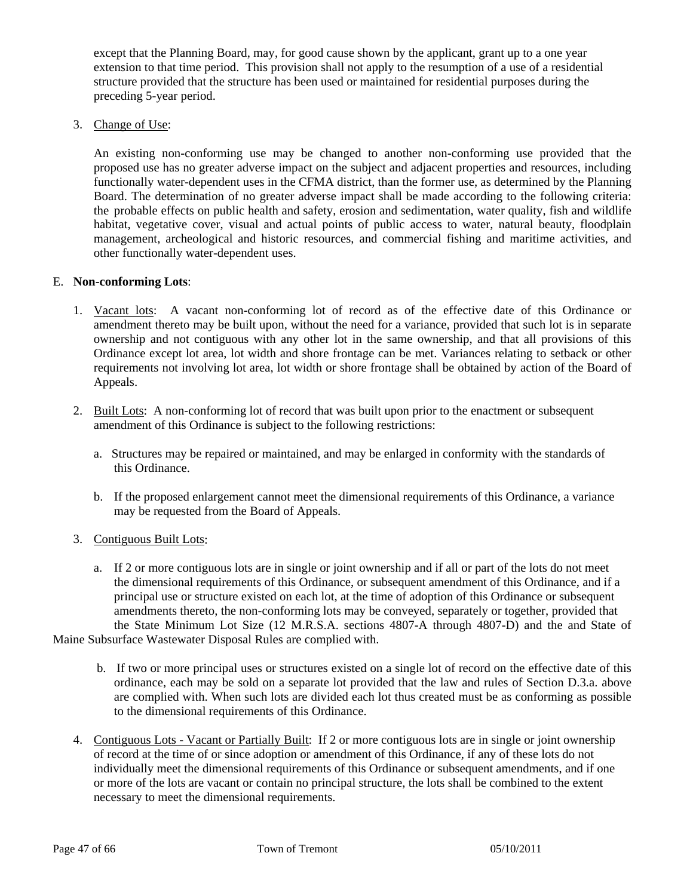except that the Planning Board, may, for good cause shown by the applicant, grant up to a one year extension to that time period. This provision shall not apply to the resumption of a use of a residential structure provided that the structure has been used or maintained for residential purposes during the preceding 5-year period.

3. Change of Use:

   An existing non-conforming use may be changed to another non-conforming use provided that the proposed use has no greater adverse impact on the subject and adjacent properties and resources, including functionally water-dependent uses in the CFMA district, than the former use, as determined by the Planning Board. The determination of no greater adverse impact shall be made according to the following criteria: the probable effects on public health and safety, erosion and sedimentation, water quality, fish and wildlife habitat, vegetative cover, visual and actual points of public access to water, natural beauty, floodplain management, archeological and historic resources, and commercial fishing and maritime activities, and other functionally water-dependent uses.

E. **Non-conforming Lots**:

1. Vacant lots: A vacant non-conforming lot of record as of the effective date of this Ordinance or amendment thereto may be built upon, without the need for a variance, provided that such lot is in separate ownership and not contiguous with any other lot in the same ownership, and that all provisions of this Ordinance except lot area, lot width and shore frontage can be met. Variances relating to setback or other requirements not involving lot area, lot width or shore frontage shall be obtained by action of the Board of Appeals.

2. Built Lots: A non-conforming lot of record that was built upon prior to the enactment or subsequent amendment of this Ordinance is subject to the following restrictions:

   a. Structures may be repaired or maintained, and may be enlarged in conformity with the standards of this Ordinance.

   b. If the proposed enlargement cannot meet the dimensional requirements of this Ordinance, a variance may be requested from the Board of Appeals.

3. Contiguous Built Lots:

   a. If 2 or more contiguous lots are in single or joint ownership and if all or part of the lots do not meet the dimensional requirements of this Ordinance, or subsequent amendment of this Ordinance, and if a principal use or structure existed on each lot, at the time of adoption of this Ordinance or subsequent amendments thereto, the non-conforming lots may be conveyed, separately or together, provided that the State Minimum Lot Size (12 M.R.S.A. sections 4807-A through 4807-D) and the and State of Maine Subsurface Wastewater Disposal Rules are complied with.

   b. If two or more principal uses or structures existed on a single lot of record on the effective date of this ordinance, each may be sold on a separate lot provided that the law and rules of Section D.3.a. above are complied with. When such lots are divided each lot thus created must be as conforming as possible to the dimensional requirements of this Ordinance.

4. Contiguous Lots - Vacant or Partially Built: If 2 or more contiguous lots are in single or joint ownership of record at the time of or since adoption or amendment of this Ordinance, if any of these lots do not individually meet the dimensional requirements of this Ordinance or subsequent amendments, and if one or more of the lots are vacant or contain no principal structure, the lots shall be combined to the extent necessary to meet the dimensional requirements.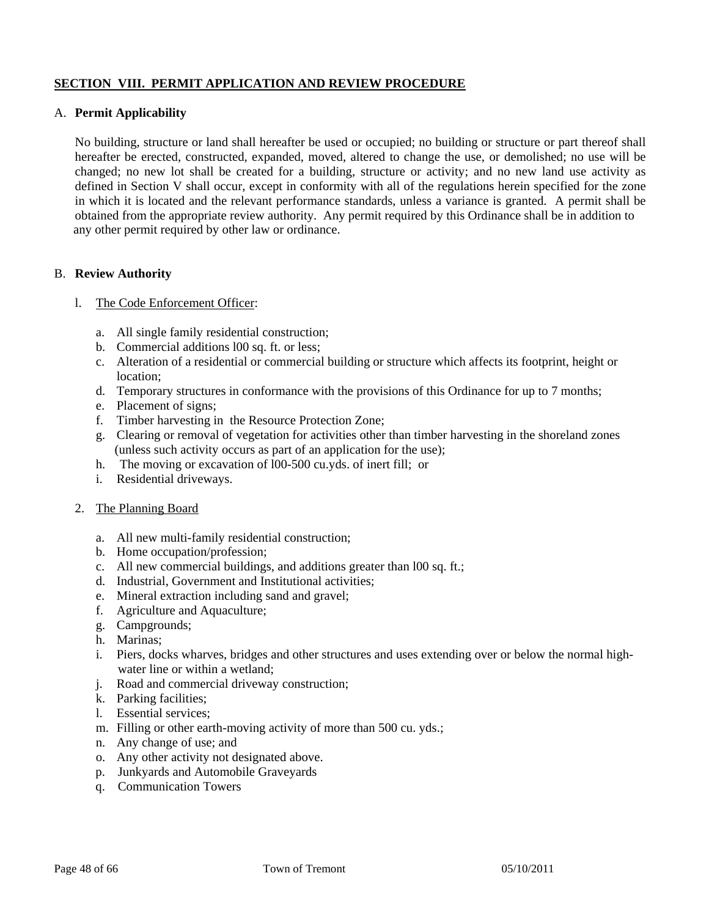## SECTION VIII. PERMIT APPLICATION AND REVIEW PROCEDURE

A. **Permit Applicability**

No building, structure or land shall hereafter be used or occupied; no building or structure or part thereof shall hereafter be erected, constructed, expanded, moved, altered to change the use, or demolished; no use will be changed; no new lot shall be created for a building, structure or activity; and no new land use activity as defined in Section V shall occur, except in conformity with all of the regulations herein specified for the zone in which it is located and the relevant performance standards, unless a variance is granted. A permit shall be obtained from the appropriate review authority. Any permit required by this Ordinance shall be in addition to any other permit required by other law or ordinance.

B. **Review Authority**

l. The Code Enforcement Officer:

a. All single family residential construction;
b. Commercial additions l00 sq. ft. or less;
c. Alteration of a residential or commercial building or structure which affects its footprint, height or location;
d. Temporary structures in conformance with the provisions of this Ordinance for up to 7 months;
e. Placement of signs;
f. Timber harvesting in the Resource Protection Zone;
g. Clearing or removal of vegetation for activities other than timber harvesting in the shoreland zones (unless such activity occurs as part of an application for the use);
h. The moving or excavation of l00-500 cu.yds. of inert fill; or
i. Residential driveways.

2. The Planning Board

a. All new multi-family residential construction;
b. Home occupation/profession;
c. All new commercial buildings, and additions greater than l00 sq. ft.;
d. Industrial, Government and Institutional activities;
e. Mineral extraction including sand and gravel;
f. Agriculture and Aquaculture;
g. Campgrounds;
h. Marinas;
i. Piers, docks wharves, bridges and other structures and uses extending over or below the normal high-water line or within a wetland;
j. Road and commercial driveway construction;
k. Parking facilities;
l. Essential services;
m. Filling or other earth-moving activity of more than 500 cu. yds.;
n. Any change of use; and
o. Any other activity not designated above.
p. Junkyards and Automobile Graveyards
q. Communication Towers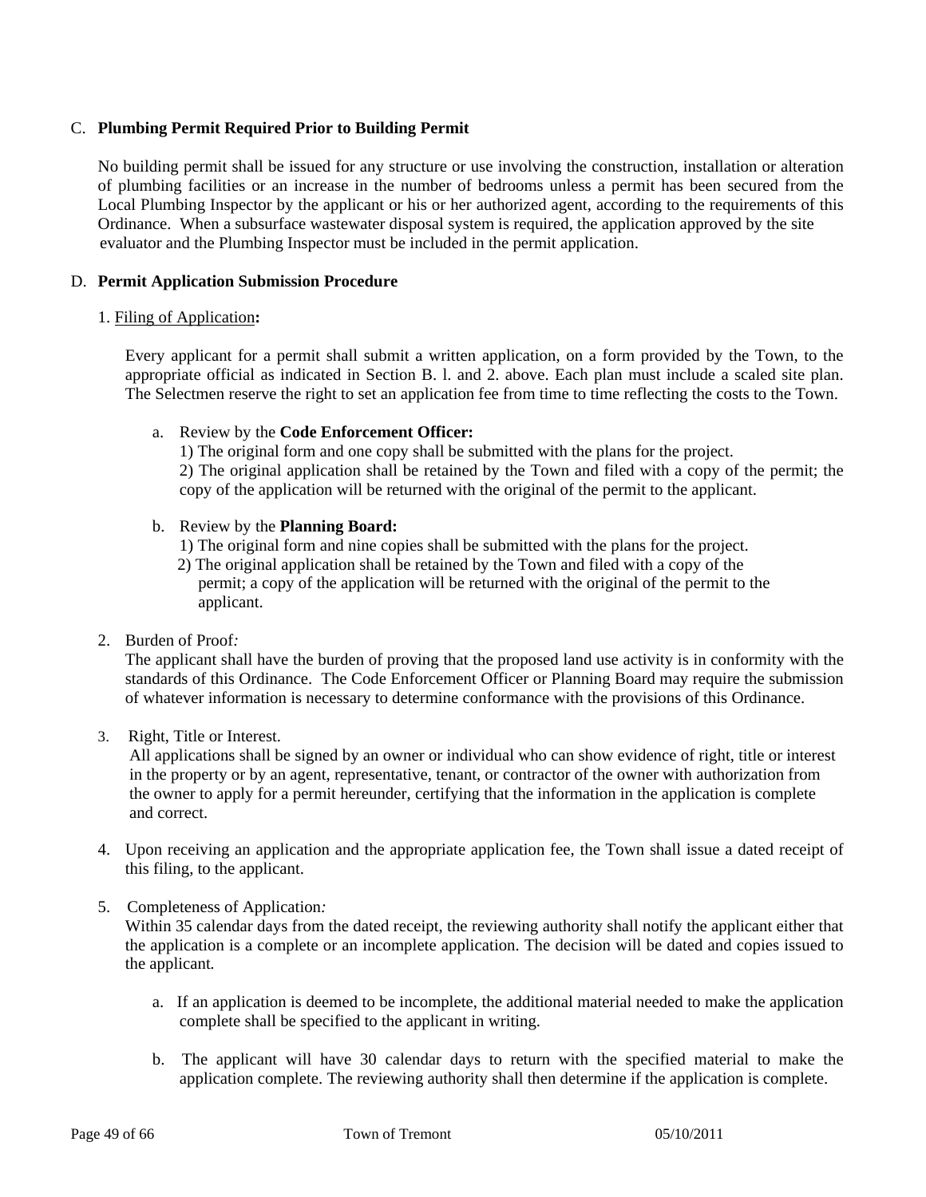C. **Plumbing Permit Required Prior to Building Permit**

No building permit shall be issued for any structure or use involving the construction, installation or alteration of plumbing facilities or an increase in the number of bedrooms unless a permit has been secured from the Local Plumbing Inspector by the applicant or his or her authorized agent, according to the requirements of this Ordinance. When a subsurface wastewater disposal system is required, the application approved by the site evaluator and the Plumbing Inspector must be included in the permit application.

D. **Permit Application Submission Procedure**

1. Filing of Application**:**

Every applicant for a permit shall submit a written application, on a form provided by the Town, to the appropriate official as indicated in Section B. l. and 2. above. Each plan must include a scaled site plan. The Selectmen reserve the right to set an application fee from time to time reflecting the costs to the Town.

a. Review by the **Code Enforcement Officer:**
   1) The original form and one copy shall be submitted with the plans for the project.
   2) The original application shall be retained by the Town and filed with a copy of the permit; the copy of the application will be returned with the original of the permit to the applicant.

b. Review by the **Planning Board:**
   1) The original form and nine copies shall be submitted with the plans for the project.
   2) The original application shall be retained by the Town and filed with a copy of the permit; a copy of the application will be returned with the original of the permit to the applicant.

2. Burden of Proof*:*
The applicant shall have the burden of proving that the proposed land use activity is in conformity with the standards of this Ordinance. The Code Enforcement Officer or Planning Board may require the submission of whatever information is necessary to determine conformance with the provisions of this Ordinance.

3. Right, Title or Interest.
All applications shall be signed by an owner or individual who can show evidence of right, title or interest in the property or by an agent, representative, tenant, or contractor of the owner with authorization from the owner to apply for a permit hereunder, certifying that the information in the application is complete and correct.

4. Upon receiving an application and the appropriate application fee, the Town shall issue a dated receipt of this filing, to the applicant.

5. Completeness of Application*:*
Within 35 calendar days from the dated receipt, the reviewing authority shall notify the applicant either that the application is a complete or an incomplete application. The decision will be dated and copies issued to the applicant*.*

   a. If an application is deemed to be incomplete, the additional material needed to make the application complete shall be specified to the applicant in writing.

   b. The applicant will have 30 calendar days to return with the specified material to make the application complete. The reviewing authority shall then determine if the application is complete.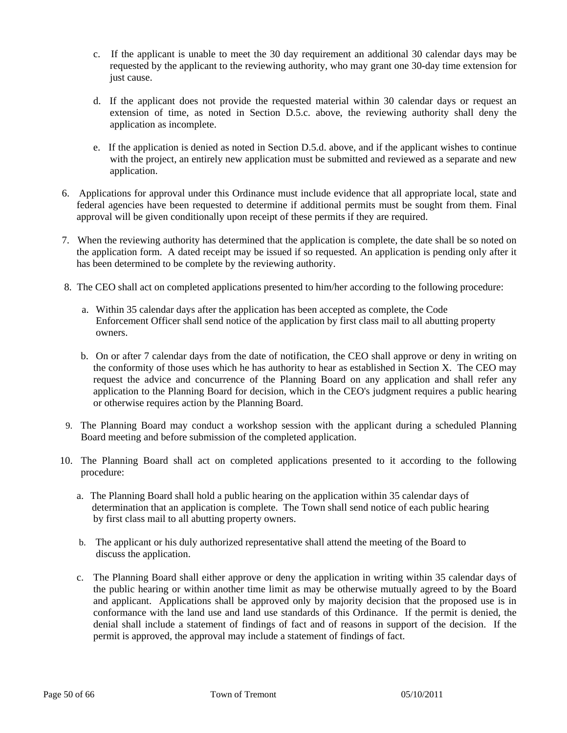c. If the applicant is unable to meet the 30 day requirement an additional 30 calendar days may be requested by the applicant to the reviewing authority, who may grant one 30-day time extension for just cause.

d. If the applicant does not provide the requested material within 30 calendar days or request an extension of time, as noted in Section D.5.c. above, the reviewing authority shall deny the application as incomplete.

e. If the application is denied as noted in Section D.5.d. above, and if the applicant wishes to continue with the project, an entirely new application must be submitted and reviewed as a separate and new application.

6. Applications for approval under this Ordinance must include evidence that all appropriate local, state and federal agencies have been requested to determine if additional permits must be sought from them. Final approval will be given conditionally upon receipt of these permits if they are required.

7. When the reviewing authority has determined that the application is complete, the date shall be so noted on the application form. A dated receipt may be issued if so requested. An application is pending only after it has been determined to be complete by the reviewing authority.

8. The CEO shall act on completed applications presented to him/her according to the following procedure:

   a. Within 35 calendar days after the application has been accepted as complete, the Code Enforcement Officer shall send notice of the application by first class mail to all abutting property owners.

   b. On or after 7 calendar days from the date of notification, the CEO shall approve or deny in writing on the conformity of those uses which he has authority to hear as established in Section X. The CEO may request the advice and concurrence of the Planning Board on any application and shall refer any application to the Planning Board for decision, which in the CEO's judgment requires a public hearing or otherwise requires action by the Planning Board.

9. The Planning Board may conduct a workshop session with the applicant during a scheduled Planning Board meeting and before submission of the completed application.

10. The Planning Board shall act on completed applications presented to it according to the following procedure:

    a. The Planning Board shall hold a public hearing on the application within 35 calendar days of determination that an application is complete. The Town shall send notice of each public hearing by first class mail to all abutting property owners.

    b. The applicant or his duly authorized representative shall attend the meeting of the Board to discuss the application.

    c. The Planning Board shall either approve or deny the application in writing within 35 calendar days of the public hearing or within another time limit as may be otherwise mutually agreed to by the Board and applicant. Applications shall be approved only by majority decision that the proposed use is in conformance with the land use and land use standards of this Ordinance. If the permit is denied, the denial shall include a statement of findings of fact and of reasons in support of the decision. If the permit is approved, the approval may include a statement of findings of fact.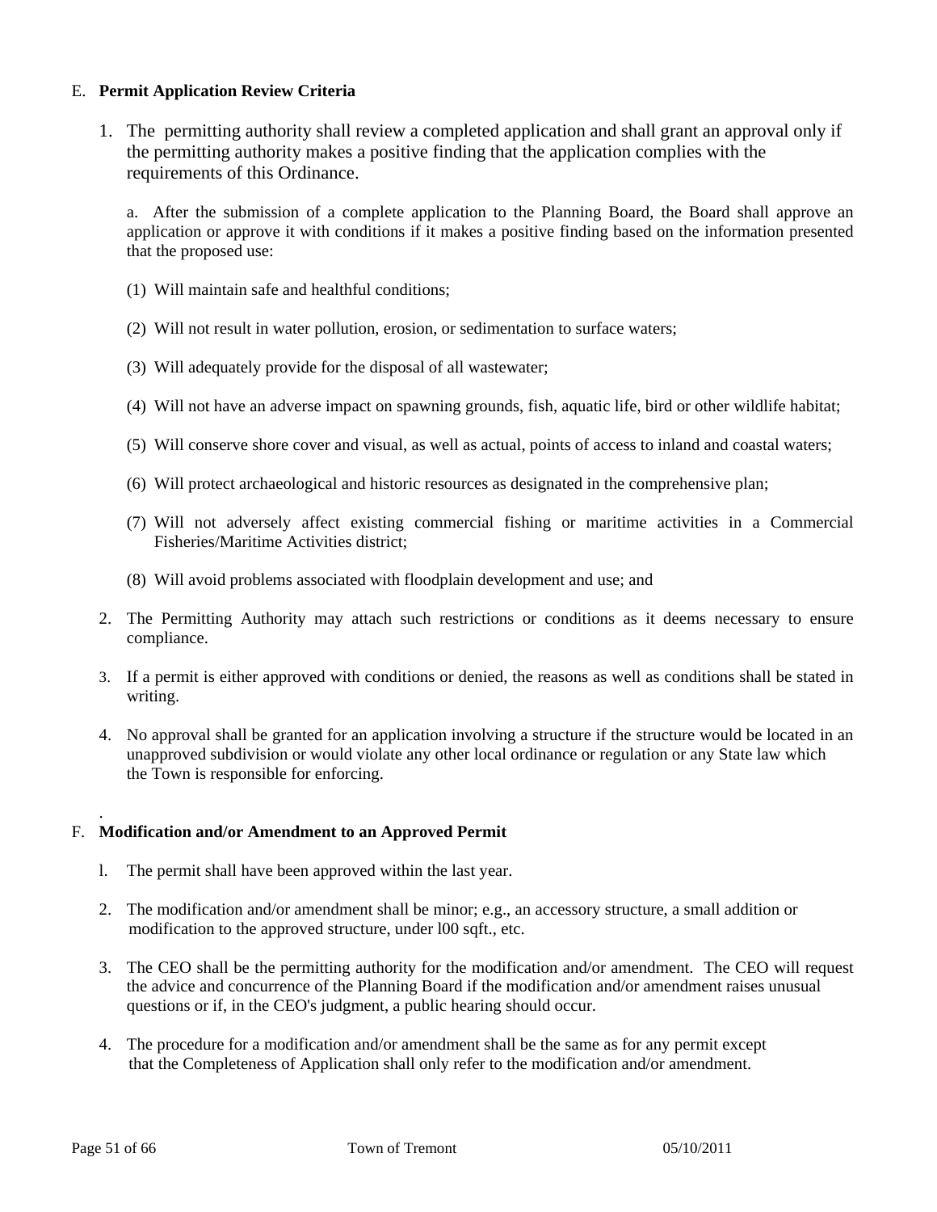E. **Permit Application Review Criteria**

1. The permitting authority shall review a completed application and shall grant an approval only if the permitting authority makes a positive finding that the application complies with the requirements of this Ordinance.

   a. After the submission of a complete application to the Planning Board, the Board shall approve an application or approve it with conditions if it makes a positive finding based on the information presented that the proposed use:

   (1) Will maintain safe and healthful conditions;

   (2) Will not result in water pollution, erosion, or sedimentation to surface waters;

   (3) Will adequately provide for the disposal of all wastewater;

   (4) Will not have an adverse impact on spawning grounds, fish, aquatic life, bird or other wildlife habitat;

   (5) Will conserve shore cover and visual, as well as actual, points of access to inland and coastal waters;

   (6) Will protect archaeological and historic resources as designated in the comprehensive plan;

   (7) Will not adversely affect existing commercial fishing or maritime activities in a Commercial Fisheries/Maritime Activities district;

   (8) Will avoid problems associated with floodplain development and use; and

2. The Permitting Authority may attach such restrictions or conditions as it deems necessary to ensure compliance.

3. If a permit is either approved with conditions or denied, the reasons as well as conditions shall be stated in writing.

4. No approval shall be granted for an application involving a structure if the structure would be located in an unapproved subdivision or would violate any other local ordinance or regulation or any State law which the Town is responsible for enforcing.

.

F. **Modification and/or Amendment to an Approved Permit**

l. The permit shall have been approved within the last year.

2. The modification and/or amendment shall be minor; e.g., an accessory structure, a small addition or modification to the approved structure, under l00 sqft., etc.

3. The CEO shall be the permitting authority for the modification and/or amendment. The CEO will request the advice and concurrence of the Planning Board if the modification and/or amendment raises unusual questions or if, in the CEO's judgment, a public hearing should occur.

4. The procedure for a modification and/or amendment shall be the same as for any permit except that the Completeness of Application shall only refer to the modification and/or amendment.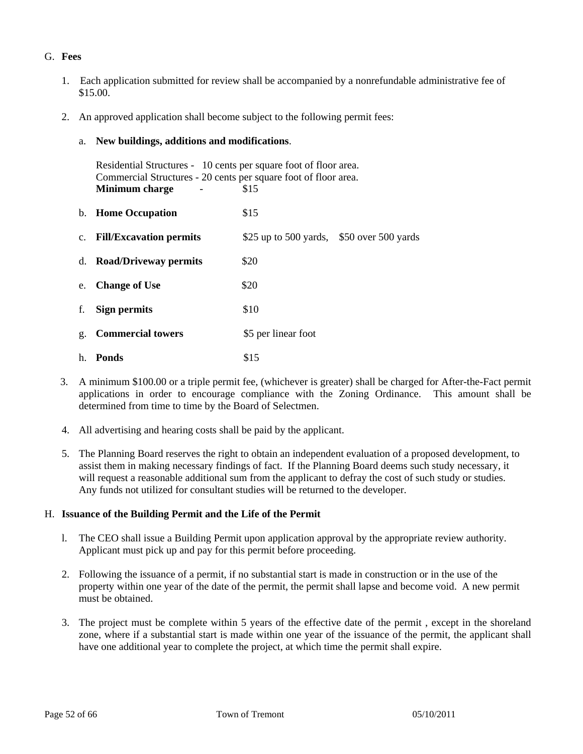G. **Fees**

1. Each application submitted for review shall be accompanied by a nonrefundable administrative fee of $15.00.

2. An approved application shall become subject to the following permit fees:

   a. **New buildings, additions and modifications**.

   Residential Structures - 10 cents per square foot of floor area.
   Commercial Structures - 20 cents per square foot of floor area.
   **Minimum charge** - $15

   b. **Home Occupation** $15

   c. **Fill/Excavation permits** $25 up to 500 yards, $50 over 500 yards

   d. **Road/Driveway permits** $20

   e. **Change of Use** $20

   f. **Sign permits** $10

   g. **Commercial towers** $5 per linear foot

   h. **Ponds** $15

3. A minimum $100.00 or a triple permit fee, (whichever is greater) shall be charged for After-the-Fact permit applications in order to encourage compliance with the Zoning Ordinance. This amount shall be determined from time to time by the Board of Selectmen.

4. All advertising and hearing costs shall be paid by the applicant.

5. The Planning Board reserves the right to obtain an independent evaluation of a proposed development, to assist them in making necessary findings of fact. If the Planning Board deems such study necessary, it will request a reasonable additional sum from the applicant to defray the cost of such study or studies. Any funds not utilized for consultant studies will be returned to the developer.

H. **Issuance of the Building Permit and the Life of the Permit**

1. The CEO shall issue a Building Permit upon application approval by the appropriate review authority. Applicant must pick up and pay for this permit before proceeding.

2. Following the issuance of a permit, if no substantial start is made in construction or in the use of the property within one year of the date of the permit, the permit shall lapse and become void. A new permit must be obtained.

3. The project must be complete within 5 years of the effective date of the permit , except in the shoreland zone, where if a substantial start is made within one year of the issuance of the permit, the applicant shall have one additional year to complete the project, at which time the permit shall expire.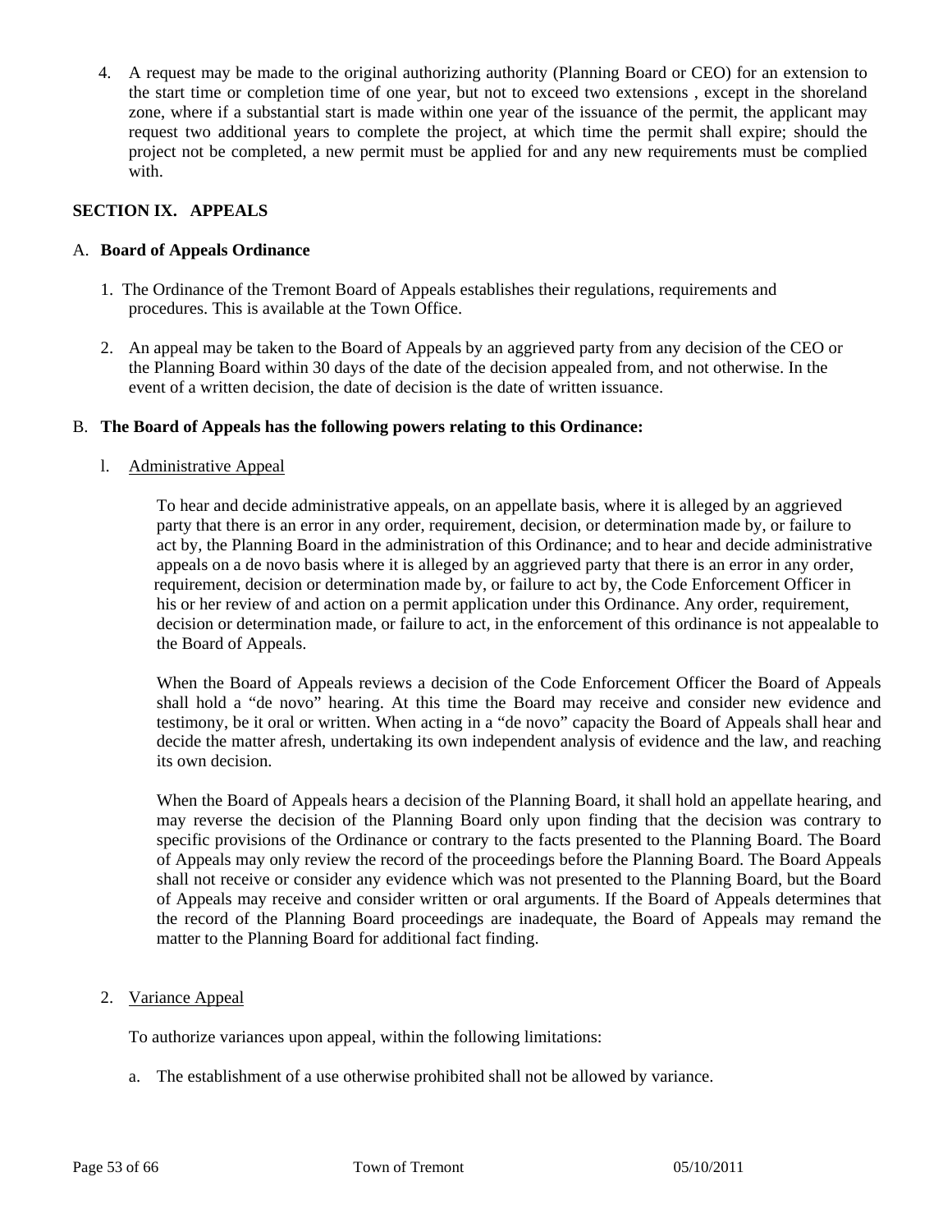4. A request may be made to the original authorizing authority (Planning Board or CEO) for an extension to the start time or completion time of one year, but not to exceed two extensions , except in the shoreland zone, where if a substantial start is made within one year of the issuance of the permit, the applicant may request two additional years to complete the project, at which time the permit shall expire; should the project not be completed, a new permit must be applied for and any new requirements must be complied with.

## SECTION IX. APPEALS

### A. Board of Appeals Ordinance

1. The Ordinance of the Tremont Board of Appeals establishes their regulations, requirements and procedures. This is available at the Town Office.

2. An appeal may be taken to the Board of Appeals by an aggrieved party from any decision of the CEO or the Planning Board within 30 days of the date of the decision appealed from, and not otherwise. In the event of a written decision, the date of decision is the date of written issuance.

### B. The Board of Appeals has the following powers relating to this Ordinance:

l. Administrative Appeal

To hear and decide administrative appeals, on an appellate basis, where it is alleged by an aggrieved party that there is an error in any order, requirement, decision, or determination made by, or failure to act by, the Planning Board in the administration of this Ordinance; and to hear and decide administrative appeals on a de novo basis where it is alleged by an aggrieved party that there is an error in any order, requirement, decision or determination made by, or failure to act by, the Code Enforcement Officer in his or her review of and action on a permit application under this Ordinance. Any order, requirement, decision or determination made, or failure to act, in the enforcement of this ordinance is not appealable to the Board of Appeals.

When the Board of Appeals reviews a decision of the Code Enforcement Officer the Board of Appeals shall hold a "de novo" hearing. At this time the Board may receive and consider new evidence and testimony, be it oral or written. When acting in a "de novo" capacity the Board of Appeals shall hear and decide the matter afresh, undertaking its own independent analysis of evidence and the law, and reaching its own decision.

When the Board of Appeals hears a decision of the Planning Board, it shall hold an appellate hearing, and may reverse the decision of the Planning Board only upon finding that the decision was contrary to specific provisions of the Ordinance or contrary to the facts presented to the Planning Board. The Board of Appeals may only review the record of the proceedings before the Planning Board. The Board Appeals shall not receive or consider any evidence which was not presented to the Planning Board, but the Board of Appeals may receive and consider written or oral arguments. If the Board of Appeals determines that the record of the Planning Board proceedings are inadequate, the Board of Appeals may remand the matter to the Planning Board for additional fact finding.

2. Variance Appeal

To authorize variances upon appeal, within the following limitations:

a. The establishment of a use otherwise prohibited shall not be allowed by variance.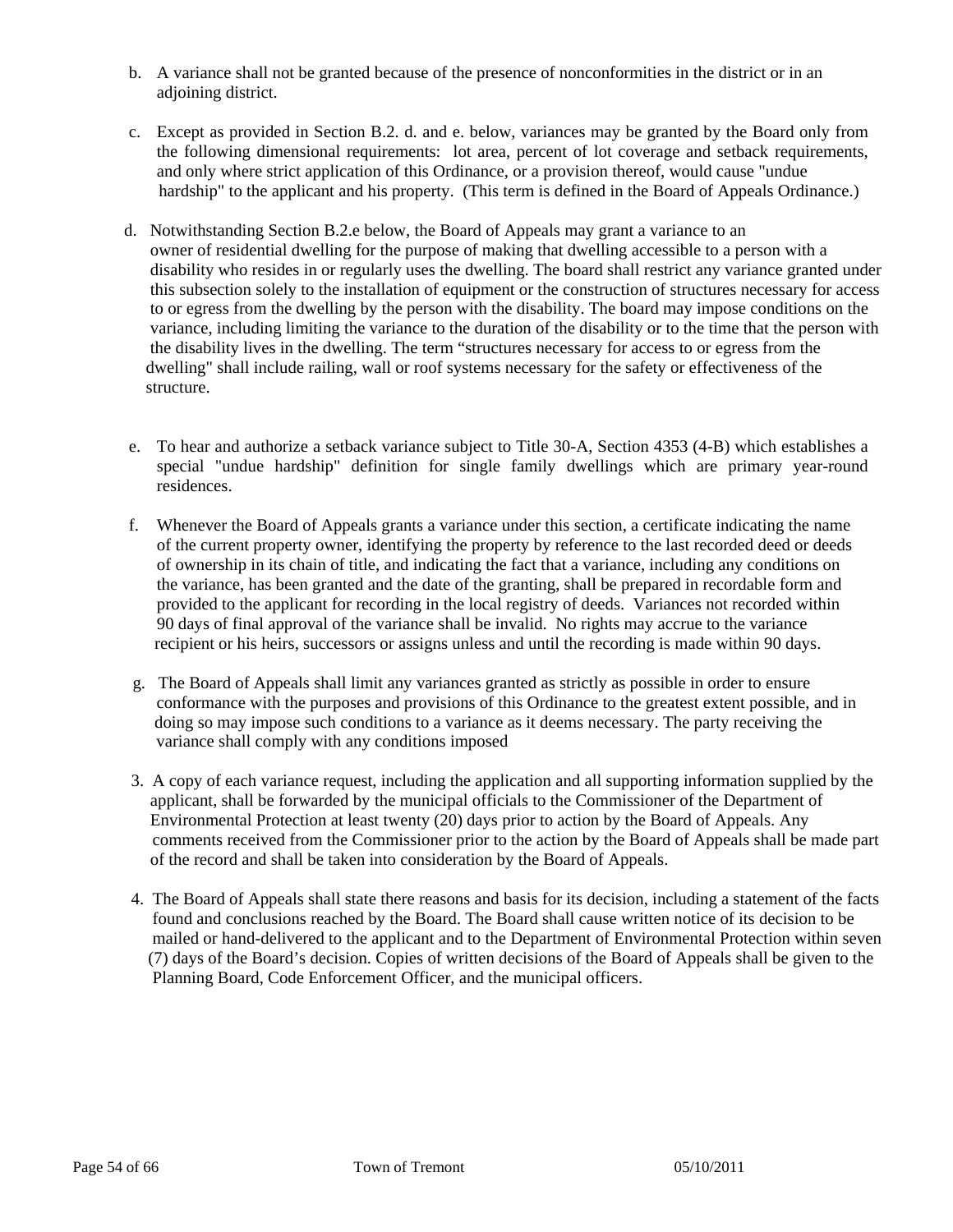b. A variance shall not be granted because of the presence of nonconformities in the district or in an adjoining district.

c. Except as provided in Section B.2. d. and e. below, variances may be granted by the Board only from the following dimensional requirements: lot area, percent of lot coverage and setback requirements, and only where strict application of this Ordinance, or a provision thereof, would cause "undue hardship" to the applicant and his property. (This term is defined in the Board of Appeals Ordinance.)

d. Notwithstanding Section B.2.e below, the Board of Appeals may grant a variance to an owner of residential dwelling for the purpose of making that dwelling accessible to a person with a disability who resides in or regularly uses the dwelling. The board shall restrict any variance granted under this subsection solely to the installation of equipment or the construction of structures necessary for access to or egress from the dwelling by the person with the disability. The board may impose conditions on the variance, including limiting the variance to the duration of the disability or to the time that the person with the disability lives in the dwelling. The term "structures necessary for access to or egress from the dwelling" shall include railing, wall or roof systems necessary for the safety or effectiveness of the structure.

e. To hear and authorize a setback variance subject to Title 30-A, Section 4353 (4-B) which establishes a special "undue hardship" definition for single family dwellings which are primary year-round residences.

f. Whenever the Board of Appeals grants a variance under this section, a certificate indicating the name of the current property owner, identifying the property by reference to the last recorded deed or deeds of ownership in its chain of title, and indicating the fact that a variance, including any conditions on the variance, has been granted and the date of the granting, shall be prepared in recordable form and provided to the applicant for recording in the local registry of deeds. Variances not recorded within 90 days of final approval of the variance shall be invalid. No rights may accrue to the variance recipient or his heirs, successors or assigns unless and until the recording is made within 90 days.

g. The Board of Appeals shall limit any variances granted as strictly as possible in order to ensure conformance with the purposes and provisions of this Ordinance to the greatest extent possible, and in doing so may impose such conditions to a variance as it deems necessary. The party receiving the variance shall comply with any conditions imposed

3. A copy of each variance request, including the application and all supporting information supplied by the applicant, shall be forwarded by the municipal officials to the Commissioner of the Department of Environmental Protection at least twenty (20) days prior to action by the Board of Appeals. Any comments received from the Commissioner prior to the action by the Board of Appeals shall be made part of the record and shall be taken into consideration by the Board of Appeals.

4. The Board of Appeals shall state there reasons and basis for its decision, including a statement of the facts found and conclusions reached by the Board. The Board shall cause written notice of its decision to be mailed or hand-delivered to the applicant and to the Department of Environmental Protection within seven (7) days of the Board's decision. Copies of written decisions of the Board of Appeals shall be given to the Planning Board, Code Enforcement Officer, and the municipal officers.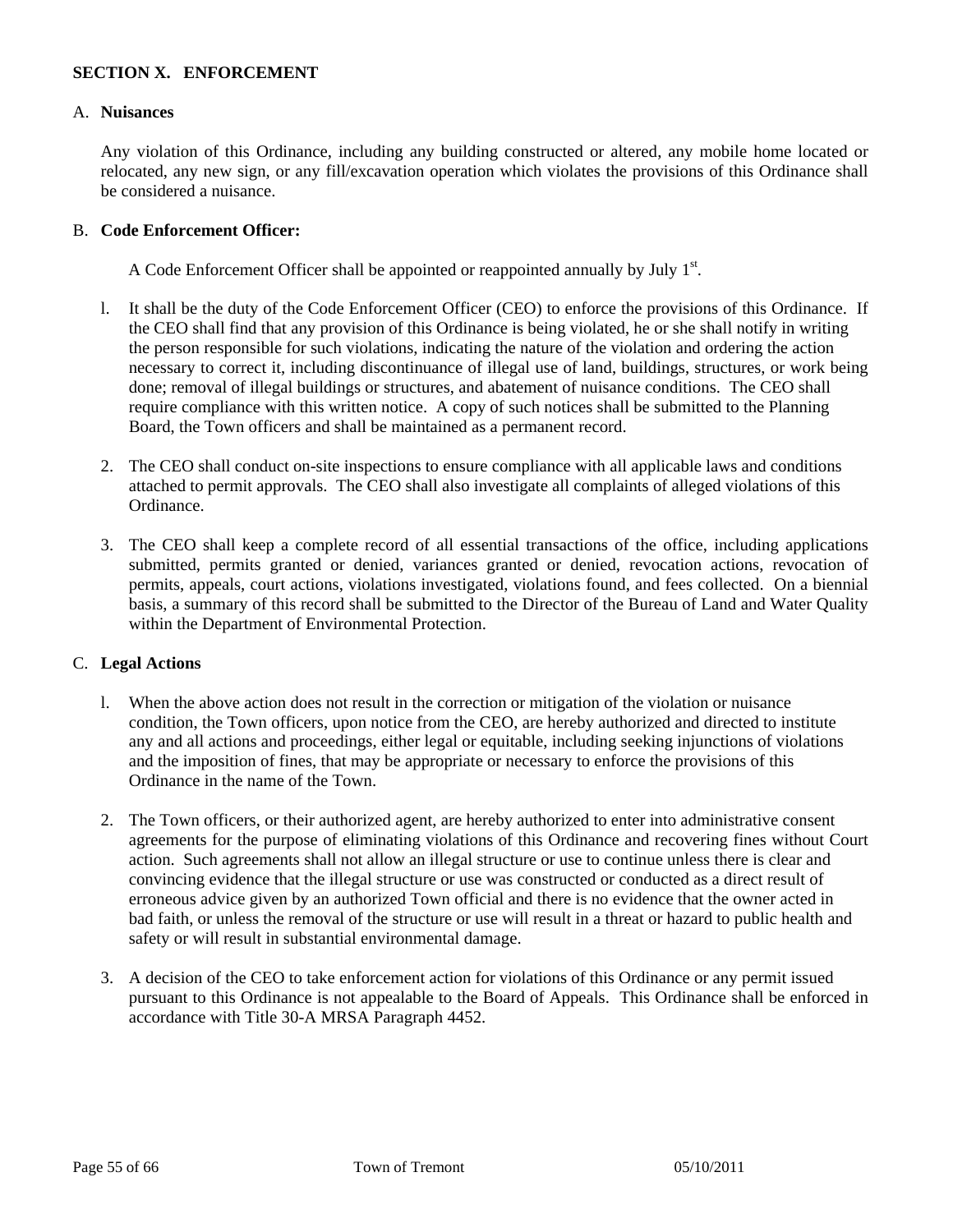## SECTION X. ENFORCEMENT

### A. Nuisances

Any violation of this Ordinance, including any building constructed or altered, any mobile home located or relocated, any new sign, or any fill/excavation operation which violates the provisions of this Ordinance shall be considered a nuisance.

### B. Code Enforcement Officer:

A Code Enforcement Officer shall be appointed or reappointed annually by July 1st.

1. It shall be the duty of the Code Enforcement Officer (CEO) to enforce the provisions of this Ordinance. If the CEO shall find that any provision of this Ordinance is being violated, he or she shall notify in writing the person responsible for such violations, indicating the nature of the violation and ordering the action necessary to correct it, including discontinuance of illegal use of land, buildings, structures, or work being done; removal of illegal buildings or structures, and abatement of nuisance conditions. The CEO shall require compliance with this written notice. A copy of such notices shall be submitted to the Planning Board, the Town officers and shall be maintained as a permanent record.

2. The CEO shall conduct on-site inspections to ensure compliance with all applicable laws and conditions attached to permit approvals. The CEO shall also investigate all complaints of alleged violations of this Ordinance.

3. The CEO shall keep a complete record of all essential transactions of the office, including applications submitted, permits granted or denied, variances granted or denied, revocation actions, revocation of permits, appeals, court actions, violations investigated, violations found, and fees collected. On a biennial basis, a summary of this record shall be submitted to the Director of the Bureau of Land and Water Quality within the Department of Environmental Protection.

### C. Legal Actions

1. When the above action does not result in the correction or mitigation of the violation or nuisance condition, the Town officers, upon notice from the CEO, are hereby authorized and directed to institute any and all actions and proceedings, either legal or equitable, including seeking injunctions of violations and the imposition of fines, that may be appropriate or necessary to enforce the provisions of this Ordinance in the name of the Town.

2. The Town officers, or their authorized agent, are hereby authorized to enter into administrative consent agreements for the purpose of eliminating violations of this Ordinance and recovering fines without Court action. Such agreements shall not allow an illegal structure or use to continue unless there is clear and convincing evidence that the illegal structure or use was constructed or conducted as a direct result of erroneous advice given by an authorized Town official and there is no evidence that the owner acted in bad faith, or unless the removal of the structure or use will result in a threat or hazard to public health and safety or will result in substantial environmental damage.

3. A decision of the CEO to take enforcement action for violations of this Ordinance or any permit issued pursuant to this Ordinance is not appealable to the Board of Appeals. This Ordinance shall be enforced in accordance with Title 30-A MRSA Paragraph 4452.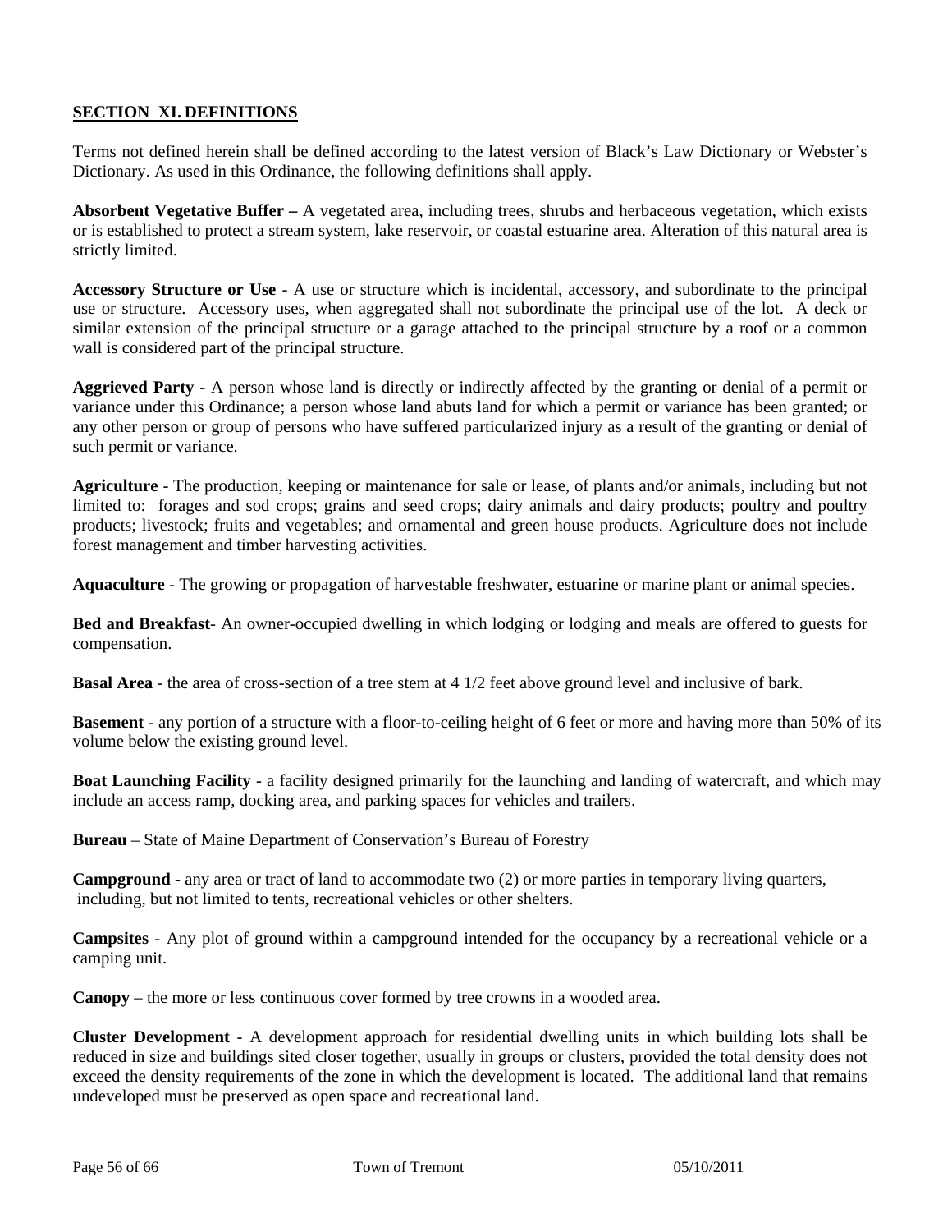## SECTION XI. DEFINITIONS

Terms not defined herein shall be defined according to the latest version of Black's Law Dictionary or Webster's Dictionary. As used in this Ordinance, the following definitions shall apply.

**Absorbent Vegetative Buffer –** A vegetated area, including trees, shrubs and herbaceous vegetation, which exists or is established to protect a stream system, lake reservoir, or coastal estuarine area. Alteration of this natural area is strictly limited.

**Accessory Structure or Use** - A use or structure which is incidental, accessory, and subordinate to the principal use or structure. Accessory uses, when aggregated shall not subordinate the principal use of the lot. A deck or similar extension of the principal structure or a garage attached to the principal structure by a roof or a common wall is considered part of the principal structure.

**Aggrieved Party** - A person whose land is directly or indirectly affected by the granting or denial of a permit or variance under this Ordinance; a person whose land abuts land for which a permit or variance has been granted; or any other person or group of persons who have suffered particularized injury as a result of the granting or denial of such permit or variance.

**Agriculture** - The production, keeping or maintenance for sale or lease, of plants and/or animals, including but not limited to: forages and sod crops; grains and seed crops; dairy animals and dairy products; poultry and poultry products; livestock; fruits and vegetables; and ornamental and green house products. Agriculture does not include forest management and timber harvesting activities.

**Aquaculture** - The growing or propagation of harvestable freshwater, estuarine or marine plant or animal species.

**Bed and Breakfast**- An owner-occupied dwelling in which lodging or lodging and meals are offered to guests for compensation.

**Basal Area** - the area of cross-section of a tree stem at 4 1/2 feet above ground level and inclusive of bark.

**Basement** - any portion of a structure with a floor-to-ceiling height of 6 feet or more and having more than 50% of its volume below the existing ground level.

**Boat Launching Facility** - a facility designed primarily for the launching and landing of watercraft, and which may include an access ramp, docking area, and parking spaces for vehicles and trailers.

**Bureau** – State of Maine Department of Conservation's Bureau of Forestry

**Campground -** any area or tract of land to accommodate two (2) or more parties in temporary living quarters, including, but not limited to tents, recreational vehicles or other shelters.

**Campsites** - Any plot of ground within a campground intended for the occupancy by a recreational vehicle or a camping unit.

**Canopy** – the more or less continuous cover formed by tree crowns in a wooded area.

**Cluster Development** - A development approach for residential dwelling units in which building lots shall be reduced in size and buildings sited closer together, usually in groups or clusters, provided the total density does not exceed the density requirements of the zone in which the development is located. The additional land that remains undeveloped must be preserved as open space and recreational land.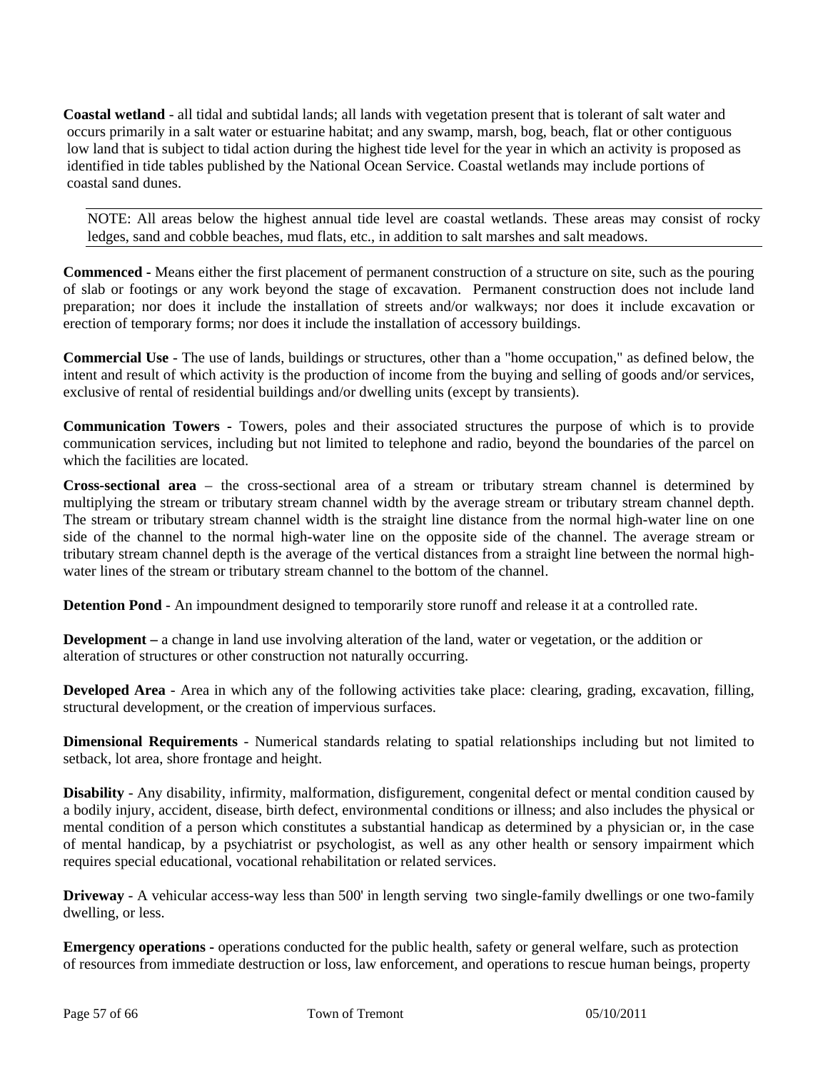**Coastal wetland** - all tidal and subtidal lands; all lands with vegetation present that is tolerant of salt water and occurs primarily in a salt water or estuarine habitat; and any swamp, marsh, bog, beach, flat or other contiguous low land that is subject to tidal action during the highest tide level for the year in which an activity is proposed as identified in tide tables published by the National Ocean Service. Coastal wetlands may include portions of coastal sand dunes.

> NOTE: All areas below the highest annual tide level are coastal wetlands. These areas may consist of rocky ledges, sand and cobble beaches, mud flats, etc., in addition to salt marshes and salt meadows.

**Commenced** - Means either the first placement of permanent construction of a structure on site, such as the pouring of slab or footings or any work beyond the stage of excavation. Permanent construction does not include land preparation; nor does it include the installation of streets and/or walkways; nor does it include excavation or erection of temporary forms; nor does it include the installation of accessory buildings.

**Commercial Use** - The use of lands, buildings or structures, other than a "home occupation," as defined below, the intent and result of which activity is the production of income from the buying and selling of goods and/or services, exclusive of rental of residential buildings and/or dwelling units (except by transients).

**Communication Towers -** Towers, poles and their associated structures the purpose of which is to provide communication services, including but not limited to telephone and radio, beyond the boundaries of the parcel on which the facilities are located.

**Cross-sectional area** – the cross-sectional area of a stream or tributary stream channel is determined by multiplying the stream or tributary stream channel width by the average stream or tributary stream channel depth. The stream or tributary stream channel width is the straight line distance from the normal high-water line on one side of the channel to the normal high-water line on the opposite side of the channel. The average stream or tributary stream channel depth is the average of the vertical distances from a straight line between the normal high-water lines of the stream or tributary stream channel to the bottom of the channel.

**Detention Pond** - An impoundment designed to temporarily store runoff and release it at a controlled rate.

**Development –** a change in land use involving alteration of the land, water or vegetation, or the addition or alteration of structures or other construction not naturally occurring.

**Developed Area** - Area in which any of the following activities take place: clearing, grading, excavation, filling, structural development, or the creation of impervious surfaces.

**Dimensional Requirements** - Numerical standards relating to spatial relationships including but not limited to setback, lot area, shore frontage and height.

**Disability** - Any disability, infirmity, malformation, disfigurement, congenital defect or mental condition caused by a bodily injury, accident, disease, birth defect, environmental conditions or illness; and also includes the physical or mental condition of a person which constitutes a substantial handicap as determined by a physician or, in the case of mental handicap, by a psychiatrist or psychologist, as well as any other health or sensory impairment which requires special educational, vocational rehabilitation or related services.

**Driveway** - A vehicular access-way less than 500' in length serving two single-family dwellings or one two-family dwelling, or less.

**Emergency operations -** operations conducted for the public health, safety or general welfare, such as protection of resources from immediate destruction or loss, law enforcement, and operations to rescue human beings, property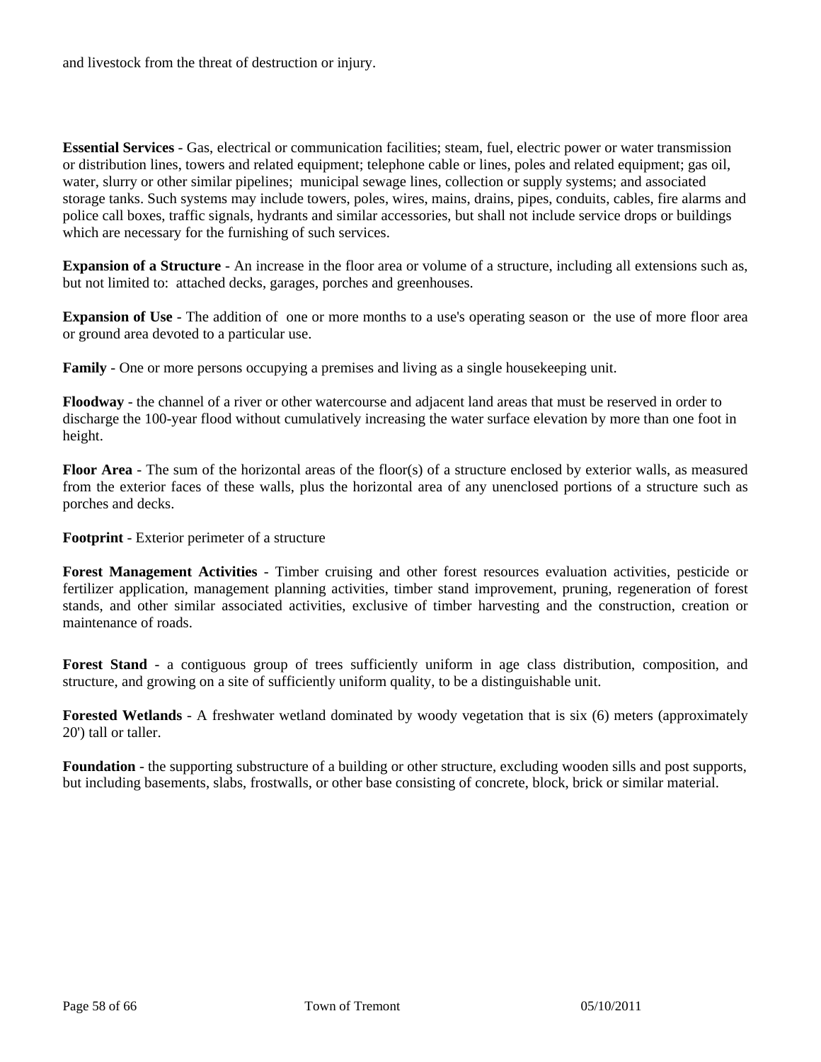and livestock from the threat of destruction or injury.

**Essential Services** - Gas, electrical or communication facilities; steam, fuel, electric power or water transmission or distribution lines, towers and related equipment; telephone cable or lines, poles and related equipment; gas oil, water, slurry or other similar pipelines; municipal sewage lines, collection or supply systems; and associated storage tanks. Such systems may include towers, poles, wires, mains, drains, pipes, conduits, cables, fire alarms and police call boxes, traffic signals, hydrants and similar accessories, but shall not include service drops or buildings which are necessary for the furnishing of such services.

**Expansion of a Structure** - An increase in the floor area or volume of a structure, including all extensions such as, but not limited to: attached decks, garages, porches and greenhouses.

**Expansion of Use** - The addition of one or more months to a use's operating season or the use of more floor area or ground area devoted to a particular use.

**Family** - One or more persons occupying a premises and living as a single housekeeping unit.

**Floodway** - the channel of a river or other watercourse and adjacent land areas that must be reserved in order to discharge the 100-year flood without cumulatively increasing the water surface elevation by more than one foot in height.

**Floor Area** - The sum of the horizontal areas of the floor(s) of a structure enclosed by exterior walls, as measured from the exterior faces of these walls, plus the horizontal area of any unenclosed portions of a structure such as porches and decks.

**Footprint** - Exterior perimeter of a structure

**Forest Management Activities** - Timber cruising and other forest resources evaluation activities, pesticide or fertilizer application, management planning activities, timber stand improvement, pruning, regeneration of forest stands, and other similar associated activities, exclusive of timber harvesting and the construction, creation or maintenance of roads.

**Forest Stand** - a contiguous group of trees sufficiently uniform in age class distribution, composition, and structure, and growing on a site of sufficiently uniform quality, to be a distinguishable unit.

**Forested Wetlands** - A freshwater wetland dominated by woody vegetation that is six (6) meters (approximately 20') tall or taller.

**Foundation** - the supporting substructure of a building or other structure, excluding wooden sills and post supports, but including basements, slabs, frostwalls, or other base consisting of concrete, block, brick or similar material.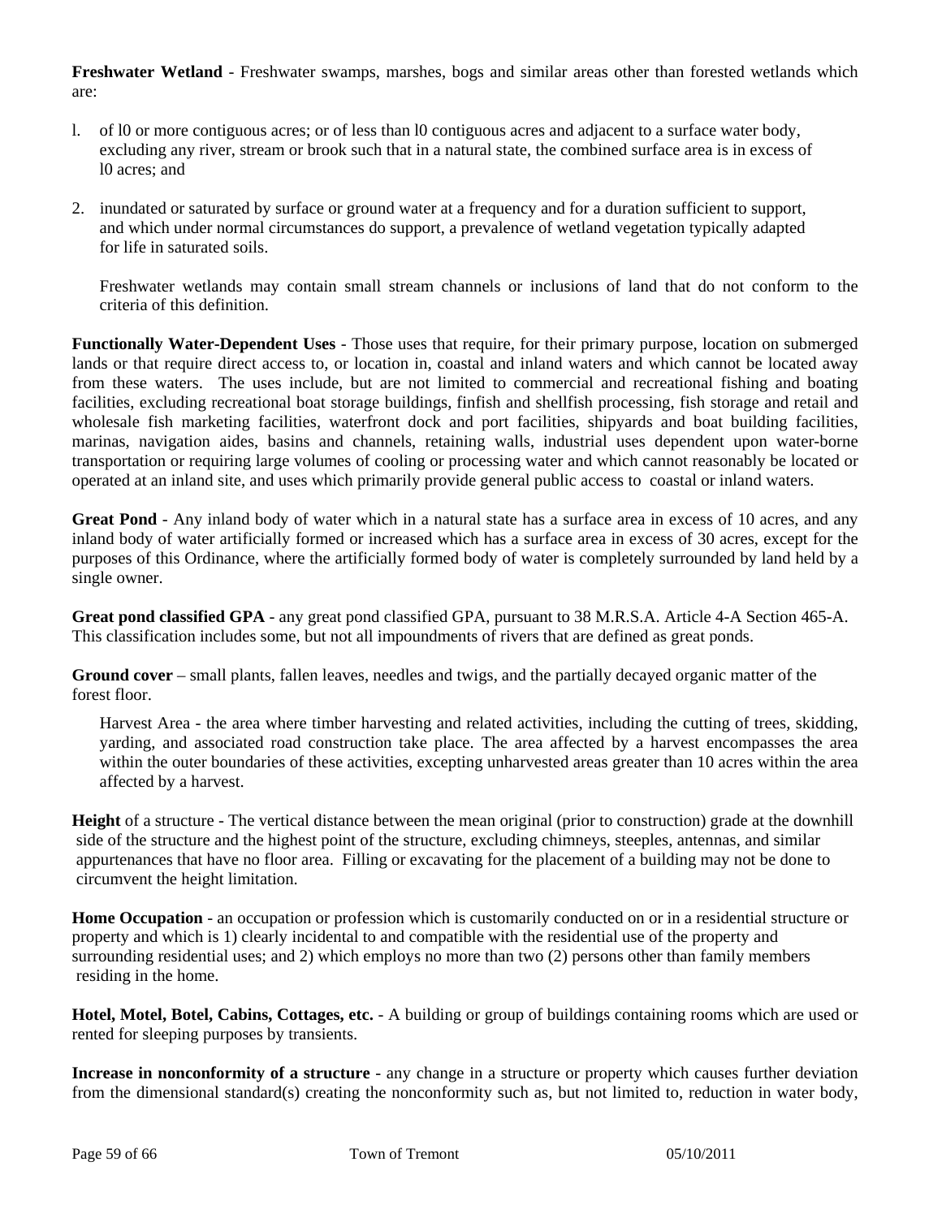**Freshwater Wetland** - Freshwater swamps, marshes, bogs and similar areas other than forested wetlands which are:

1. of l0 or more contiguous acres; or of less than l0 contiguous acres and adjacent to a surface water body, excluding any river, stream or brook such that in a natural state, the combined surface area is in excess of l0 acres; and

2. inundated or saturated by surface or ground water at a frequency and for a duration sufficient to support, and which under normal circumstances do support, a prevalence of wetland vegetation typically adapted for life in saturated soils.

   Freshwater wetlands may contain small stream channels or inclusions of land that do not conform to the criteria of this definition.

**Functionally Water-Dependent Uses** - Those uses that require, for their primary purpose, location on submerged lands or that require direct access to, or location in, coastal and inland waters and which cannot be located away from these waters. The uses include, but are not limited to commercial and recreational fishing and boating facilities, excluding recreational boat storage buildings, finfish and shellfish processing, fish storage and retail and wholesale fish marketing facilities, waterfront dock and port facilities, shipyards and boat building facilities, marinas, navigation aides, basins and channels, retaining walls, industrial uses dependent upon water-borne transportation or requiring large volumes of cooling or processing water and which cannot reasonably be located or operated at an inland site, and uses which primarily provide general public access to coastal or inland waters.

**Great Pond** - Any inland body of water which in a natural state has a surface area in excess of 10 acres, and any inland body of water artificially formed or increased which has a surface area in excess of 30 acres, except for the purposes of this Ordinance, where the artificially formed body of water is completely surrounded by land held by a single owner.

**Great pond classified GPA** - any great pond classified GPA, pursuant to 38 M.R.S.A. Article 4-A Section 465-A. This classification includes some, but not all impoundments of rivers that are defined as great ponds.

**Ground cover** – small plants, fallen leaves, needles and twigs, and the partially decayed organic matter of the forest floor.

Harvest Area - the area where timber harvesting and related activities, including the cutting of trees, skidding, yarding, and associated road construction take place. The area affected by a harvest encompasses the area within the outer boundaries of these activities, excepting unharvested areas greater than 10 acres within the area affected by a harvest.

**Height** of a structure - The vertical distance between the mean original (prior to construction) grade at the downhill side of the structure and the highest point of the structure, excluding chimneys, steeples, antennas, and similar appurtenances that have no floor area. Filling or excavating for the placement of a building may not be done to circumvent the height limitation.

**Home Occupation** - an occupation or profession which is customarily conducted on or in a residential structure or property and which is 1) clearly incidental to and compatible with the residential use of the property and surrounding residential uses; and 2) which employs no more than two (2) persons other than family members residing in the home.

**Hotel, Motel, Botel, Cabins, Cottages, etc.** - A building or group of buildings containing rooms which are used or rented for sleeping purposes by transients.

**Increase in nonconformity of a structure** - any change in a structure or property which causes further deviation from the dimensional standard(s) creating the nonconformity such as, but not limited to, reduction in water body,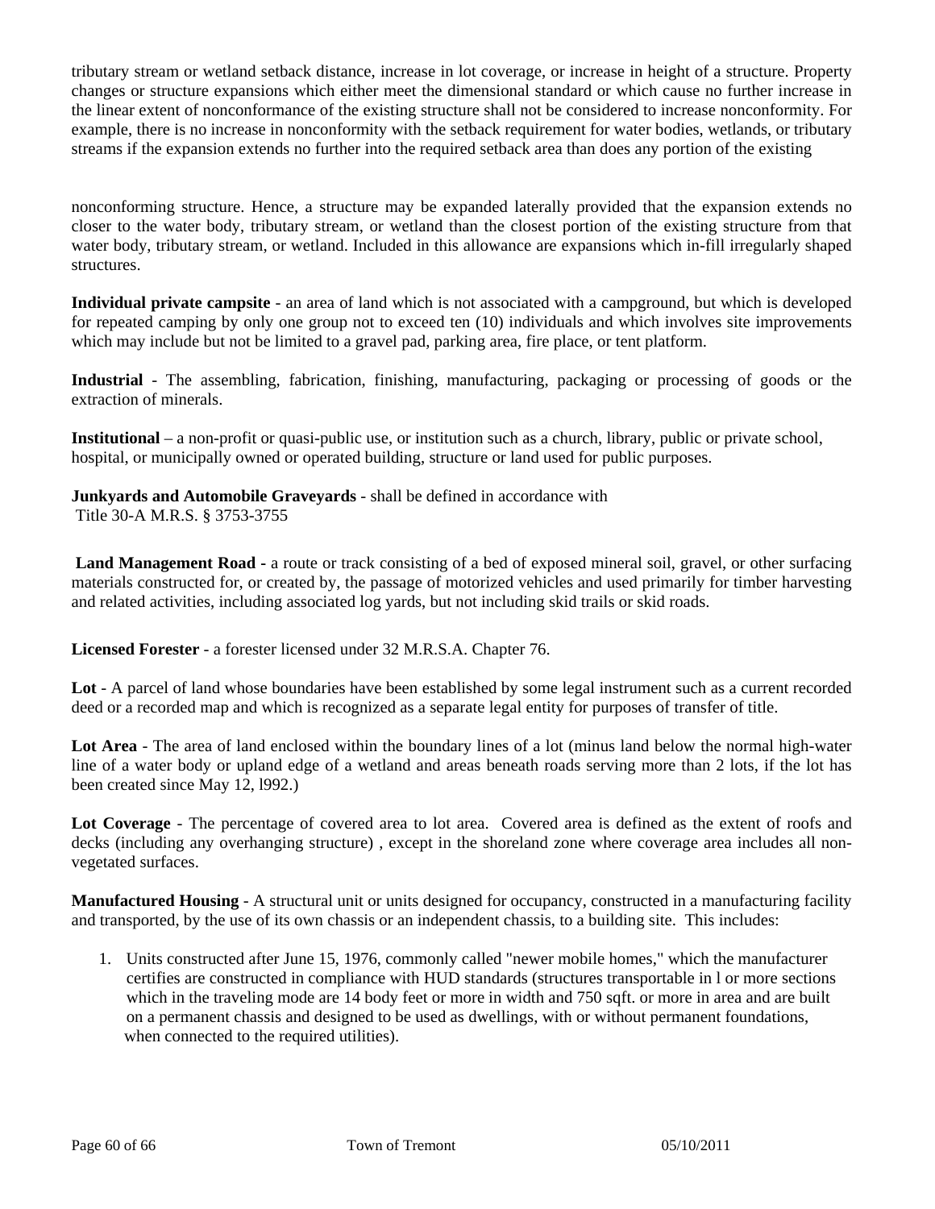tributary stream or wetland setback distance, increase in lot coverage, or increase in height of a structure. Property changes or structure expansions which either meet the dimensional standard or which cause no further increase in the linear extent of nonconformance of the existing structure shall not be considered to increase nonconformity. For example, there is no increase in nonconformity with the setback requirement for water bodies, wetlands, or tributary streams if the expansion extends no further into the required setback area than does any portion of the existing

nonconforming structure. Hence, a structure may be expanded laterally provided that the expansion extends no closer to the water body, tributary stream, or wetland than the closest portion of the existing structure from that water body, tributary stream, or wetland. Included in this allowance are expansions which in-fill irregularly shaped structures.

**Individual private campsite** - an area of land which is not associated with a campground, but which is developed for repeated camping by only one group not to exceed ten (10) individuals and which involves site improvements which may include but not be limited to a gravel pad, parking area, fire place, or tent platform.

**Industrial** - The assembling, fabrication, finishing, manufacturing, packaging or processing of goods or the extraction of minerals.

**Institutional** – a non-profit or quasi-public use, or institution such as a church, library, public or private school, hospital, or municipally owned or operated building, structure or land used for public purposes.

**Junkyards and Automobile Graveyards** - shall be defined in accordance with Title 30-A M.R.S. § 3753-3755

**Land Management Road -** a route or track consisting of a bed of exposed mineral soil, gravel, or other surfacing materials constructed for, or created by, the passage of motorized vehicles and used primarily for timber harvesting and related activities, including associated log yards, but not including skid trails or skid roads.

**Licensed Forester** - a forester licensed under 32 M.R.S.A. Chapter 76.

**Lot** - A parcel of land whose boundaries have been established by some legal instrument such as a current recorded deed or a recorded map and which is recognized as a separate legal entity for purposes of transfer of title.

**Lot Area** - The area of land enclosed within the boundary lines of a lot (minus land below the normal high-water line of a water body or upland edge of a wetland and areas beneath roads serving more than 2 lots, if the lot has been created since May 12, l992.)

**Lot Coverage** - The percentage of covered area to lot area. Covered area is defined as the extent of roofs and decks (including any overhanging structure) , except in the shoreland zone where coverage area includes all non-vegetated surfaces.

**Manufactured Housing** - A structural unit or units designed for occupancy, constructed in a manufacturing facility and transported, by the use of its own chassis or an independent chassis, to a building site. This includes:

1. Units constructed after June 15, 1976, commonly called "newer mobile homes," which the manufacturer certifies are constructed in compliance with HUD standards (structures transportable in l or more sections which in the traveling mode are 14 body feet or more in width and 750 sqft. or more in area and are built on a permanent chassis and designed to be used as dwellings, with or without permanent foundations, when connected to the required utilities).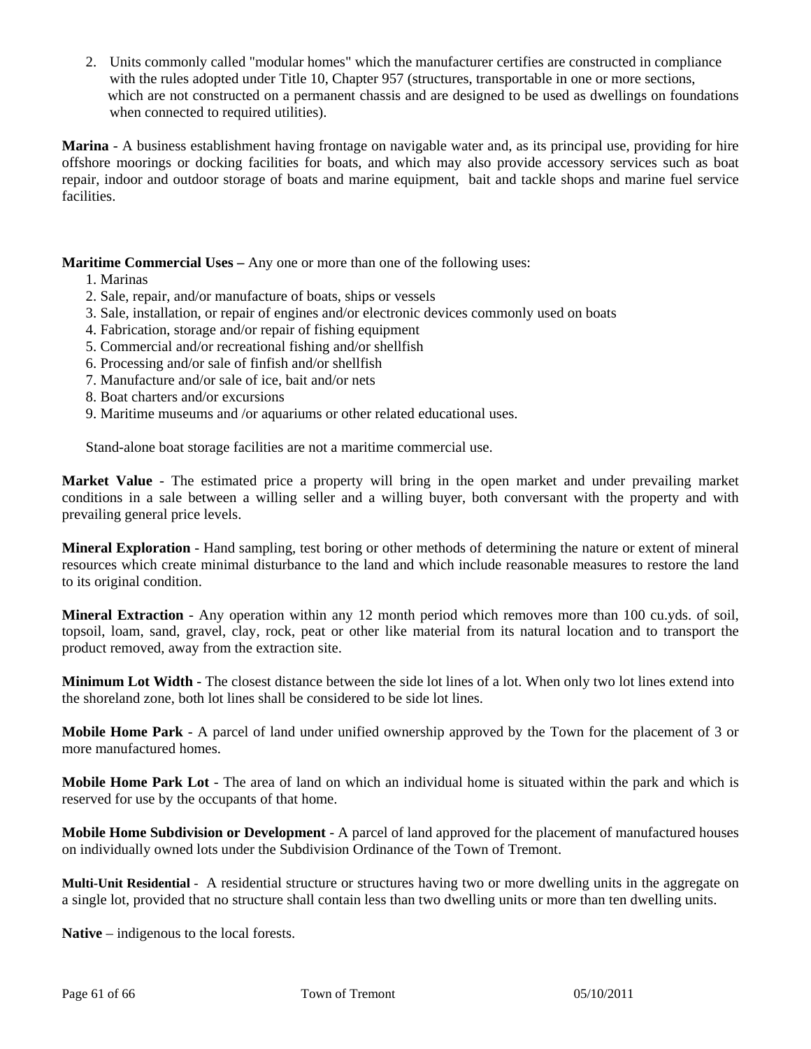2. Units commonly called "modular homes" which the manufacturer certifies are constructed in compliance with the rules adopted under Title 10, Chapter 957 (structures, transportable in one or more sections, which are not constructed on a permanent chassis and are designed to be used as dwellings on foundations when connected to required utilities).

**Marina** - A business establishment having frontage on navigable water and, as its principal use, providing for hire offshore moorings or docking facilities for boats, and which may also provide accessory services such as boat repair, indoor and outdoor storage of boats and marine equipment, bait and tackle shops and marine fuel service facilities.

**Maritime Commercial Uses –** Any one or more than one of the following uses:

1. Marinas
2. Sale, repair, and/or manufacture of boats, ships or vessels
3. Sale, installation, or repair of engines and/or electronic devices commonly used on boats
4. Fabrication, storage and/or repair of fishing equipment
5. Commercial and/or recreational fishing and/or shellfish
6. Processing and/or sale of finfish and/or shellfish
7. Manufacture and/or sale of ice, bait and/or nets
8. Boat charters and/or excursions
9. Maritime museums and /or aquariums or other related educational uses.

Stand-alone boat storage facilities are not a maritime commercial use.

**Market Value** - The estimated price a property will bring in the open market and under prevailing market conditions in a sale between a willing seller and a willing buyer, both conversant with the property and with prevailing general price levels.

**Mineral Exploration** - Hand sampling, test boring or other methods of determining the nature or extent of mineral resources which create minimal disturbance to the land and which include reasonable measures to restore the land to its original condition.

**Mineral Extraction** - Any operation within any 12 month period which removes more than 100 cu.yds. of soil, topsoil, loam, sand, gravel, clay, rock, peat or other like material from its natural location and to transport the product removed, away from the extraction site.

**Minimum Lot Width** - The closest distance between the side lot lines of a lot. When only two lot lines extend into the shoreland zone, both lot lines shall be considered to be side lot lines.

**Mobile Home Park** - A parcel of land under unified ownership approved by the Town for the placement of 3 or more manufactured homes.

**Mobile Home Park Lot** - The area of land on which an individual home is situated within the park and which is reserved for use by the occupants of that home.

**Mobile Home Subdivision or Development** - A parcel of land approved for the placement of manufactured houses on individually owned lots under the Subdivision Ordinance of the Town of Tremont.

**Multi-Unit Residential** - A residential structure or structures having two or more dwelling units in the aggregate on a single lot, provided that no structure shall contain less than two dwelling units or more than ten dwelling units.

**Native** – indigenous to the local forests.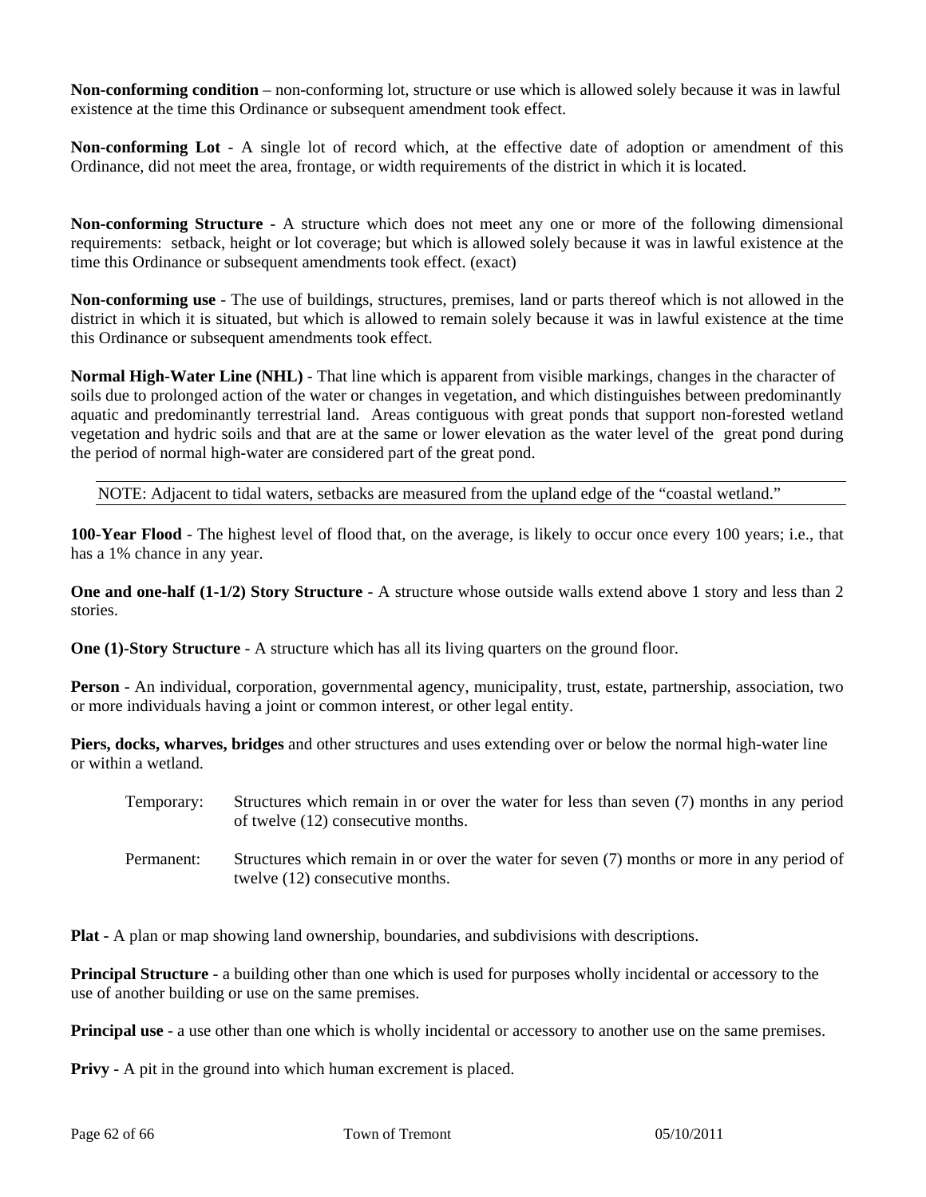**Non-conforming condition** – non-conforming lot, structure or use which is allowed solely because it was in lawful existence at the time this Ordinance or subsequent amendment took effect.

**Non-conforming Lot** - A single lot of record which, at the effective date of adoption or amendment of this Ordinance, did not meet the area, frontage, or width requirements of the district in which it is located.

**Non-conforming Structure** - A structure which does not meet any one or more of the following dimensional requirements: setback, height or lot coverage; but which is allowed solely because it was in lawful existence at the time this Ordinance or subsequent amendments took effect. (exact)

**Non-conforming use** - The use of buildings, structures, premises, land or parts thereof which is not allowed in the district in which it is situated, but which is allowed to remain solely because it was in lawful existence at the time this Ordinance or subsequent amendments took effect.

**Normal High-Water Line (NHL)** - That line which is apparent from visible markings, changes in the character of soils due to prolonged action of the water or changes in vegetation, and which distinguishes between predominantly aquatic and predominantly terrestrial land. Areas contiguous with great ponds that support non-forested wetland vegetation and hydric soils and that are at the same or lower elevation as the water level of the great pond during the period of normal high-water are considered part of the great pond.

NOTE: Adjacent to tidal waters, setbacks are measured from the upland edge of the "coastal wetland."

**100-Year Flood** - The highest level of flood that, on the average, is likely to occur once every 100 years; i.e., that has a 1% chance in any year.

**One and one-half (1-1/2) Story Structure** - A structure whose outside walls extend above 1 story and less than 2 stories.

**One (1)-Story Structure** - A structure which has all its living quarters on the ground floor.

**Person** - An individual, corporation, governmental agency, municipality, trust, estate, partnership, association, two or more individuals having a joint or common interest, or other legal entity.

**Piers, docks, wharves, bridges** and other structures and uses extending over or below the normal high-water line or within a wetland.

Temporary: Structures which remain in or over the water for less than seven (7) months in any period of twelve (12) consecutive months.

Permanent: Structures which remain in or over the water for seven (7) months or more in any period of twelve (12) consecutive months.

**Plat -** A plan or map showing land ownership, boundaries, and subdivisions with descriptions.

**Principal Structure** - a building other than one which is used for purposes wholly incidental or accessory to the use of another building or use on the same premises.

**Principal use** - a use other than one which is wholly incidental or accessory to another use on the same premises.

**Privy** - A pit in the ground into which human excrement is placed.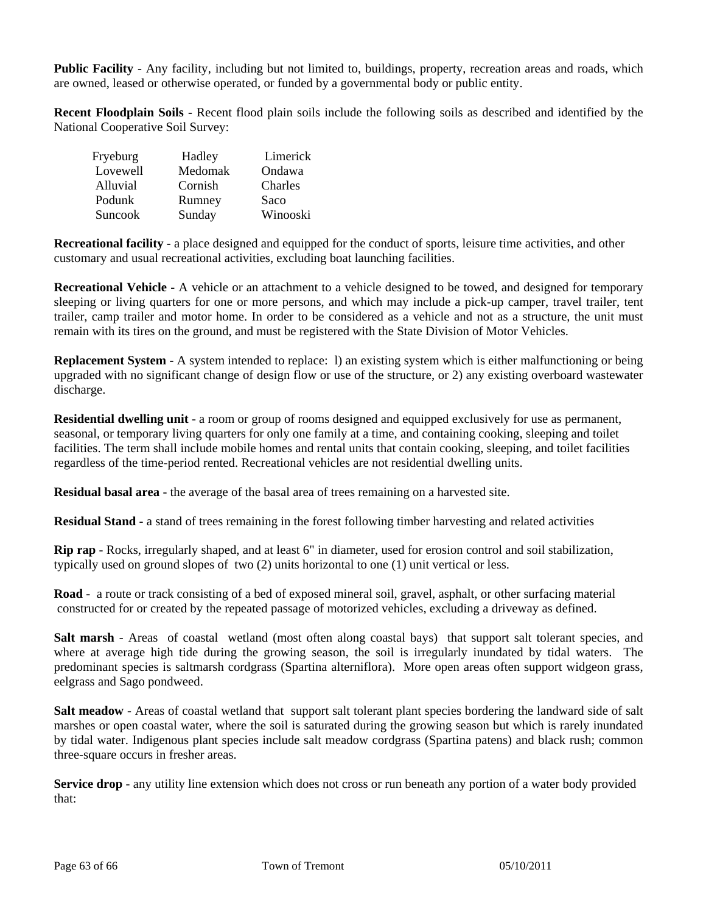**Public Facility** - Any facility, including but not limited to, buildings, property, recreation areas and roads, which are owned, leased or otherwise operated, or funded by a governmental body or public entity.

**Recent Floodplain Soils** - Recent flood plain soils include the following soils as described and identified by the National Cooperative Soil Survey:

| | | |
|---|---|---|
| Fryeburg | Hadley | Limerick |
| Lovewell | Medomak | Ondawa |
| Alluvial | Cornish | Charles |
| Podunk | Rumney | Saco |
| Suncook | Sunday | Winooski |

**Recreational facility** - a place designed and equipped for the conduct of sports, leisure time activities, and other customary and usual recreational activities, excluding boat launching facilities.

**Recreational Vehicle** - A vehicle or an attachment to a vehicle designed to be towed, and designed for temporary sleeping or living quarters for one or more persons, and which may include a pick-up camper, travel trailer, tent trailer, camp trailer and motor home. In order to be considered as a vehicle and not as a structure, the unit must remain with its tires on the ground, and must be registered with the State Division of Motor Vehicles.

**Replacement System** - A system intended to replace: l) an existing system which is either malfunctioning or being upgraded with no significant change of design flow or use of the structure, or 2) any existing overboard wastewater discharge.

**Residential dwelling unit** - a room or group of rooms designed and equipped exclusively for use as permanent, seasonal, or temporary living quarters for only one family at a time, and containing cooking, sleeping and toilet facilities. The term shall include mobile homes and rental units that contain cooking, sleeping, and toilet facilities regardless of the time-period rented. Recreational vehicles are not residential dwelling units.

**Residual basal area** - the average of the basal area of trees remaining on a harvested site.

**Residual Stand** - a stand of trees remaining in the forest following timber harvesting and related activities

**Rip rap** - Rocks, irregularly shaped, and at least 6" in diameter, used for erosion control and soil stabilization, typically used on ground slopes of two (2) units horizontal to one (1) unit vertical or less.

**Road** - a route or track consisting of a bed of exposed mineral soil, gravel, asphalt, or other surfacing material constructed for or created by the repeated passage of motorized vehicles, excluding a driveway as defined.

**Salt marsh** - Areas of coastal wetland (most often along coastal bays) that support salt tolerant species, and where at average high tide during the growing season, the soil is irregularly inundated by tidal waters. The predominant species is saltmarsh cordgrass (Spartina alterniflora). More open areas often support widgeon grass, eelgrass and Sago pondweed.

**Salt meadow** - Areas of coastal wetland that support salt tolerant plant species bordering the landward side of salt marshes or open coastal water, where the soil is saturated during the growing season but which is rarely inundated by tidal water. Indigenous plant species include salt meadow cordgrass (Spartina patens) and black rush; common three-square occurs in fresher areas.

**Service drop** - any utility line extension which does not cross or run beneath any portion of a water body provided that: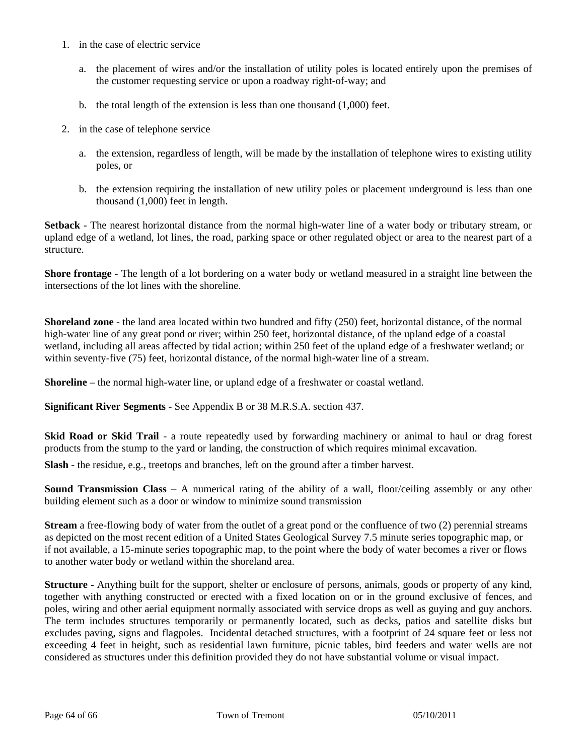1. in the case of electric service

    a. the placement of wires and/or the installation of utility poles is located entirely upon the premises of the customer requesting service or upon a roadway right-of-way; and

    b. the total length of the extension is less than one thousand (1,000) feet.

2. in the case of telephone service

    a. the extension, regardless of length, will be made by the installation of telephone wires to existing utility poles, or

    b. the extension requiring the installation of new utility poles or placement underground is less than one thousand (1,000) feet in length.

**Setback** - The nearest horizontal distance from the normal high-water line of a water body or tributary stream, or upland edge of a wetland, lot lines, the road, parking space or other regulated object or area to the nearest part of a structure.

**Shore frontage** - The length of a lot bordering on a water body or wetland measured in a straight line between the intersections of the lot lines with the shoreline.

**Shoreland zone** - the land area located within two hundred and fifty (250) feet, horizontal distance, of the normal high-water line of any great pond or river; within 250 feet, horizontal distance, of the upland edge of a coastal wetland, including all areas affected by tidal action; within 250 feet of the upland edge of a freshwater wetland; or within seventy-five (75) feet, horizontal distance, of the normal high-water line of a stream.

**Shoreline** – the normal high-water line, or upland edge of a freshwater or coastal wetland.

**Significant River Segments** - See Appendix B or 38 M.R.S.A. section 437.

**Skid Road or Skid Trail** - a route repeatedly used by forwarding machinery or animal to haul or drag forest products from the stump to the yard or landing, the construction of which requires minimal excavation.

**Slash** - the residue, e.g., treetops and branches, left on the ground after a timber harvest.

**Sound Transmission Class –** A numerical rating of the ability of a wall, floor/ceiling assembly or any other building element such as a door or window to minimize sound transmission

**Stream** a free-flowing body of water from the outlet of a great pond or the confluence of two (2) perennial streams as depicted on the most recent edition of a United States Geological Survey 7.5 minute series topographic map, or if not available, a 15-minute series topographic map, to the point where the body of water becomes a river or flows to another water body or wetland within the shoreland area.

**Structure** - Anything built for the support, shelter or enclosure of persons, animals, goods or property of any kind, together with anything constructed or erected with a fixed location on or in the ground exclusive of fences, and poles, wiring and other aerial equipment normally associated with service drops as well as guying and guy anchors. The term includes structures temporarily or permanently located, such as decks, patios and satellite disks but excludes paving, signs and flagpoles. Incidental detached structures, with a footprint of 24 square feet or less not exceeding 4 feet in height, such as residential lawn furniture, picnic tables, bird feeders and water wells are not considered as structures under this definition provided they do not have substantial volume or visual impact.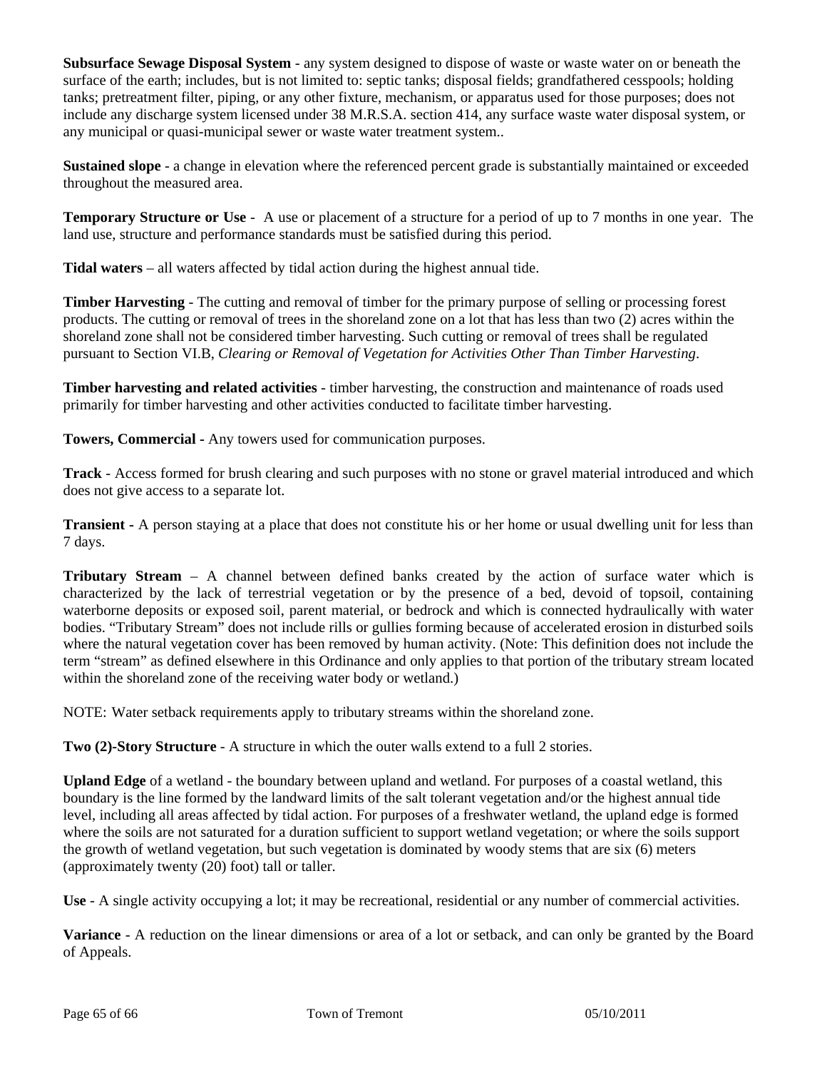**Subsurface Sewage Disposal System** - any system designed to dispose of waste or waste water on or beneath the surface of the earth; includes, but is not limited to: septic tanks; disposal fields; grandfathered cesspools; holding tanks; pretreatment filter, piping, or any other fixture, mechanism, or apparatus used for those purposes; does not include any discharge system licensed under 38 M.R.S.A. section 414, any surface waste water disposal system, or any municipal or quasi-municipal sewer or waste water treatment system..

**Sustained slope** - a change in elevation where the referenced percent grade is substantially maintained or exceeded throughout the measured area.

**Temporary Structure or Use** - A use or placement of a structure for a period of up to 7 months in one year. The land use, structure and performance standards must be satisfied during this period.

**Tidal waters** – all waters affected by tidal action during the highest annual tide.

**Timber Harvesting** - The cutting and removal of timber for the primary purpose of selling or processing forest products. The cutting or removal of trees in the shoreland zone on a lot that has less than two (2) acres within the shoreland zone shall not be considered timber harvesting. Such cutting or removal of trees shall be regulated pursuant to Section VI.B, *Clearing or Removal of Vegetation for Activities Other Than Timber Harvesting*.

**Timber harvesting and related activities** - timber harvesting, the construction and maintenance of roads used primarily for timber harvesting and other activities conducted to facilitate timber harvesting.

**Towers, Commercial -** Any towers used for communication purposes.

**Track** - Access formed for brush clearing and such purposes with no stone or gravel material introduced and which does not give access to a separate lot.

**Transient -** A person staying at a place that does not constitute his or her home or usual dwelling unit for less than 7 days.

**Tributary Stream** – A channel between defined banks created by the action of surface water which is characterized by the lack of terrestrial vegetation or by the presence of a bed, devoid of topsoil, containing waterborne deposits or exposed soil, parent material, or bedrock and which is connected hydraulically with water bodies. "Tributary Stream" does not include rills or gullies forming because of accelerated erosion in disturbed soils where the natural vegetation cover has been removed by human activity. (Note: This definition does not include the term "stream" as defined elsewhere in this Ordinance and only applies to that portion of the tributary stream located within the shoreland zone of the receiving water body or wetland.)

NOTE: Water setback requirements apply to tributary streams within the shoreland zone.

**Two (2)-Story Structure** - A structure in which the outer walls extend to a full 2 stories.

**Upland Edge** of a wetland - the boundary between upland and wetland. For purposes of a coastal wetland, this boundary is the line formed by the landward limits of the salt tolerant vegetation and/or the highest annual tide level, including all areas affected by tidal action. For purposes of a freshwater wetland, the upland edge is formed where the soils are not saturated for a duration sufficient to support wetland vegetation; or where the soils support the growth of wetland vegetation, but such vegetation is dominated by woody stems that are six (6) meters (approximately twenty (20) foot) tall or taller.

**Use** - A single activity occupying a lot; it may be recreational, residential or any number of commercial activities.

**Variance** - A reduction on the linear dimensions or area of a lot or setback, and can only be granted by the Board of Appeals.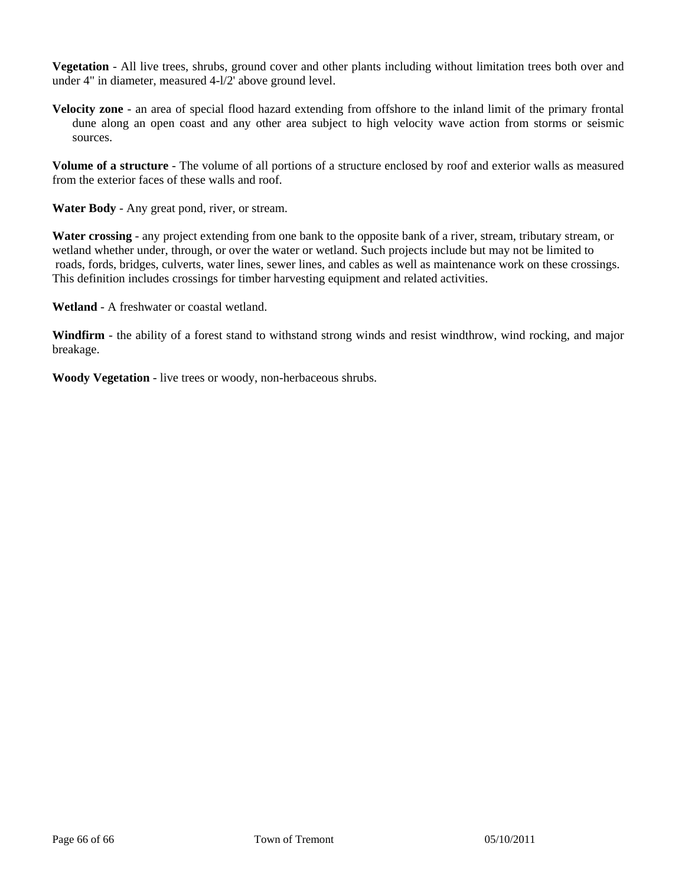**Vegetation** - All live trees, shrubs, ground cover and other plants including without limitation trees both over and under 4" in diameter, measured 4-l/2' above ground level.

**Velocity zone** - an area of special flood hazard extending from offshore to the inland limit of the primary frontal dune along an open coast and any other area subject to high velocity wave action from storms or seismic sources.

**Volume of a structure** - The volume of all portions of a structure enclosed by roof and exterior walls as measured from the exterior faces of these walls and roof.

**Water Body** - Any great pond, river, or stream.

**Water crossing** - any project extending from one bank to the opposite bank of a river, stream, tributary stream, or wetland whether under, through, or over the water or wetland. Such projects include but may not be limited to roads, fords, bridges, culverts, water lines, sewer lines, and cables as well as maintenance work on these crossings. This definition includes crossings for timber harvesting equipment and related activities.

**Wetland** - A freshwater or coastal wetland.

**Windfirm** - the ability of a forest stand to withstand strong winds and resist windthrow, wind rocking, and major breakage.

**Woody Vegetation** - live trees or woody, non-herbaceous shrubs.